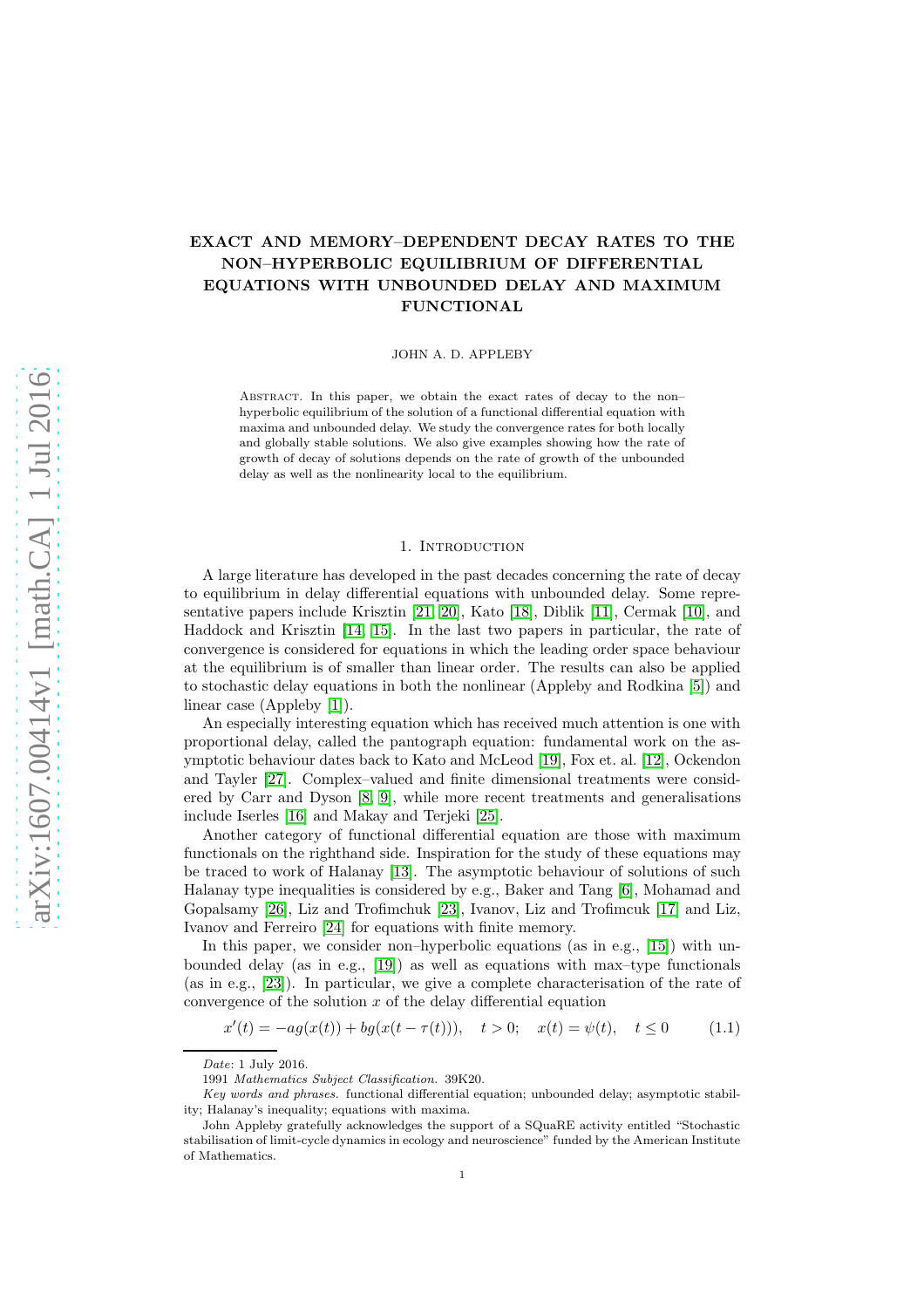# EXACT AND MEMORY–DEPENDENT DECAY RATES TO THE NON–HYPERBOLIC EQUILIBRIUM OF DIFFERENTIAL EQUATIONS WITH UNBOUNDED DELAY AND MAXIMUM FUNCTIONAL

JOHN A. D. APPLEBY

Abstract. In this paper, we obtain the exact rates of decay to the non–hyperbolic equilibrium of the solution of a functional differential equation with maxima and unbounded delay. We study the convergence rates for both locally and globally stable solutions. We also give examples showing how the rate of growth of decay of solutions depends on the rate of growth of the unbounded delay as well as the nonlinearity local to the equilibrium.

## 1. Introduction

A large literature has developed in the past decades concerning the rate of decay to equilibrium in delay differential equations with unbounded delay. Some representative papers include Krisztin [21, 20], Kato [18], Diblik [11], Cermak [10], and Haddock and Krisztin [14, 15]. In the last two papers in particular, the rate of convergence is considered for equations in which the leading order space behaviour at the equilibrium is of smaller than linear order. The results can also be applied to stochastic delay equations in both the nonlinear (Appleby and Rodkina [5]) and linear case (Appleby [1]).

An especially interesting equation which has received much attention is one with proportional delay, called the pantograph equation: fundamental work on the asymptotic behaviour dates back to Kato and McLeod [19], Fox et. al. [12], Ockendon and Tayler [27]. Complex–valued and finite dimensional treatments were considered by Carr and Dyson [8, 9], while more recent treatments and generalisations include Iserles [16] and Makay and Terjeki [25].

Another category of functional differential equation are those with maximum functionals on the righthand side. Inspiration for the study of these equations may be traced to work of Halanay [13]. The asymptotic behaviour of solutions of such Halanay type inequalities is considered by e.g., Baker and Tang [6], Mohamad and Gopalsamy [26], Liz and Trofimchuk [23], Ivanov, Liz and Trofimcuk [17] and Liz, Ivanov and Ferreiro [24] for equations with finite memory.

In this paper, we consider non–hyperbolic equations (as in e.g., [15]) with unbounded delay (as in e.g., [19]) as well as equations with max–type functionals (as in e.g., [23]). In particular, we give a complete characterisation of the rate of convergence of the solution $x$ of the delay differential equation

$$x'(t) = -ag(x(t)) + bg(x(t-\tau(t))), \quad t > 0; \quad x(t) = \psi(t), \quad t \le 0 \tag{1.1}$$

*Date*: 1 July 2016.

1991 *Mathematics Subject Classification.* 39K20.

*Key words and phrases.* functional differential equation; unbounded delay; asymptotic stability; Halanay's inequality; equations with maxima.

John Appleby gratefully acknowledges the support of a SQuaRE activity entitled "Stochastic stabilisation of limit-cycle dynamics in ecology and neuroscience" funded by the American Institute of Mathematics.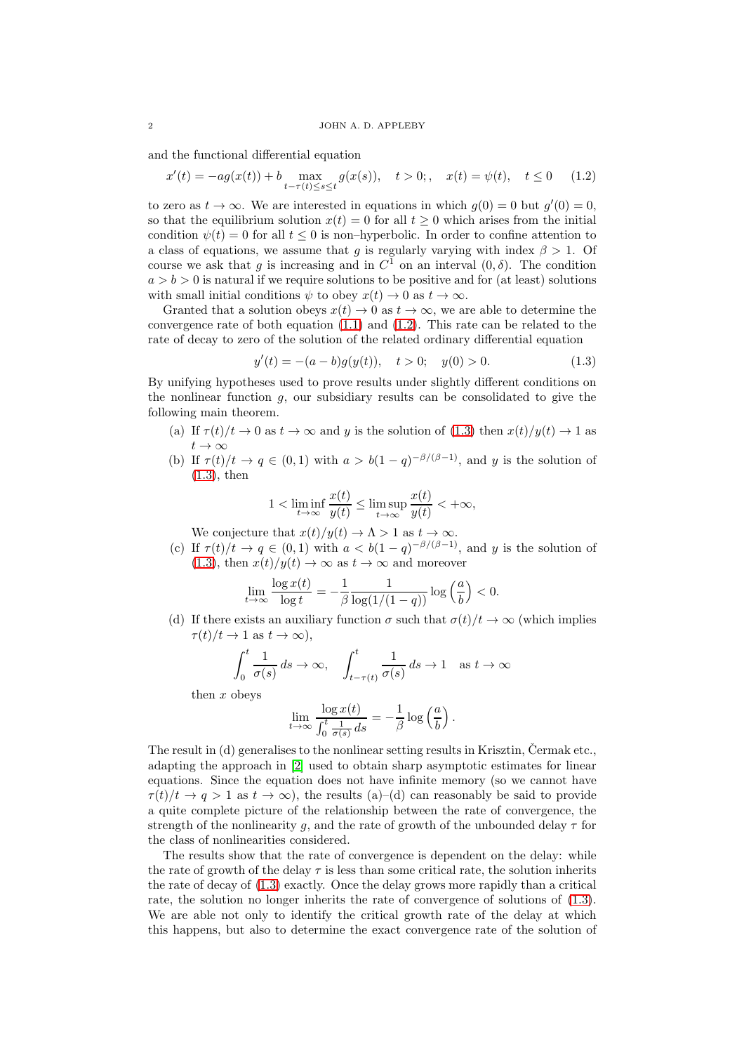and the functional differential equation

$$x'(t) = -ag(x(t)) + b \max_{t-\tau(t)\leq s\leq t} g(x(s)), \quad t>0; , \quad x(t)=\psi(t), \quad t\leq 0 \tag{1.2}$$

to zero as $t\to\infty$. We are interested in equations in which $g(0)=0$ but $g'(0)=0$, so that the equilibrium solution $x(t)=0$ for all $t\geq 0$ which arises from the initial condition $\psi(t)=0$ for all $t\leq 0$ is non–hyperbolic. In order to confine attention to a class of equations, we assume that $g$ is regularly varying with index $\beta>1$. Of course we ask that $g$ is increasing and in $C^1$ on an interval $(0,\delta)$. The condition $a>b>0$ is natural if we require solutions to be positive and for (at least) solutions with small initial conditions $\psi$ to obey $x(t)\to 0$ as $t\to\infty$.

Granted that a solution obeys $x(t)\to 0$ as $t\to\infty$, we are able to determine the convergence rate of both equation (1.1) and (1.2). This rate can be related to the rate of decay to zero of the solution of the related ordinary differential equation

$$y'(t) = -(a-b)g(y(t)), \quad t>0; \quad y(0)>0. \tag{1.3}$$

By unifying hypotheses used to prove results under slightly different conditions on the nonlinear function $g$, our subsidiary results can be consolidated to give the following main theorem.

(a) If $\tau(t)/t\to 0$ as $t\to\infty$ and $y$ is the solution of (1.3) then $x(t)/y(t)\to 1$ as $t\to\infty$

(b) If $\tau(t)/t\to q\in(0,1)$ with $a>b(1-q)^{-\beta/(\beta-1)}$, and $y$ is the solution of (1.3), then

$$1<\liminf_{t\to\infty}\frac{x(t)}{y(t)}\leq \limsup_{t\to\infty}\frac{x(t)}{y(t)}<+\infty,$$

We conjecture that $x(t)/y(t)\to\Lambda>1$ as $t\to\infty$.

(c) If $\tau(t)/t\to q\in(0,1)$ with $a<b(1-q)^{-\beta/(\beta-1)}$, and $y$ is the solution of (1.3), then $x(t)/y(t)\to\infty$ as $t\to\infty$ and moreover

$$\lim_{t\to\infty}\frac{\log x(t)}{\log t} = -\frac{1}{\beta}\frac{1}{\log(1/(1-q))}\log\left(\frac{a}{b}\right)<0.$$

(d) If there exists an auxiliary function $\sigma$ such that $\sigma(t)/t\to\infty$ (which implies $\tau(t)/t\to 1$ as $t\to\infty$),

$$\int_0^t \frac{1}{\sigma(s)}\,ds\to\infty, \quad \int_{t-\tau(t)}^t \frac{1}{\sigma(s)}\,ds\to 1 \quad \text{as } t\to\infty$$

then $x$ obeys

$$\lim_{t\to\infty}\frac{\log x(t)}{\int_0^t\frac{1}{\sigma(s)}\,ds} = -\frac{1}{\beta}\log\left(\frac{a}{b}\right).$$

The result in (d) generalises to the nonlinear setting results in Krisztin, Čermak etc., adapting the approach in [2] used to obtain sharp asymptotic estimates for linear equations. Since the equation does not have infinite memory (so we cannot have $\tau(t)/t\to q>1$ as $t\to\infty$), the results (a)–(d) can reasonably be said to provide a quite complete picture of the relationship between the rate of convergence, the strength of the nonlinearity $g$, and the rate of growth of the unbounded delay $\tau$ for the class of nonlinearities considered.

The results show that the rate of convergence is dependent on the delay: while the rate of growth of the delay $\tau$ is less than some critical rate, the solution inherits the rate of decay of (1.3) exactly. Once the delay grows more rapidly than a critical rate, the solution no longer inherits the rate of convergence of solutions of (1.3). We are able not only to identify the critical growth rate of the delay at which this happens, but also to determine the exact convergence rate of the solution of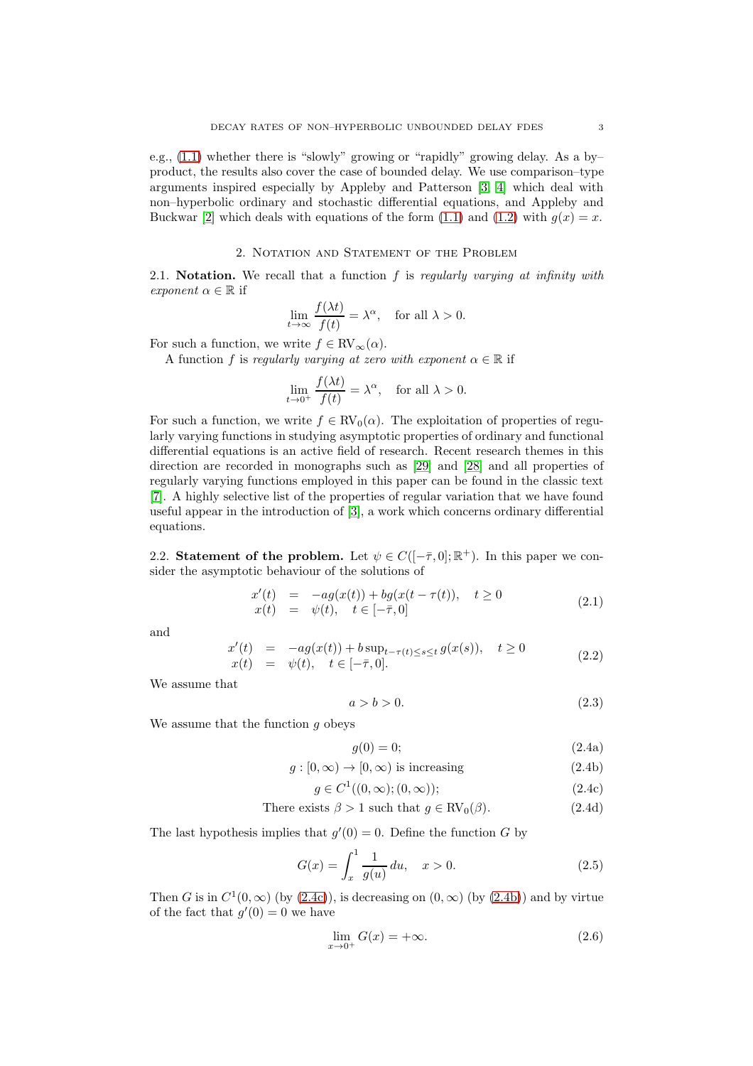e.g., (1.1) whether there is "slowly" growing or "rapidly" growing delay. As a by–product, the results also cover the case of bounded delay. We use comparison–type arguments inspired especially by Appleby and Patterson [3, 4] which deal with non–hyperbolic ordinary and stochastic differential equations, and Appleby and Buckwar [2] which deals with equations of the form (1.1) and (1.2) with $g(x) = x$.

## 2. Notation and Statement of the Problem

2.1. **Notation.** We recall that a function $f$ is *regularly varying at infinity with exponent* $\alpha \in \mathbb{R}$ if

$$\lim_{t\to\infty} \frac{f(\lambda t)}{f(t)} = \lambda^\alpha, \quad \text{for all } \lambda > 0.$$

For such a function, we write $f \in \mathrm{RV}_\infty(\alpha)$.

A function $f$ is *regularly varying at zero with exponent* $\alpha \in \mathbb{R}$ if

$$\lim_{t\to 0^+} \frac{f(\lambda t)}{f(t)} = \lambda^\alpha, \quad \text{for all } \lambda > 0.$$

For such a function, we write $f \in \mathrm{RV}_0(\alpha)$. The exploitation of properties of regularly varying functions in studying asymptotic properties of ordinary and functional differential equations is an active field of research. Recent research themes in this direction are recorded in monographs such as [29] and [28] and all properties of regularly varying functions employed in this paper can be found in the classic text [7]. A highly selective list of the properties of regular variation that we have found useful appear in the introduction of [3], a work which concerns ordinary differential equations.

2.2. **Statement of the problem.** Let $\psi \in C([-\bar{\tau}, 0]; \mathbb{R}^+)$. In this paper we consider the asymptotic behaviour of the solutions of

$$\begin{aligned} x'(t) &= -ag(x(t)) + bg(x(t-\tau(t))), \quad t \geq 0 \\ x(t) &= \psi(t), \quad t \in [-\bar{\tau}, 0] \end{aligned} \tag{2.1}$$

and

$$\begin{aligned} x'(t) &= -ag(x(t)) + b\sup_{t-\tau(t)\leq s\leq t} g(x(s)), \quad t \geq 0 \\ x(t) &= \psi(t), \quad t \in [-\bar{\tau}, 0]. \end{aligned} \tag{2.2}$$

We assume that

$$a > b > 0. \tag{2.3}$$

We assume that the function $g$ obeys

$$g(0) = 0; \tag{2.4a}$$

$$g : [0,\infty) \to [0,\infty) \text{ is increasing} \tag{2.4b}$$

$$g \in C^1((0,\infty);(0,\infty)); \tag{2.4c}$$

$$\text{There exists } \beta > 1 \text{ such that } g \in \mathrm{RV}_0(\beta). \tag{2.4d}$$

The last hypothesis implies that $g'(0) = 0$. Define the function $G$ by

$$G(x) = \int_x^1 \frac{1}{g(u)}\,du, \quad x > 0. \tag{2.5}$$

Then $G$ is in $C^1(0,\infty)$ (by (2.4c)), is decreasing on $(0,\infty)$ (by (2.4b)) and by virtue of the fact that $g'(0) = 0$ we have

$$\lim_{x\to 0^+} G(x) = +\infty. \tag{2.6}$$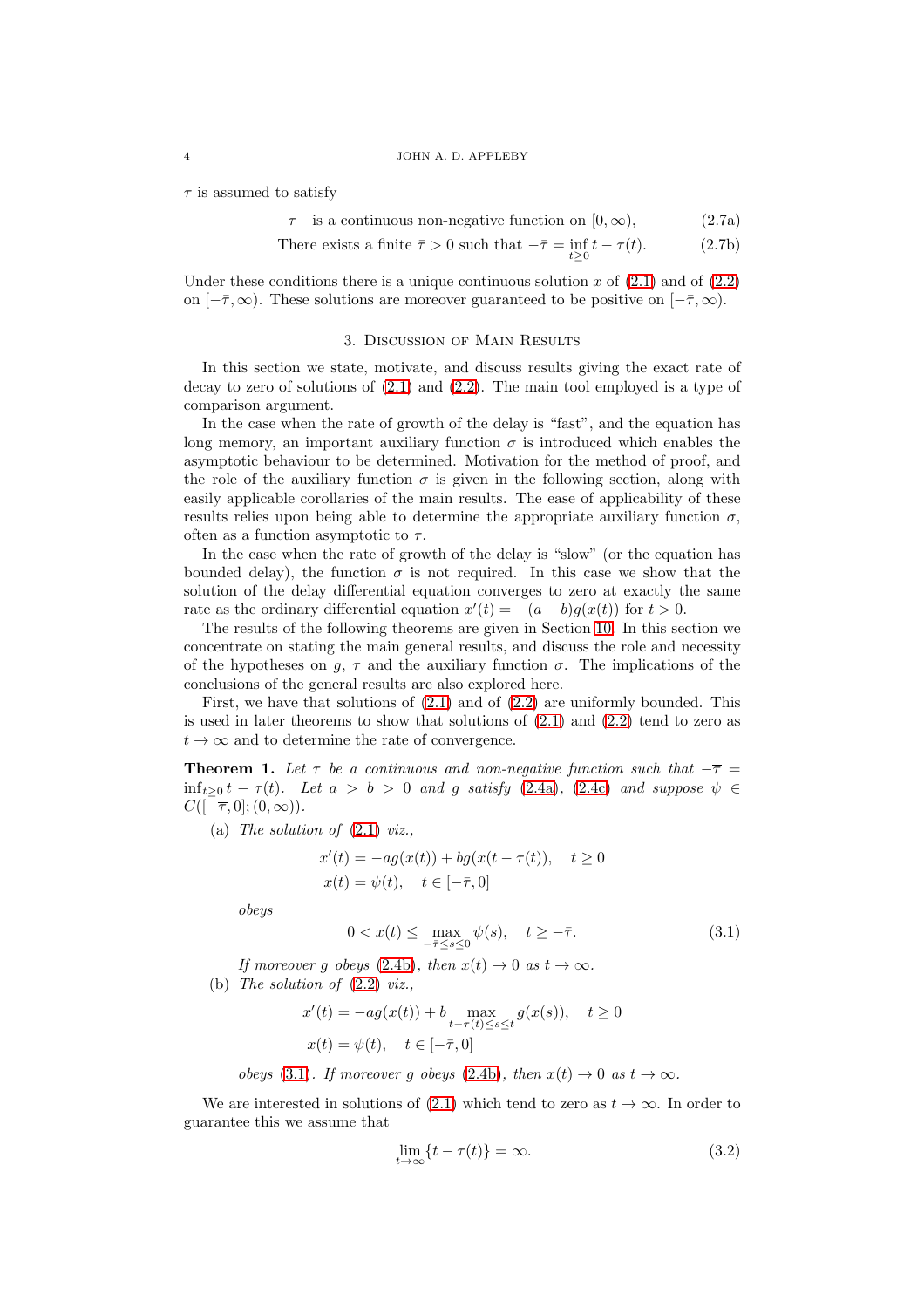$\tau$ is assumed to satisfy

$$\tau \quad \text{is a continuous non-negative function on } [0,\infty), \tag{2.7a}$$

$$\text{There exists a finite } \bar{\tau} > 0 \text{ such that } -\bar{\tau} = \inf_{t\geq 0} t - \tau(t). \tag{2.7b}$$

Under these conditions there is a unique continuous solution $x$ of (2.1) and of (2.2) on $[-\bar{\tau},\infty)$. These solutions are moreover guaranteed to be positive on $[-\bar{\tau},\infty)$.

## 3. Discussion of Main Results

In this section we state, motivate, and discuss results giving the exact rate of decay to zero of solutions of (2.1) and (2.2). The main tool employed is a type of comparison argument.

In the case when the rate of growth of the delay is "fast", and the equation has long memory, an important auxiliary function $\sigma$ is introduced which enables the asymptotic behaviour to be determined. Motivation for the method of proof, and the role of the auxiliary function $\sigma$ is given in the following section, along with easily applicable corollaries of the main results. The ease of applicability of these results relies upon being able to determine the appropriate auxiliary function $\sigma$, often as a function asymptotic to $\tau$.

In the case when the rate of growth of the delay is "slow" (or the equation has bounded delay), the function $\sigma$ is not required. In this case we show that the solution of the delay differential equation converges to zero at exactly the same rate as the ordinary differential equation $x'(t) = -(a-b)g(x(t))$ for $t > 0$.

The results of the following theorems are given in Section 10. In this section we concentrate on stating the main general results, and discuss the role and necessity of the hypotheses on $g$, $\tau$ and the auxiliary function $\sigma$. The implications of the conclusions of the general results are also explored here.

First, we have that solutions of (2.1) and of (2.2) are uniformly bounded. This is used in later theorems to show that solutions of (2.1) and (2.2) tend to zero as $t\to\infty$ and to determine the rate of convergence.

**Theorem 1.** *Let $\tau$ be a continuous and non-negative function such that $-\overline{\tau} = \inf_{t\geq 0} t - \tau(t)$. Let $a > b > 0$ and $g$ satisfy (2.4a), (2.4c) and suppose $\psi \in C([-\overline{\tau},0];(0,\infty))$.*

(a) *The solution of (2.1) viz.,*

$$x'(t) = -ag(x(t)) + bg(x(t-\tau(t))), \quad t \geq 0$$
$$x(t) = \psi(t), \quad t\in[-\bar{\tau},0]$$

*obeys*

$$0 < x(t) \leq \max_{-\bar{\tau}\leq s\leq 0} \psi(s), \quad t \geq -\bar{\tau}. \tag{3.1}$$

*If moreover $g$ obeys (2.4b), then $x(t)\to 0$ as $t\to\infty$.*

(b) *The solution of (2.2) viz.,*

$$x'(t) = -ag(x(t)) + b\max_{t-\tau(t)\leq s\leq t} g(x(s)), \quad t\geq 0$$
$$x(t) = \psi(t), \quad t\in[-\bar{\tau},0]$$

*obeys (3.1). If moreover $g$ obeys (2.4b), then $x(t)\to 0$ as $t\to\infty$.*

We are interested in solutions of (2.1) which tend to zero as $t\to\infty$. In order to guarantee this we assume that

$$\lim_{t\to\infty}\{t-\tau(t)\} = \infty. \tag{3.2}$$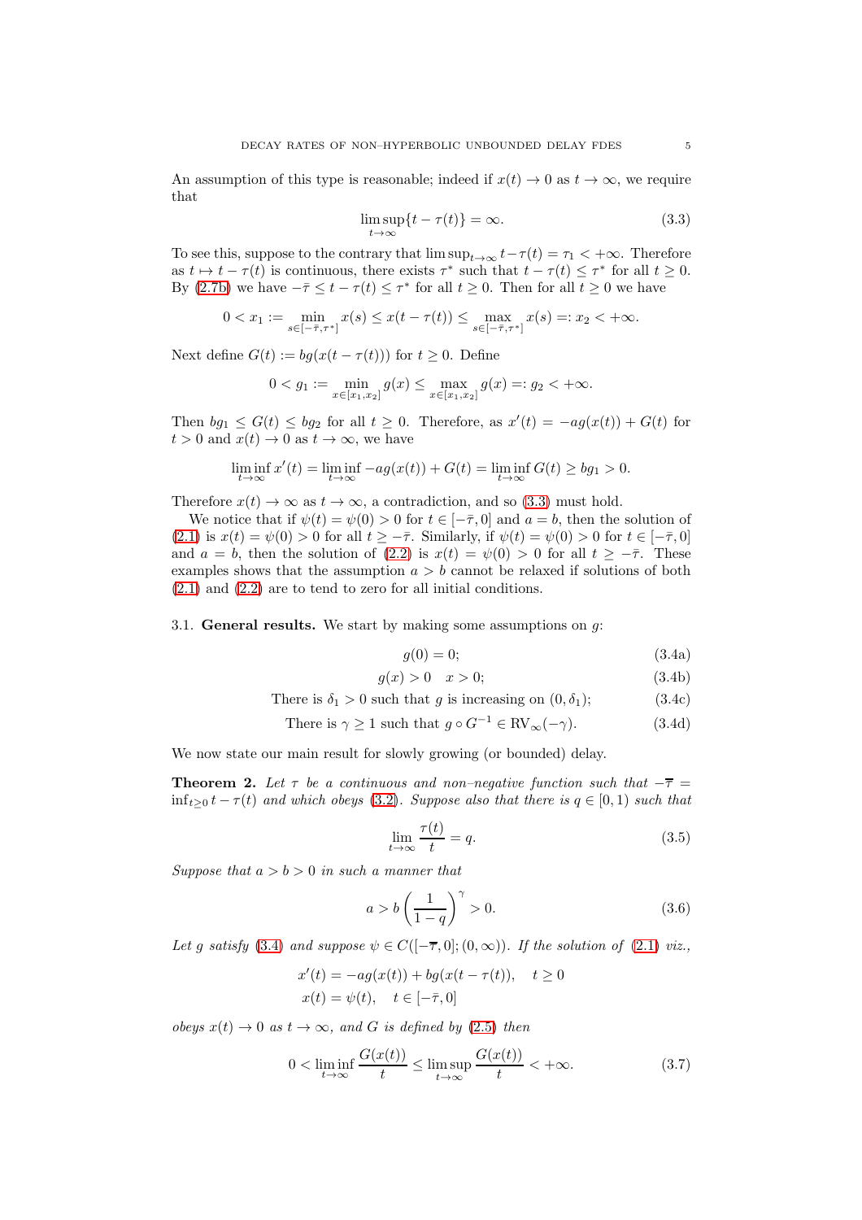An assumption of this type is reasonable; indeed if $x(t) \to 0$ as $t \to \infty$, we require that

$$\limsup_{t\to\infty}\{t - \tau(t)\} = \infty. \tag{3.3}$$

To see this, suppose to the contrary that $\limsup_{t\to\infty} t - \tau(t) = \tau_1 < +\infty$. Therefore as $t \mapsto t - \tau(t)$ is continuous, there exists $\tau^*$ such that $t - \tau(t) \le \tau^*$ for all $t \ge 0$. By (2.7b) we have $-\bar{\tau} \le t - \tau(t) \le \tau^*$ for all $t \ge 0$. Then for all $t \ge 0$ we have

$$0 < x_1 := \min_{s\in[-\bar{\tau},\tau^*]} x(s) \le x(t - \tau(t)) \le \max_{s\in[-\bar{\tau},\tau^*]} x(s) =: x_2 < +\infty.$$

Next define $G(t) := bg(x(t - \tau(t)))$ for $t \ge 0$. Define

$$0 < g_1 := \min_{x\in[x_1,x_2]} g(x) \le \max_{x\in[x_1,x_2]} g(x) =: g_2 < +\infty.$$

Then $bg_1 \le G(t) \le bg_2$ for all $t \ge 0$. Therefore, as $x'(t) = -ag(x(t)) + G(t)$ for $t > 0$ and $x(t) \to 0$ as $t \to \infty$, we have

$$\liminf_{t\to\infty} x'(t) = \liminf_{t\to\infty} -ag(x(t)) + G(t) = \liminf_{t\to\infty} G(t) \ge bg_1 > 0.$$

Therefore $x(t) \to \infty$ as $t \to \infty$, a contradiction, and so (3.3) must hold.

We notice that if $\psi(t) = \psi(0) > 0$ for $t \in [-\bar{\tau}, 0]$ and $a = b$, then the solution of (2.1) is $x(t) = \psi(0) > 0$ for all $t \ge -\bar{\tau}$. Similarly, if $\psi(t) = \psi(0) > 0$ for $t \in [-\bar{\tau}, 0]$ and $a = b$, then the solution of (2.2) is $x(t) = \psi(0) > 0$ for all $t \ge -\bar{\tau}$. These examples shows that the assumption $a > b$ cannot be relaxed if solutions of both (2.1) and (2.2) are to tend to zero for all initial conditions.

### 3.1. General results.

We start by making some assumptions on $g$:

$$g(0) = 0; \tag{3.4a}$$

$$g(x) > 0 \quad x > 0; \tag{3.4b}$$

$$\text{There is } \delta_1 > 0 \text{ such that } g \text{ is increasing on } (0, \delta_1); \tag{3.4c}$$

$$\text{There is } \gamma \ge 1 \text{ such that } g \circ G^{-1} \in \mathrm{RV}_\infty(-\gamma). \tag{3.4d}$$

We now state our main result for slowly growing (or bounded) delay.

**Theorem 2.** *Let $\tau$ be a continuous and non–negative function such that $-\overline{\tau} = \inf_{t\ge0} t - \tau(t)$ and which obeys (3.2). Suppose also that there is $q \in [0, 1)$ such that*

$$\lim_{t\to\infty} \frac{\tau(t)}{t} = q. \tag{3.5}$$

*Suppose that $a > b > 0$ in such a manner that*

$$a > b\left(\frac{1}{1-q}\right)^{\gamma} > 0. \tag{3.6}$$

*Let $g$ satisfy (3.4) and suppose $\psi \in C([-\overline{\tau}, 0]; (0, \infty))$. If the solution of (2.1) viz.,*

$$x'(t) = -ag(x(t)) + bg(x(t - \tau(t))), \quad t \ge 0$$
$$x(t) = \psi(t), \quad t \in [-\bar{\tau}, 0]$$

*obeys $x(t) \to 0$ as $t \to \infty$, and $G$ is defined by (2.5) then*

$$0 < \liminf_{t\to\infty} \frac{G(x(t))}{t} \le \limsup_{t\to\infty} \frac{G(x(t))}{t} < +\infty. \tag{3.7}$$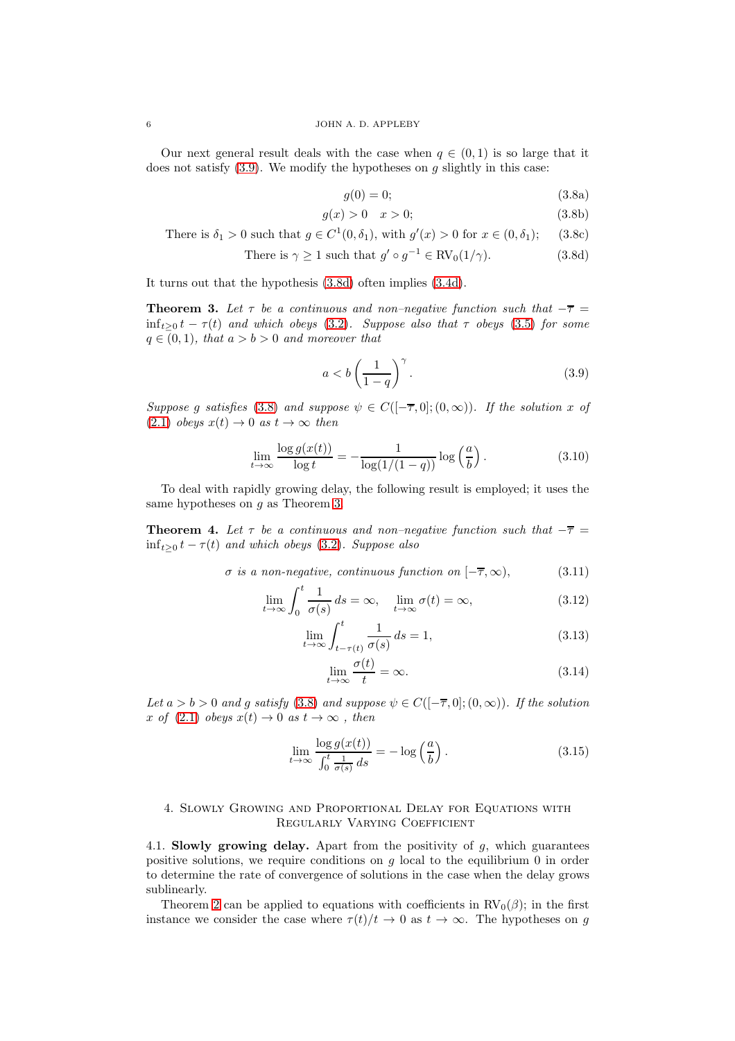Our next general result deals with the case when $q \in (0,1)$ is so large that it does not satisfy (3.9). We modify the hypotheses on $g$ slightly in this case:

$$g(0) = 0; \tag{3.8a}$$

$$g(x) > 0 \quad x > 0; \tag{3.8b}$$

$$\text{There is } \delta_1 > 0 \text{ such that } g \in C^1(0,\delta_1), \text{ with } g'(x) > 0 \text{ for } x \in (0,\delta_1); \tag{3.8c}$$

$$\text{There is } \gamma \geq 1 \text{ such that } g' \circ g^{-1} \in \text{RV}_0(1/\gamma). \tag{3.8d}$$

It turns out that the hypothesis (3.8d) often implies (3.4d).

**Theorem 3.** *Let $\tau$ be a continuous and non–negative function such that $-\overline{\tau} = \inf_{t \geq 0} t - \tau(t)$ and which obeys (3.2). Suppose also that $\tau$ obeys (3.5) for some $q \in (0,1)$, that $a > b > 0$ and moreover that*

$$a < b \left( \frac{1}{1-q} \right)^{\gamma}. \tag{3.9}$$

*Suppose $g$ satisfies (3.8) and suppose $\psi \in C([-\overline{\tau},0];(0,\infty))$. If the solution $x$ of (2.1) obeys $x(t) \to 0$ as $t \to \infty$ then*

$$\lim_{t \to \infty} \frac{\log g(x(t))}{\log t} = -\frac{1}{\log(1/(1-q))} \log\left(\frac{a}{b}\right). \tag{3.10}$$

To deal with rapidly growing delay, the following result is employed; it uses the same hypotheses on $g$ as Theorem 3.

**Theorem 4.** *Let $\tau$ be a continuous and non–negative function such that $-\overline{\tau} = \inf_{t \geq 0} t - \tau(t)$ and which obeys (3.2). Suppose also*

$$\sigma \text{ is a non-negative, continuous function on } [-\overline{\tau}, \infty), \tag{3.11}$$

$$\lim_{t \to \infty} \int_0^t \frac{1}{\sigma(s)}\,ds = \infty, \quad \lim_{t \to \infty} \sigma(t) = \infty, \tag{3.12}$$

$$\lim_{t \to \infty} \int_{t-\tau(t)}^t \frac{1}{\sigma(s)}\,ds = 1, \tag{3.13}$$

$$\lim_{t \to \infty} \frac{\sigma(t)}{t} = \infty. \tag{3.14}$$

*Let $a > b > 0$ and $g$ satisfy (3.8) and suppose $\psi \in C([-\overline{\tau},0];(0,\infty))$. If the solution $x$ of (2.1) obeys $x(t) \to 0$ as $t \to \infty$ , then*

$$\lim_{t \to \infty} \frac{\log g(x(t))}{\int_0^t \frac{1}{\sigma(s)}\,ds} = -\log\left(\frac{a}{b}\right). \tag{3.15}$$

## 4. Slowly Growing and Proportional Delay for Equations with Regularly Varying Coefficient

### 4.1. Slowly growing delay.

Apart from the positivity of $g$, which guarantees positive solutions, we require conditions on $g$ local to the equilibrium 0 in order to determine the rate of convergence of solutions in the case when the delay grows sublinearly.

Theorem 2 can be applied to equations with coefficients in $\text{RV}_0(\beta)$; in the first instance we consider the case where $\tau(t)/t \to 0$ as $t \to \infty$. The hypotheses on $g$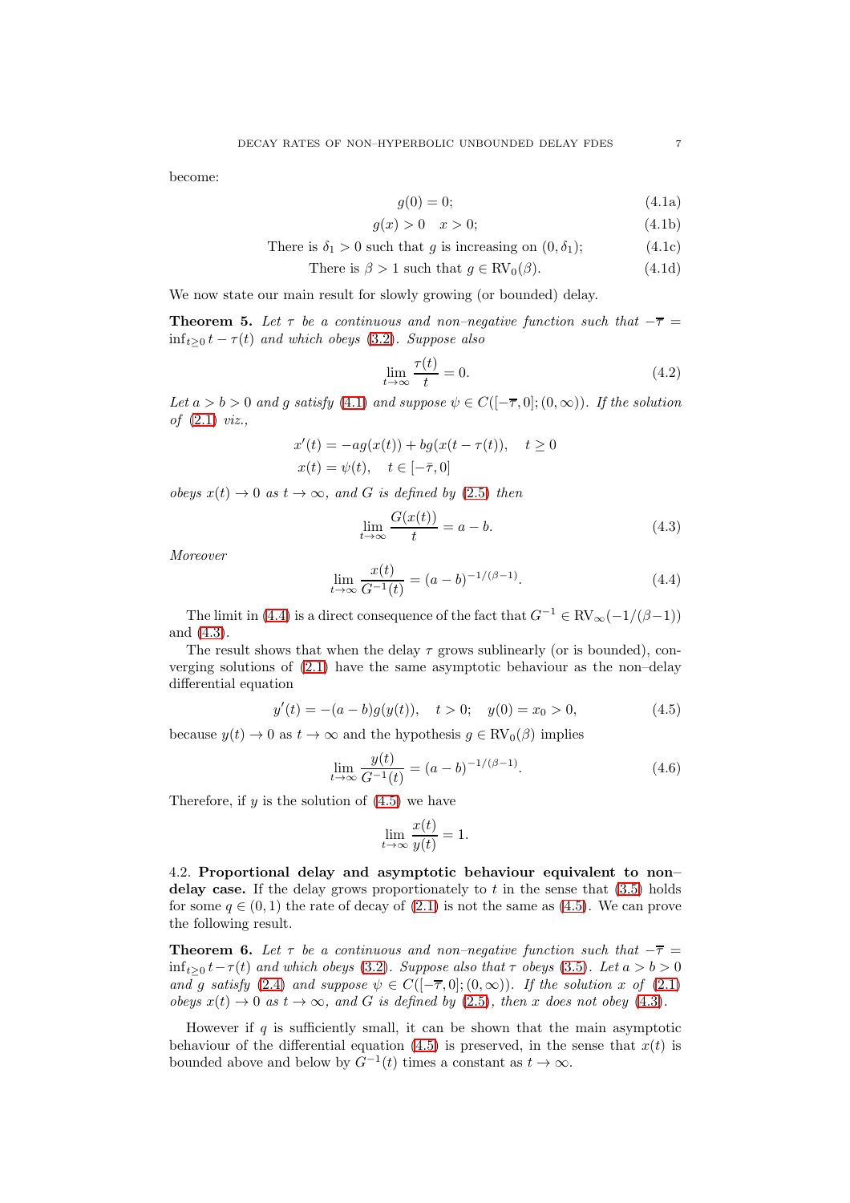become:

$$g(0) = 0; \tag{4.1a}$$

$$g(x) > 0 \quad x > 0; \tag{4.1b}$$

$$\text{There is } \delta_1 > 0 \text{ such that } g \text{ is increasing on } (0, \delta_1); \tag{4.1c}$$

$$\text{There is } \beta > 1 \text{ such that } g \in \text{RV}_0(\beta). \tag{4.1d}$$

We now state our main result for slowly growing (or bounded) delay.

**Theorem 5.** *Let $\tau$ be a continuous and non-negative function such that $-\overline{\tau} = \inf_{t\geq 0} t - \tau(t)$ and which obeys (3.2). Suppose also*

$$\lim_{t\to\infty} \frac{\tau(t)}{t} = 0. \tag{4.2}$$

*Let $a > b > 0$ and $g$ satisfy (4.1) and suppose $\psi \in C([-\overline{\tau}, 0]; (0,\infty))$. If the solution of (2.1) viz.,*

$$x'(t) = -ag(x(t)) + bg(x(t - \tau(t))), \quad t \geq 0$$
$$x(t) = \psi(t), \quad t \in [-\bar{\tau}, 0]$$

*obeys $x(t) \to 0$ as $t \to \infty$, and $G$ is defined by (2.5) then*

$$\lim_{t\to\infty} \frac{G(x(t))}{t} = a - b. \tag{4.3}$$

*Moreover*

$$\lim_{t\to\infty} \frac{x(t)}{G^{-1}(t)} = (a-b)^{-1/(\beta-1)}. \tag{4.4}$$

The limit in (4.4) is a direct consequence of the fact that $G^{-1} \in \text{RV}_\infty(-1/(\beta-1))$ and (4.3).

The result shows that when the delay $\tau$ grows sublinearly (or is bounded), converging solutions of (2.1) have the same asymptotic behaviour as the non–delay differential equation

$$y'(t) = -(a-b)g(y(t)), \quad t > 0; \quad y(0) = x_0 > 0, \tag{4.5}$$

because $y(t) \to 0$ as $t \to \infty$ and the hypothesis $g \in \text{RV}_0(\beta)$ implies

$$\lim_{t\to\infty} \frac{y(t)}{G^{-1}(t)} = (a-b)^{-1/(\beta-1)}. \tag{4.6}$$

Therefore, if $y$ is the solution of (4.5) we have

$$\lim_{t\to\infty} \frac{x(t)}{y(t)} = 1.$$

### 4.2. Proportional delay and asymptotic behaviour equivalent to non–delay case.

If the delay grows proportionately to $t$ in the sense that (3.5) holds for some $q \in (0,1)$ the rate of decay of (2.1) is not the same as (4.5). We can prove the following result.

**Theorem 6.** *Let $\tau$ be a continuous and non-negative function such that $-\overline{\tau} = \inf_{t\geq 0} t - \tau(t)$ and which obeys (3.2). Suppose also that $\tau$ obeys (3.5). Let $a > b > 0$ and $g$ satisfy (2.4) and suppose $\psi \in C([-\overline{\tau}, 0]; (0, \infty))$. If the solution $x$ of (2.1) obeys $x(t) \to 0$ as $t \to \infty$, and $G$ is defined by (2.5), then $x$ does not obey (4.3).*

However if $q$ is sufficiently small, it can be shown that the main asymptotic behaviour of the differential equation (4.5) is preserved, in the sense that $x(t)$ is bounded above and below by $G^{-1}(t)$ times a constant as $t \to \infty$.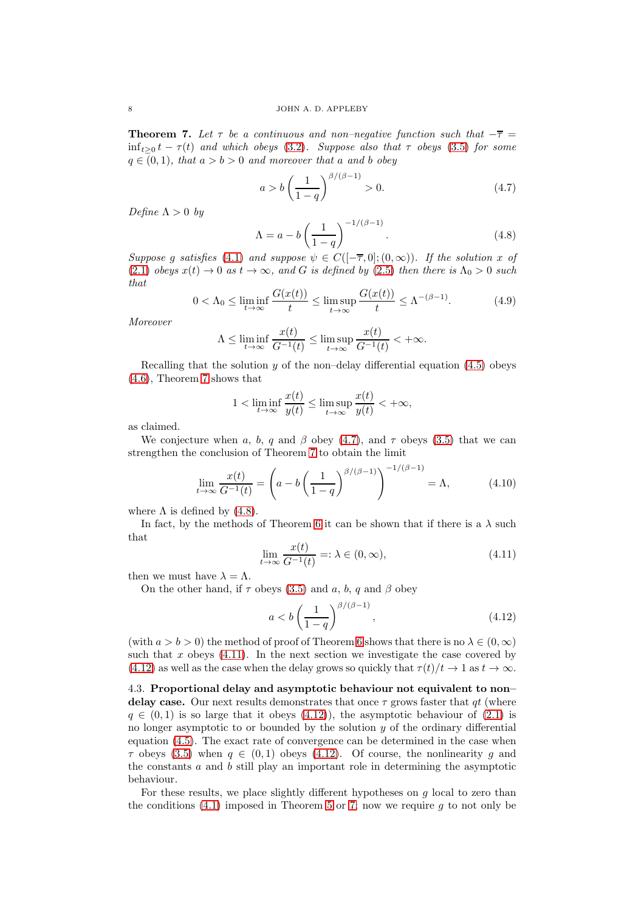**Theorem 7.** *Let $\tau$ be a continuous and non–negative function such that $-\overline{\tau} = \inf_{t\geq 0} t-\tau(t)$ and which obeys (3.2). Suppose also that $\tau$ obeys (3.5) for some $q\in(0,1)$, that $a>b>0$ and moreover that $a$ and $b$ obey*

$$a > b\left(\frac{1}{1-q}\right)^{\beta/(\beta-1)} > 0. \tag{4.7}$$

*Define $\Lambda>0$ by*

$$\Lambda = a - b\left(\frac{1}{1-q}\right)^{-1/(\beta-1)}. \tag{4.8}$$

*Suppose $g$ satisfies (4.1) and suppose $\psi \in C([-\overline{\tau},0];(0,\infty))$. If the solution $x$ of (2.1) obeys $x(t)\to 0$ as $t\to\infty$, and $G$ is defined by (2.5) then there is $\Lambda_0>0$ such that*

$$0<\Lambda_0 \leq \liminf_{t\to\infty}\frac{G(x(t))}{t} \leq \limsup_{t\to\infty}\frac{G(x(t))}{t} \leq \Lambda^{-(\beta-1)}. \tag{4.9}$$

*Moreover*

$$\Lambda \leq \liminf_{t\to\infty}\frac{x(t)}{G^{-1}(t)} \leq \limsup_{t\to\infty}\frac{x(t)}{G^{-1}(t)} < +\infty.$$

Recalling that the solution $y$ of the non–delay differential equation (4.5) obeys (4.6), Theorem 7 shows that

$$1 < \liminf_{t\to\infty}\frac{x(t)}{y(t)} \leq \limsup_{t\to\infty}\frac{x(t)}{y(t)} < +\infty,$$

as claimed.

We conjecture when $a$, $b$, $q$ and $\beta$ obey (4.7), and $\tau$ obeys (3.5) that we can strengthen the conclusion of Theorem 7 to obtain the limit

$$\lim_{t\to\infty}\frac{x(t)}{G^{-1}(t)} = \left(a - b\left(\frac{1}{1-q}\right)^{\beta/(\beta-1)}\right)^{-1/(\beta-1)} = \Lambda, \tag{4.10}$$

where $\Lambda$ is defined by (4.8).

In fact, by the methods of Theorem 6 it can be shown that if there is a $\lambda$ such that

$$\lim_{t\to\infty}\frac{x(t)}{G^{-1}(t)} =: \lambda \in (0,\infty), \tag{4.11}$$

then we must have $\lambda=\Lambda$.

On the other hand, if $\tau$ obeys (3.5) and $a$, $b$, $q$ and $\beta$ obey

$$a < b\left(\frac{1}{1-q}\right)^{\beta/(\beta-1)}, \tag{4.12}$$

(with $a>b>0$) the method of proof of Theorem 6 shows that there is no $\lambda\in(0,\infty)$ such that $x$ obeys (4.11). In the next section we investigate the case covered by (4.12) as well as the case when the delay grows so quickly that $\tau(t)/t\to 1$ as $t\to\infty$.

### 4.3. Proportional delay and asymptotic behaviour not equivalent to non–delay case.

Our next results demonstrates that once $\tau$ grows faster that $qt$ (where $q\in(0,1)$ is so large that it obeys (4.12)), the asymptotic behaviour of (2.1) is no longer asymptotic to or bounded by the solution $y$ of the ordinary differential equation (4.5). The exact rate of convergence can be determined in the case when $\tau$ obeys (3.5) when $q\in(0,1)$ obeys (4.12). Of course, the nonlinearity $g$ and the constants $a$ and $b$ still play an important role in determining the asymptotic behaviour.

For these results, we place slightly different hypotheses on $g$ local to zero than the conditions (4.1) imposed in Theorem 5 or 7: now we require $g$ to not only be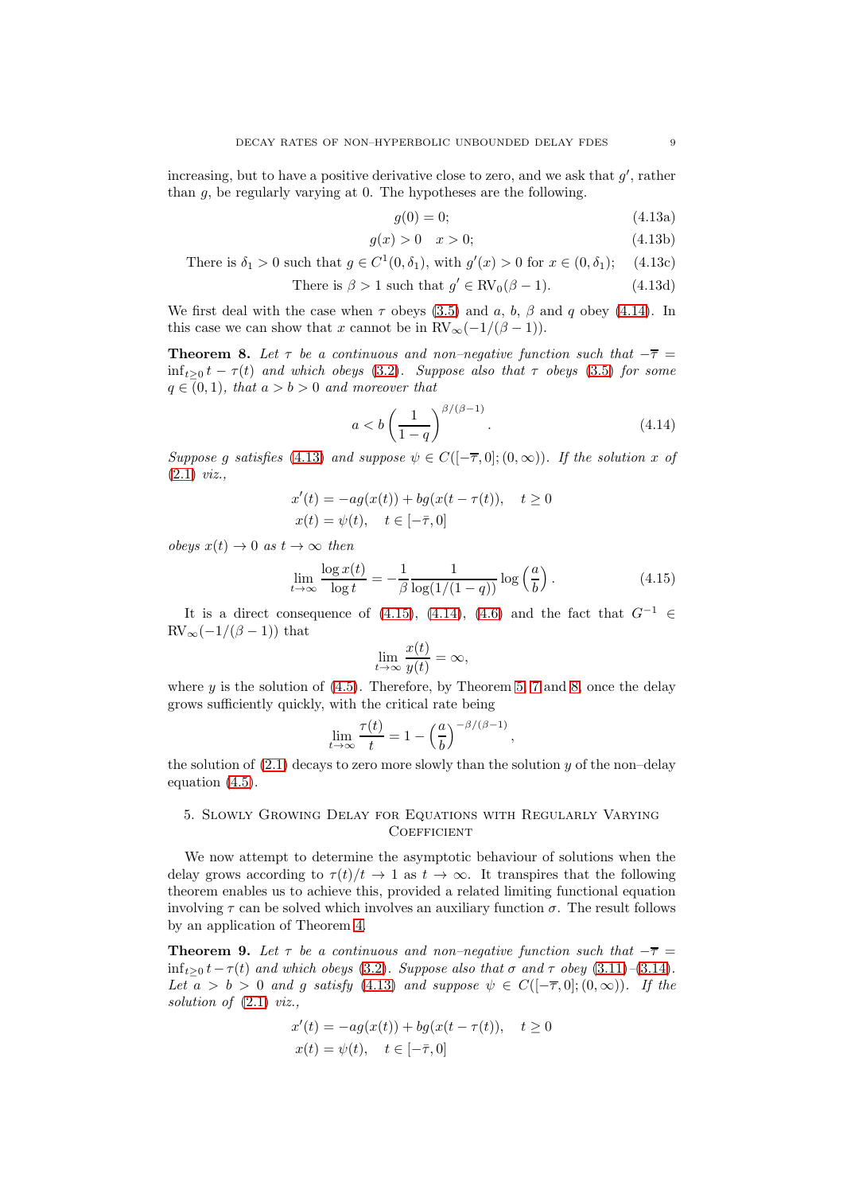increasing, but to have a positive derivative close to zero, and we ask that $g'$, rather than $g$, be regularly varying at 0. The hypotheses are the following.

$$g(0) = 0; \tag{4.13a}$$

$$g(x) > 0 \quad x > 0; \tag{4.13b}$$

$$\text{There is } \delta_1 > 0 \text{ such that } g \in C^1(0, \delta_1), \text{ with } g'(x) > 0 \text{ for } x \in (0, \delta_1); \tag{4.13c}$$

$$\text{There is } \beta > 1 \text{ such that } g' \in \mathrm{RV}_0(\beta - 1). \tag{4.13d}$$

We first deal with the case when $\tau$ obeys (3.5) and $a$, $b$, $\beta$ and $q$ obey (4.14). In this case we can show that $x$ cannot be in $\mathrm{RV}_\infty(-1/(\beta-1))$.

**Theorem 8.** *Let $\tau$ be a continuous and non-negative function such that $-\overline{\tau} = \inf_{t\geq 0} t - \tau(t)$ and which obeys (3.2). Suppose also that $\tau$ obeys (3.5) for some $q \in (0,1)$, that $a > b > 0$ and moreover that*

$$a < b \left(\frac{1}{1-q}\right)^{\beta/(\beta-1)}. \tag{4.14}$$

*Suppose $g$ satisfies (4.13) and suppose $\psi \in C([-\overline{\tau}, 0]; (0,\infty))$. If the solution $x$ of (2.1) viz.,*

$$x'(t) = -ag(x(t)) + bg(x(t - \tau(t))), \quad t \geq 0$$
$$x(t) = \psi(t), \quad t \in [-\bar{\tau}, 0]$$

*obeys $x(t) \to 0$ as $t \to \infty$ then*

$$\lim_{t\to\infty} \frac{\log x(t)}{\log t} = -\frac{1}{\beta} \frac{1}{\log(1/(1-q))} \log\left(\frac{a}{b}\right). \tag{4.15}$$

It is a direct consequence of (4.15), (4.14), (4.6) and the fact that $G^{-1} \in \mathrm{RV}_\infty(-1/(\beta-1))$ that

$$\lim_{t\to\infty} \frac{x(t)}{y(t)} = \infty,$$

where $y$ is the solution of (4.5). Therefore, by Theorem 5, 7 and 8, once the delay grows sufficiently quickly, with the critical rate being

$$\lim_{t\to\infty} \frac{\tau(t)}{t} = 1 - \left(\frac{a}{b}\right)^{-\beta/(\beta-1)},$$

the solution of (2.1) decays to zero more slowly than the solution $y$ of the non–delay equation (4.5).

## 5. Slowly Growing Delay for Equations with Regularly Varying Coefficient

We now attempt to determine the asymptotic behaviour of solutions when the delay grows according to $\tau(t)/t \to 1$ as $t \to \infty$. It transpires that the following theorem enables us to achieve this, provided a related limiting functional equation involving $\tau$ can be solved which involves an auxiliary function $\sigma$. The result follows by an application of Theorem 4.

**Theorem 9.** *Let $\tau$ be a continuous and non-negative function such that $-\overline{\tau} = \inf_{t\geq 0} t - \tau(t)$ and which obeys (3.2). Suppose also that $\sigma$ and $\tau$ obey (3.11)–(3.14). Let $a > b > 0$ and $g$ satisfy (4.13) and suppose $\psi \in C([-\overline{\tau}, 0]; (0,\infty))$. If the solution of (2.1) viz.,*

$$x'(t) = -ag(x(t)) + bg(x(t - \tau(t))), \quad t \geq 0$$
$$x(t) = \psi(t), \quad t \in [-\bar{\tau}, 0]$$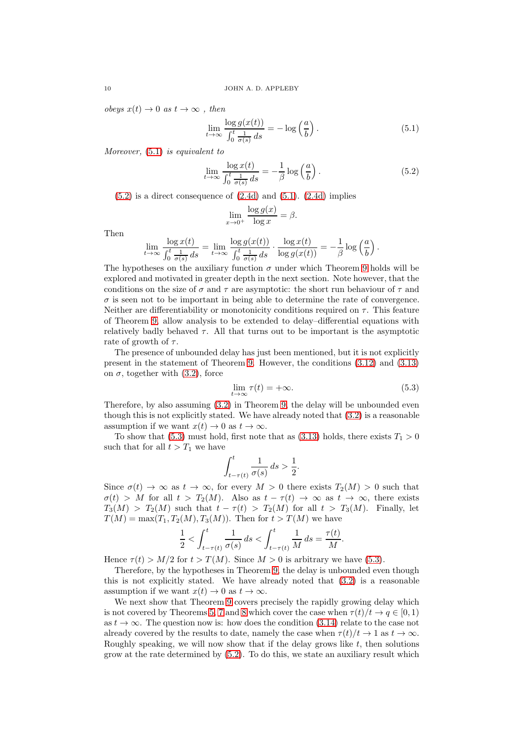*obeys $x(t) \to 0$ as $t \to \infty$ , then*

$$\lim_{t\to\infty} \frac{\log g(x(t))}{\int_0^t \frac{1}{\sigma(s)}\,ds} = -\log\left(\frac{a}{b}\right). \tag{5.1}$$

*Moreover,* (5.1) *is equivalent to*

$$\lim_{t\to\infty} \frac{\log x(t)}{\int_0^t \frac{1}{\sigma(s)}\,ds} = -\frac{1}{\beta}\log\left(\frac{a}{b}\right). \tag{5.2}$$

(5.2) is a direct consequence of (2.4d) and (5.1). (2.4d) implies

$$\lim_{x\to 0^+} \frac{\log g(x)}{\log x} = \beta.$$

Then

$$\lim_{t\to\infty} \frac{\log x(t)}{\int_0^t \frac{1}{\sigma(s)}\,ds} = \lim_{t\to\infty} \frac{\log g(x(t))}{\int_0^t \frac{1}{\sigma(s)}\,ds} \cdot \frac{\log x(t)}{\log g(x(t))} = -\frac{1}{\beta}\log\left(\frac{a}{b}\right).$$

The hypotheses on the auxiliary function $\sigma$ under which Theorem 9 holds will be explored and motivated in greater depth in the next section. Note however, that the conditions on the size of $\sigma$ and $\tau$ are asymptotic: the short run behaviour of $\tau$ and $\sigma$ is seen not to be important in being able to determine the rate of convergence. Neither are differentiability or monotonicity conditions required on $\tau$. This feature of Theorem 9, allow analysis to be extended to delay–differential equations with relatively badly behaved $\tau$. All that turns out to be important is the asymptotic rate of growth of $\tau$.

The presence of unbounded delay has just been mentioned, but it is not explicitly present in the statement of Theorem 9. However, the conditions (3.12) and (3.13) on $\sigma$, together with (3.2), force

$$\lim_{t\to\infty} \tau(t) = +\infty. \tag{5.3}$$

Therefore, by also assuming (3.2) in Theorem 9, the delay will be unbounded even though this is not explicitly stated. We have already noted that (3.2) is a reasonable assumption if we want $x(t) \to 0$ as $t \to \infty$.

To show that (5.3) must hold, first note that as (3.13) holds, there exists $T_1 > 0$ such that for all $t > T_1$ we have

$$\int_{t-\tau(t)}^t \frac{1}{\sigma(s)}\,ds > \frac{1}{2}.$$

Since $\sigma(t) \to \infty$ as $t \to \infty$, for every $M > 0$ there exists $T_2(M) > 0$ such that $\sigma(t) > M$ for all $t > T_2(M)$. Also as $t - \tau(t) \to \infty$ as $t \to \infty$, there exists $T_3(M) > T_2(M)$ such that $t - \tau(t) > T_2(M)$ for all $t > T_3(M)$. Finally, let $T(M) = \max(T_1, T_2(M), T_3(M))$. Then for $t > T(M)$ we have

$$\frac{1}{2} < \int_{t-\tau(t)}^t \frac{1}{\sigma(s)}\,ds < \int_{t-\tau(t)}^t \frac{1}{M}\,ds = \frac{\tau(t)}{M}.$$

Hence $\tau(t) > M/2$ for $t > T(M)$. Since $M > 0$ is arbitrary we have (5.3).

Therefore, by the hypotheses in Theorem 9, the delay is unbounded even though this is not explicitly stated. We have already noted that (3.2) is a reasonable assumption if we want $x(t) \to 0$ as $t \to \infty$.

We next show that Theorem 9 covers precisely the rapidly growing delay which is not covered by Theorems 5, 7 and 8 which cover the case when $\tau(t)/t \to q \in [0, 1)$ as $t \to \infty$. The question now is: how does the condition (3.14) relate to the case not already covered by the results to date, namely the case when $\tau(t)/t \to 1$ as $t \to \infty$. Roughly speaking, we will now show that if the delay grows like $t$, then solutions grow at the rate determined by (5.2). To do this, we state an auxiliary result which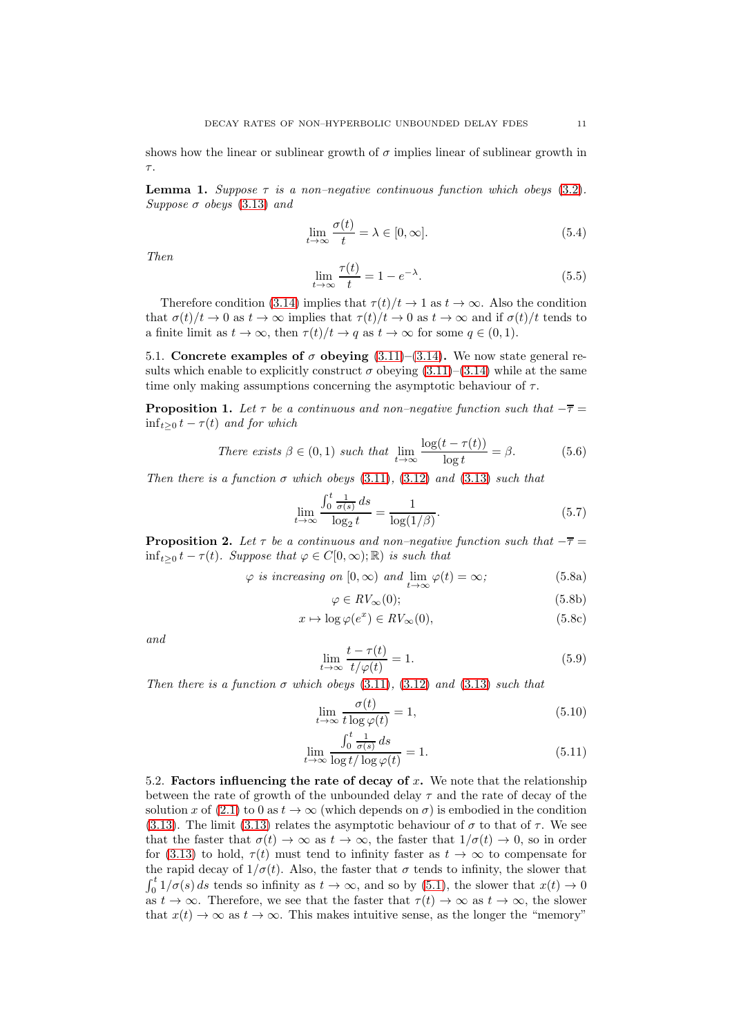shows how the linear or sublinear growth of $\sigma$ implies linear of sublinear growth in $\tau$.

**Lemma 1.** *Suppose $\tau$ is a non–negative continuous function which obeys (3.2). Suppose $\sigma$ obeys (3.13) and*

$$\lim_{t\to\infty} \frac{\sigma(t)}{t} = \lambda \in [0,\infty]. \tag{5.4}$$

*Then*

$$\lim_{t\to\infty} \frac{\tau(t)}{t} = 1 - e^{-\lambda}. \tag{5.5}$$

Therefore condition (3.14) implies that $\tau(t)/t \to 1$ as $t \to \infty$. Also the condition that $\sigma(t)/t \to 0$ as $t \to \infty$ implies that $\tau(t)/t \to 0$ as $t \to \infty$ and if $\sigma(t)/t$ tends to a finite limit as $t \to \infty$, then $\tau(t)/t \to q$ as $t \to \infty$ for some $q \in (0,1)$.

5.1. **Concrete examples of $\sigma$ obeying (3.11)–(3.14).** We now state general results which enable to explicitly construct $\sigma$ obeying (3.11)–(3.14) while at the same time only making assumptions concerning the asymptotic behaviour of $\tau$.

**Proposition 1.** *Let $\tau$ be a continuous and non–negative function such that $-\overline{\tau} = \inf_{t\geq 0} t - \tau(t)$ and for which*

$$\text{There exists } \beta \in (0,1) \text{ such that } \lim_{t\to\infty} \frac{\log(t-\tau(t))}{\log t} = \beta. \tag{5.6}$$

*Then there is a function $\sigma$ which obeys (3.11), (3.12) and (3.13) such that*

$$\lim_{t\to\infty} \frac{\int_0^t \frac{1}{\sigma(s)}\,ds}{\log_2 t} = \frac{1}{\log(1/\beta)}. \tag{5.7}$$

**Proposition 2.** *Let $\tau$ be a continuous and non–negative function such that $-\overline{\tau} = \inf_{t\geq 0} t - \tau(t)$. Suppose that $\varphi \in C[0,\infty);\mathbb{R})$ is such that*

$$\varphi \text{ is increasing on } [0,\infty) \text{ and } \lim_{t\to\infty} \varphi(t) = \infty; \tag{5.8a}$$

$$\varphi \in RV_\infty(0); \tag{5.8b}$$

$$x \mapsto \log \varphi(e^x) \in RV_\infty(0), \tag{5.8c}$$

*and*

$$\lim_{t\to\infty} \frac{t-\tau(t)}{t/\varphi(t)} = 1. \tag{5.9}$$

*Then there is a function $\sigma$ which obeys (3.11), (3.12) and (3.13) such that*

$$\lim_{t\to\infty} \frac{\sigma(t)}{t\log\varphi(t)} = 1, \tag{5.10}$$

$$\lim_{t\to\infty} \frac{\int_0^t \frac{1}{\sigma(s)}\,ds}{\log t/\log\varphi(t)} = 1. \tag{5.11}$$

5.2. **Factors influencing the rate of decay of $x$.** We note that the relationship between the rate of growth of the unbounded delay $\tau$ and the rate of decay of the solution $x$ of (2.1) to 0 as $t \to \infty$ (which depends on $\sigma$) is embodied in the condition (3.13). The limit (3.13) relates the asymptotic behaviour of $\sigma$ to that of $\tau$. We see that the faster that $\sigma(t) \to \infty$ as $t \to \infty$, the faster that $1/\sigma(t) \to 0$, so in order for (3.13) to hold, $\tau(t)$ must tend to infinity faster as $t \to \infty$ to compensate for the rapid decay of $1/\sigma(t)$. Also, the faster that $\sigma$ tends to infinity, the slower that $\int_0^t 1/\sigma(s)\,ds$ tends so infinity as $t \to \infty$, and so by (5.1), the slower that $x(t) \to 0$ as $t \to \infty$. Therefore, we see that the faster that $\tau(t) \to \infty$ as $t \to \infty$, the slower that $x(t) \to \infty$ as $t \to \infty$. This makes intuitive sense, as the longer the "memory"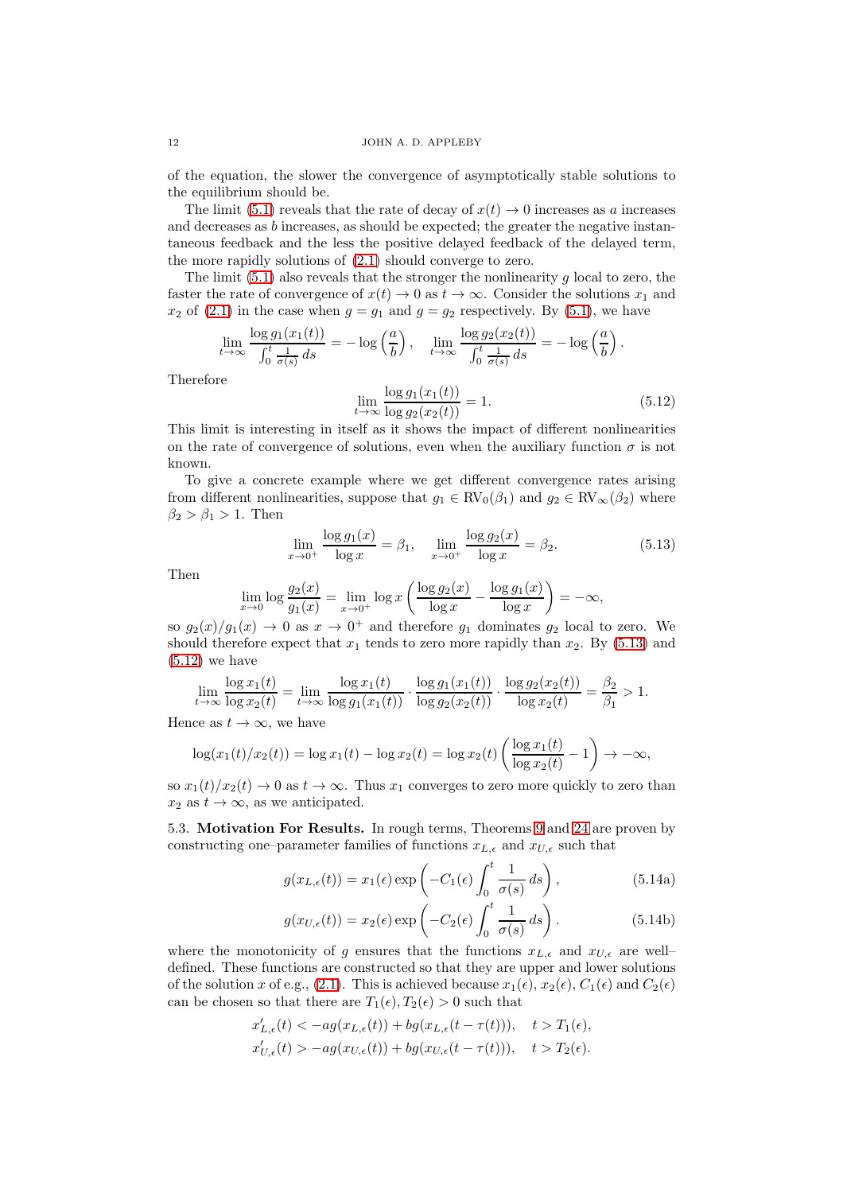of the equation, the slower the convergence of asymptotically stable solutions to the equilibrium should be.

The limit (5.1) reveals that the rate of decay of $x(t) \to 0$ increases as $a$ increases and decreases as $b$ increases, as should be expected; the greater the negative instantaneous feedback and the less the positive delayed feedback of the delayed term, the more rapidly solutions of (2.1) should converge to zero.

The limit (5.1) also reveals that the stronger the nonlinearity $g$ local to zero, the faster the rate of convergence of $x(t) \to 0$ as $t \to \infty$. Consider the solutions $x_1$ and $x_2$ of (2.1) in the case when $g = g_1$ and $g = g_2$ respectively. By (5.1), we have

$$\lim_{t\to\infty} \frac{\log g_1(x_1(t))}{\int_0^t \frac{1}{\sigma(s)}\,ds} = -\log\left(\frac{a}{b}\right), \quad \lim_{t\to\infty} \frac{\log g_2(x_2(t))}{\int_0^t \frac{1}{\sigma(s)}\,ds} = -\log\left(\frac{a}{b}\right).$$

Therefore

$$\lim_{t\to\infty} \frac{\log g_1(x_1(t))}{\log g_2(x_2(t))} = 1. \tag{5.12}$$

This limit is interesting in itself as it shows the impact of different nonlinearities on the rate of convergence of solutions, even when the auxiliary function $\sigma$ is not known.

To give a concrete example where we get different convergence rates arising from different nonlinearities, suppose that $g_1 \in \mathrm{RV}_0(\beta_1)$ and $g_2 \in \mathrm{RV}_\infty(\beta_2)$ where $\beta_2 > \beta_1 > 1$. Then

$$\lim_{x\to 0^+} \frac{\log g_1(x)}{\log x} = \beta_1, \quad \lim_{x\to 0^+} \frac{\log g_2(x)}{\log x} = \beta_2. \tag{5.13}$$

Then

$$\lim_{x\to 0} \log \frac{g_2(x)}{g_1(x)} = \lim_{x\to 0^+} \log x \left(\frac{\log g_2(x)}{\log x} - \frac{\log g_1(x)}{\log x}\right) = -\infty,$$

so $g_2(x)/g_1(x) \to 0^+$ as $x \to 0^+$ and therefore $g_1$ dominates $g_2$ local to zero. We should therefore expect that $x_1$ tends to zero more rapidly than $x_2$. By (5.13) and (5.12) we have

$$\lim_{t\to\infty} \frac{\log x_1(t)}{\log x_2(t)} = \lim_{t\to\infty} \frac{\log x_1(t)}{\log g_1(x_1(t))} \cdot \frac{\log g_1(x_1(t))}{\log g_2(x_2(t))} \cdot \frac{\log g_2(x_2(t))}{\log x_2(t)} = \frac{\beta_2}{\beta_1} > 1.$$

Hence as $t \to \infty$, we have

$$\log(x_1(t)/x_2(t)) = \log x_1(t) - \log x_2(t) = \log x_2(t)\left(\frac{\log x_1(t)}{\log x_2(t)} - 1\right) \to -\infty,$$

so $x_1(t)/x_2(t) \to 0$ as $t \to \infty$. Thus $x_1$ converges to zero more quickly to zero than $x_2$ as $t \to \infty$, as we anticipated.

**5.3. Motivation For Results.** In rough terms, Theorems 9 and 24 are proven by constructing one–parameter families of functions $x_{L,\epsilon}$ and $x_{U,\epsilon}$ such that

$$g(x_{L,\epsilon}(t)) = x_1(\epsilon) \exp\left(-C_1(\epsilon)\int_0^t \frac{1}{\sigma(s)}\,ds\right), \tag{5.14a}$$

$$g(x_{U,\epsilon}(t)) = x_2(\epsilon) \exp\left(-C_2(\epsilon)\int_0^t \frac{1}{\sigma(s)}\,ds\right). \tag{5.14b}$$

where the monotonicity of $g$ ensures that the functions $x_{L,\epsilon}$ and $x_{U,\epsilon}$ are well–defined. These functions are constructed so that they are upper and lower solutions of the solution $x$ of e.g., (2.1). This is achieved because $x_1(\epsilon)$, $x_2(\epsilon)$, $C_1(\epsilon)$ and $C_2(\epsilon)$ can be chosen so that there are $T_1(\epsilon), T_2(\epsilon) > 0$ such that

$$x'_{L,\epsilon}(t) < -ag(x_{L,\epsilon}(t)) + bg(x_{L,\epsilon}(t - \tau(t))), \quad t > T_1(\epsilon),$$
$$x'_{U,\epsilon}(t) > -ag(x_{U,\epsilon}(t)) + bg(x_{U,\epsilon}(t - \tau(t))), \quad t > T_2(\epsilon).$$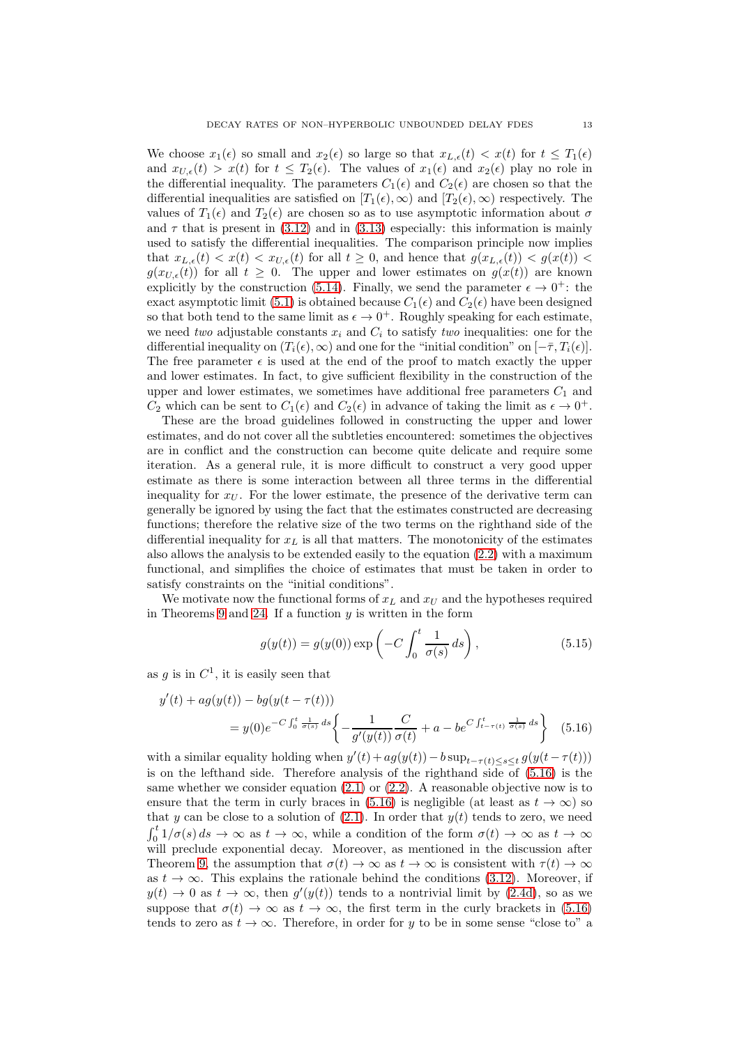We choose $x_1(\epsilon)$ so small and $x_2(\epsilon)$ so large so that $x_{L,\epsilon}(t) < x(t)$ for $t \leq T_1(\epsilon)$ and $x_{U,\epsilon}(t) > x(t)$ for $t \leq T_2(\epsilon)$. The values of $x_1(\epsilon)$ and $x_2(\epsilon)$ play no role in the differential inequality. The parameters $C_1(\epsilon)$ and $C_2(\epsilon)$ are chosen so that the differential inequalities are satisfied on $[T_1(\epsilon), \infty)$ and $[T_2(\epsilon), \infty)$ respectively. The values of $T_1(\epsilon)$ and $T_2(\epsilon)$ are chosen so as to use asymptotic information about $\sigma$ and $\tau$ that is present in (3.12) and in (3.13) especially: this information is mainly used to satisfy the differential inequalities. The comparison principle now implies that $x_{L,\epsilon}(t) < x(t) < x_{U,\epsilon}(t)$ for all $t \geq 0$, and hence that $g(x_{L,\epsilon}(t)) < g(x(t)) < g(x_{U,\epsilon}(t))$ for all $t \geq 0$. The upper and lower estimates on $g(x(t))$ are known explicitly by the construction (5.14). Finally, we send the parameter $\epsilon \to 0^+$: the exact asymptotic limit (5.1) is obtained because $C_1(\epsilon)$ and $C_2(\epsilon)$ have been designed so that both tend to the same limit as $\epsilon \to 0^+$. Roughly speaking for each estimate, we need *two* adjustable constants $x_i$ and $C_i$ to satisfy *two* inequalities: one for the differential inequality on $(T_i(\epsilon), \infty)$ and one for the "initial condition" on $[-\bar{\tau}, T_i(\epsilon)]$. The free parameter $\epsilon$ is used at the end of the proof to match exactly the upper and lower estimates. In fact, to give sufficient flexibility in the construction of the upper and lower estimates, we sometimes have additional free parameters $C_1$ and $C_2$ which can be sent to $C_1(\epsilon)$ and $C_2(\epsilon)$ in advance of taking the limit as $\epsilon \to 0^+$.

These are the broad guidelines followed in constructing the upper and lower estimates, and do not cover all the subtleties encountered: sometimes the objectives are in conflict and the construction can become quite delicate and require some iteration. As a general rule, it is more difficult to construct a very good upper estimate as there is some interaction between all three terms in the differential inequality for $x_U$. For the lower estimate, the presence of the derivative term can generally be ignored by using the fact that the estimates constructed are decreasing functions; therefore the relative size of the two terms on the righthand side of the differential inequality for $x_L$ is all that matters. The monotonicity of the estimates also allows the analysis to be extended easily to the equation (2.2) with a maximum functional, and simplifies the choice of estimates that must be taken in order to satisfy constraints on the "initial conditions".

We motivate now the functional forms of $x_L$ and $x_U$ and the hypotheses required in Theorems 9 and 24. If a function $y$ is written in the form

$$g(y(t)) = g(y(0)) \exp\left(-C \int_0^t \frac{1}{\sigma(s)}\, ds\right), \tag{5.15}$$

as $g$ is in $C^1$, it is easily seen that

$$\begin{aligned} y'(t) &+ ag(y(t)) - bg(y(t-\tau(t))) \\ &= y(0)e^{-C\int_0^t \frac{1}{\sigma(s)}\,ds}\left\{-\frac{1}{g'(y(t))}\frac{C}{\sigma(t)} + a - be^{C\int_{t-\tau(t)}^t \frac{1}{\sigma(s)}\,ds}\right\} \end{aligned} \tag{5.16}$$

with a similar equality holding when $y'(t) + ag(y(t)) - b\sup_{t-\tau(t)\leq s\leq t} g(y(t-\tau(t)))$ is on the lefthand side. Therefore analysis of the righthand side of (5.16) is the same whether we consider equation (2.1) or (2.2). A reasonable objective now is to ensure that the term in curly braces in (5.16) is negligible (at least as $t \to \infty$) so that $y$ can be close to a solution of (2.1). In order that $y(t)$ tends to zero, we need $\int_0^t 1/\sigma(s)\, ds \to \infty$ as $t \to \infty$, while a condition of the form $\sigma(t) \to \infty$ as $t \to \infty$ will preclude exponential decay. Moreover, as mentioned in the discussion after Theorem 9, the assumption that $\sigma(t) \to \infty$ as $t \to \infty$ is consistent with $\tau(t) \to \infty$ as $t \to \infty$. This explains the rationale behind the conditions (3.12). Moreover, if $y(t) \to 0$ as $t \to \infty$, then $g'(y(t))$ tends to a nontrivial limit by (2.4d), so as we suppose that $\sigma(t) \to \infty$ as $t \to \infty$, the first term in the curly brackets in (5.16) tends to zero as $t \to \infty$. Therefore, in order for $y$ to be in some sense "close to" a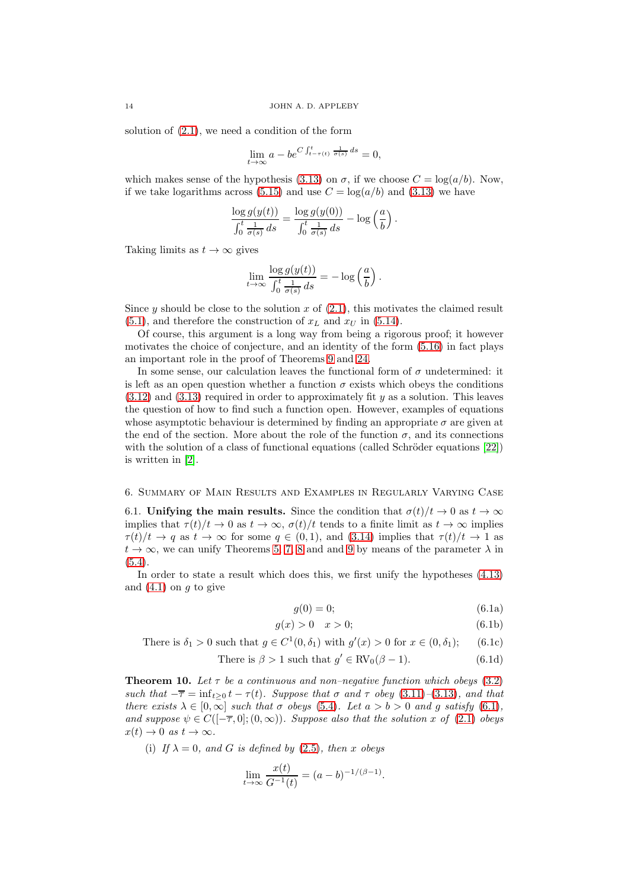solution of (2.1), we need a condition of the form

$$\lim_{t\to\infty} a - be^{C\int_{t-\tau(t)}^{t} \frac{1}{\sigma(s)}\,ds} = 0,$$

which makes sense of the hypothesis (3.13) on $\sigma$, if we choose $C = \log(a/b)$. Now, if we take logarithms across (5.15) and use $C = \log(a/b)$ and (3.13) we have

$$\frac{\log g(y(t))}{\int_0^t \frac{1}{\sigma(s)}\,ds} = \frac{\log g(y(0))}{\int_0^t \frac{1}{\sigma(s)}\,ds} - \log\left(\frac{a}{b}\right).$$

Taking limits as $t\to\infty$ gives

$$\lim_{t\to\infty} \frac{\log g(y(t))}{\int_0^t \frac{1}{\sigma(s)}\,ds} = -\log\left(\frac{a}{b}\right).$$

Since $y$ should be close to the solution $x$ of (2.1), this motivates the claimed result (5.1), and therefore the construction of $x_L$ and $x_U$ in (5.14).

Of course, this argument is a long way from being a rigorous proof; it however motivates the choice of conjecture, and an identity of the form (5.16) in fact plays an important role in the proof of Theorems 9 and 24.

In some sense, our calculation leaves the functional form of $\sigma$ undetermined: it is left as an open question whether a function $\sigma$ exists which obeys the conditions (3.12) and (3.13) required in order to approximately fit $y$ as a solution. This leaves the question of how to find such a function open. However, examples of equations whose asymptotic behaviour is determined by finding an appropriate $\sigma$ are given at the end of the section. More about the role of the function $\sigma$, and its connections with the solution of a class of functional equations (called Schröder equations [22]) is written in [2].

## 6. Summary of Main Results and Examples in Regularly Varying Case

**6.1. Unifying the main results.** Since the condition that $\sigma(t)/t\to 0$ as $t\to\infty$ implies that $\tau(t)/t\to 0$ as $t\to\infty$, $\sigma(t)/t$ tends to a finite limit as $t\to\infty$ implies $\tau(t)/t\to q$ as $t\to\infty$ for some $q\in(0,1)$, and (3.14) implies that $\tau(t)/t\to 1$ as $t\to\infty$, we can unify Theorems 5, 7, 8 and and 9 by means of the parameter $\lambda$ in (5.4).

In order to state a result which does this, we first unify the hypotheses (4.13) and (4.1) on $g$ to give

$$g(0) = 0; \tag{6.1a}$$

$$g(x) > 0 \quad x > 0; \tag{6.1b}$$

$$\text{There is } \delta_1 > 0 \text{ such that } g\in C^1(0,\delta_1) \text{ with } g'(x) > 0 \text{ for } x\in(0,\delta_1); \tag{6.1c}$$

$$\text{There is } \beta > 1 \text{ such that } g'\in \text{RV}_0(\beta-1). \tag{6.1d}$$

**Theorem 10.** *Let $\tau$ be a continuous and non–negative function which obeys (3.2) such that $-\overline{\tau} = \inf_{t\geq 0} t-\tau(t)$. Suppose that $\sigma$ and $\tau$ obey (3.11)–(3.13), and that there exists $\lambda\in[0,\infty]$ such that $\sigma$ obeys (5.4). Let $a > b > 0$ and $g$ satisfy (6.1), and suppose $\psi\in C([-\overline{\tau},0];(0,\infty))$. Suppose also that the solution $x$ of (2.1) obeys $x(t)\to 0$ as $t\to\infty$.*

(i) *If $\lambda = 0$, and $G$ is defined by (2.5), then $x$ obeys*

$$\lim_{t\to\infty} \frac{x(t)}{G^{-1}(t)} = (a-b)^{-1/(\beta-1)}.$$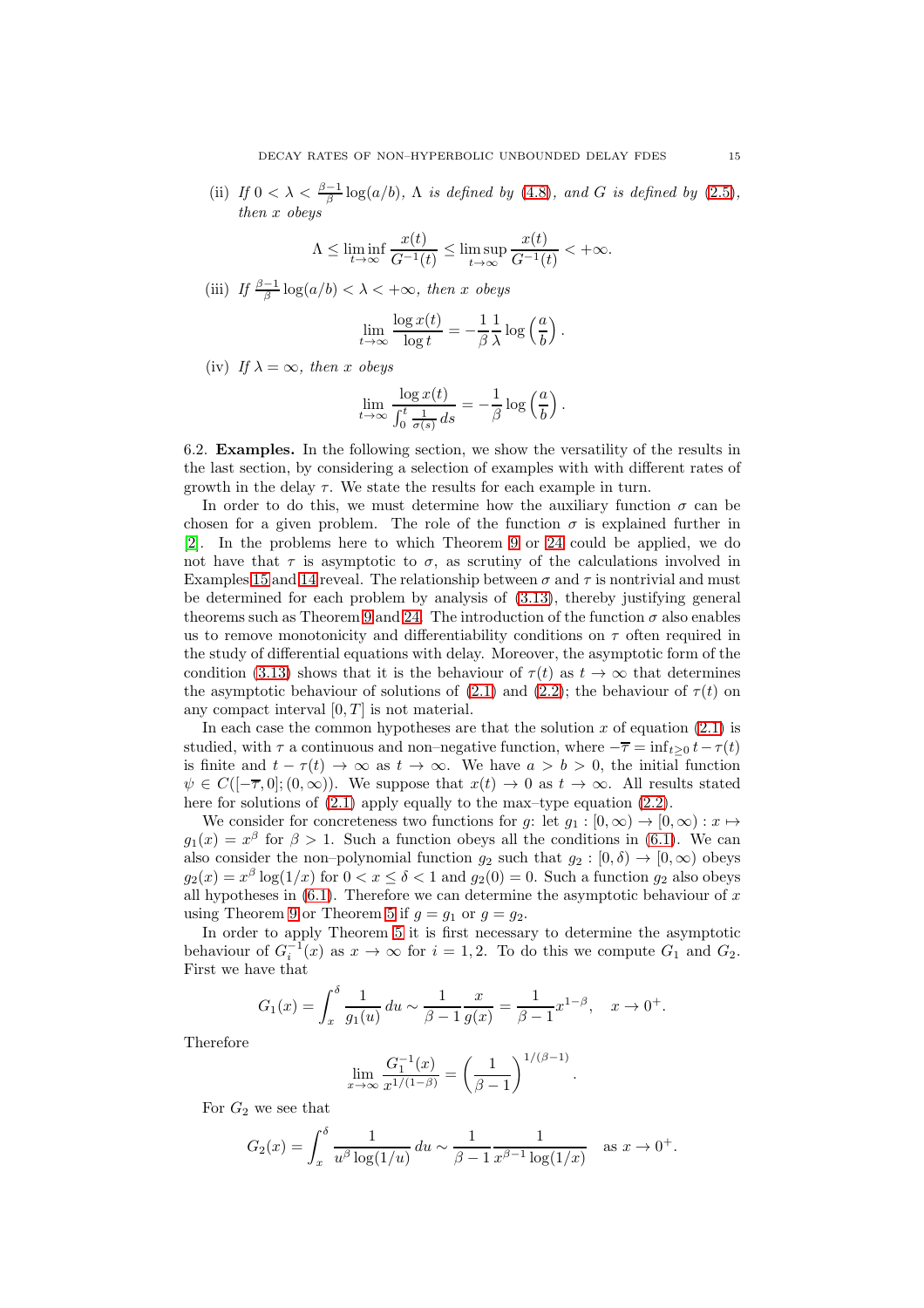(ii) *If* $0 < \lambda < \frac{\beta-1}{\beta}\log(a/b)$*,* $\Lambda$ *is defined by* (4.8)*, and* $G$ *is defined by* (2.5)*, then* $x$ *obeys*

$$\Lambda \leq \liminf_{t\to\infty} \frac{x(t)}{G^{-1}(t)} \leq \limsup_{t\to\infty} \frac{x(t)}{G^{-1}(t)} < +\infty.$$

(iii) *If* $\frac{\beta-1}{\beta}\log(a/b) < \lambda < +\infty$*, then* $x$ *obeys*

$$\lim_{t\to\infty} \frac{\log x(t)}{\log t} = -\frac{1}{\beta}\frac{1}{\lambda}\log\left(\frac{a}{b}\right).$$

(iv) *If* $\lambda = \infty$*, then* $x$ *obeys*

$$\lim_{t\to\infty} \frac{\log x(t)}{\int_0^t \frac{1}{\sigma(s)}\,ds} = -\frac{1}{\beta}\log\left(\frac{a}{b}\right).$$

6.2. **Examples.** In the following section, we show the versatility of the results in the last section, by considering a selection of examples with with different rates of growth in the delay $\tau$. We state the results for each example in turn.

In order to do this, we must determine how the auxiliary function $\sigma$ can be chosen for a given problem. The role of the function $\sigma$ is explained further in [2]. In the problems here to which Theorem 9 or 24 could be applied, we do not have that $\tau$ is asymptotic to $\sigma$, as scrutiny of the calculations involved in Examples 15 and 14 reveal. The relationship between $\sigma$ and $\tau$ is nontrivial and must be determined for each problem by analysis of (3.13), thereby justifying general theorems such as Theorem 9 and 24. The introduction of the function $\sigma$ also enables us to remove monotonicity and differentiability conditions on $\tau$ often required in the study of differential equations with delay. Moreover, the asymptotic form of the condition (3.13) shows that it is the behaviour of $\tau(t)$ as $t \to \infty$ that determines the asymptotic behaviour of solutions of (2.1) and (2.2); the behaviour of $\tau(t)$ on any compact interval $[0, T]$ is not material.

In each case the common hypotheses are that the solution $x$ of equation (2.1) is studied, with $\tau$ a continuous and non–negative function, where $-\overline{\tau} = \inf_{t\geq 0} t - \tau(t)$ is finite and $t - \tau(t) \to \infty$ as $t \to \infty$. We have $a > b > 0$, the initial function $\psi \in C([-\overline{\tau}, 0]; (0, \infty))$. We suppose that $x(t) \to 0$ as $t \to \infty$. All results stated here for solutions of (2.1) apply equally to the max–type equation (2.2).

We consider for concreteness two functions for $g$: let $g_1 : [0, \infty) \to [0, \infty) : x \mapsto g_1(x) = x^\beta$ for $\beta > 1$. Such a function obeys all the conditions in (6.1). We can also consider the non–polynomial function $g_2$ such that $g_2 : [0, \delta) \to [0, \infty)$ obeys $g_2(x) = x^\beta \log(1/x)$ for $0 < x \leq \delta < 1$ and $g_2(0) = 0$. Such a function $g_2$ also obeys all hypotheses in (6.1). Therefore we can determine the asymptotic behaviour of $x$ using Theorem 9 or Theorem 5 if $g = g_1$ or $g = g_2$.

In order to apply Theorem 5 it is first necessary to determine the asymptotic behaviour of $G_i^{-1}(x)$ as $x \to \infty$ for $i = 1, 2$. To do this we compute $G_1$ and $G_2$. First we have that

$$G_1(x) = \int_x^\delta \frac{1}{g_1(u)}\,du \sim \frac{1}{\beta-1}\frac{x}{g(x)} = \frac{1}{\beta-1}x^{1-\beta}, \quad x \to 0^+.$$

Therefore

$$\lim_{x\to\infty} \frac{G_1^{-1}(x)}{x^{1/(1-\beta)}} = \left(\frac{1}{\beta-1}\right)^{1/(\beta-1)}.$$

For $G_2$ we see that

$$G_2(x) = \int_x^\delta \frac{1}{u^\beta \log(1/u)}\,du \sim \frac{1}{\beta-1}\frac{1}{x^{\beta-1}\log(1/x)} \quad \text{as } x \to 0^+.$$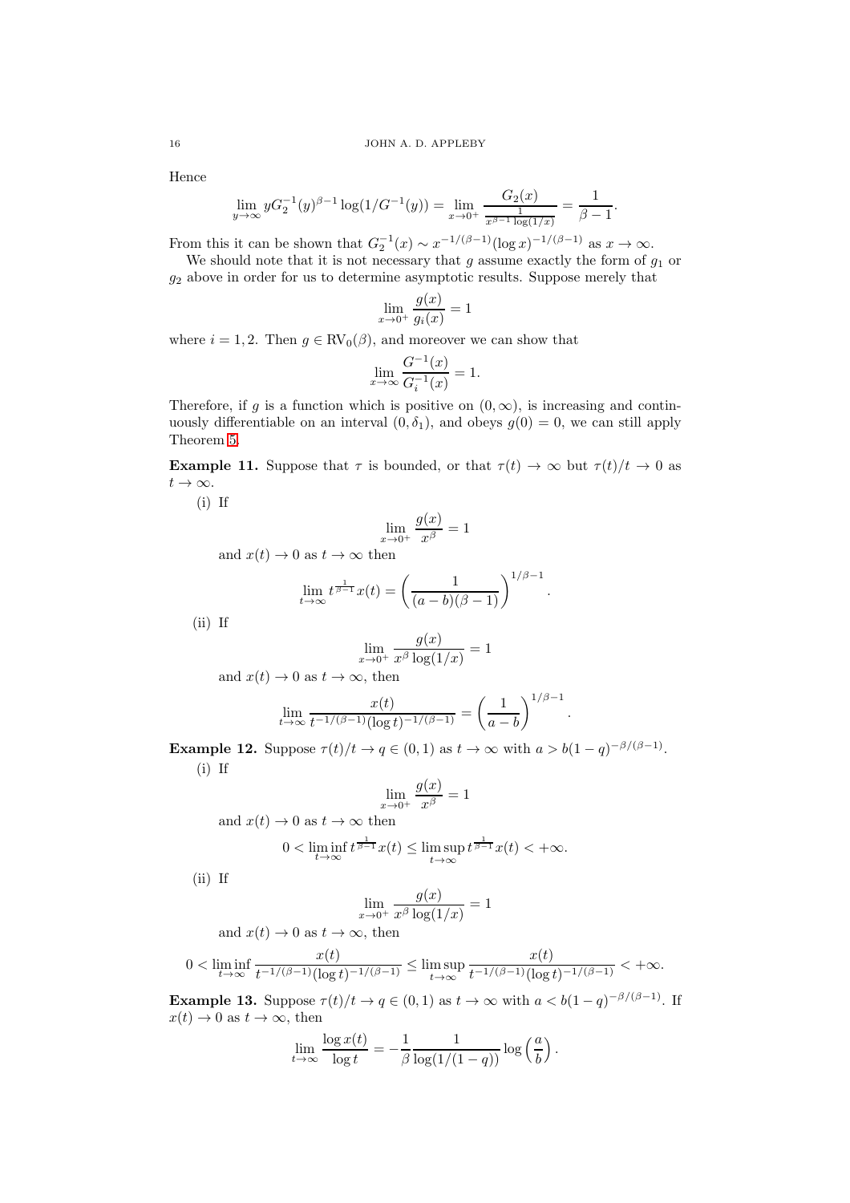Hence

$$\lim_{y\to\infty} yG_2^{-1}(y)^{\beta-1}\log(1/G^{-1}(y)) = \lim_{x\to 0^+} \frac{G_2(x)}{\frac{1}{x^{\beta-1}\log(1/x)}} = \frac{1}{\beta-1}.$$

From this it can be shown that $G_2^{-1}(x) \sim x^{-1/(\beta-1)}(\log x)^{-1/(\beta-1)}$ as $x \to \infty$.

We should note that it is not necessary that $g$ assume exactly the form of $g_1$ or $g_2$ above in order for us to determine asymptotic results. Suppose merely that

$$\lim_{x\to 0^+} \frac{g(x)}{g_i(x)} = 1$$

where $i = 1, 2$. Then $g \in \text{RV}_0(\beta)$, and moreover we can show that

$$\lim_{x\to\infty} \frac{G^{-1}(x)}{G_i^{-1}(x)} = 1.$$

Therefore, if $g$ is a function which is positive on $(0,\infty)$, is increasing and continuously differentiable on an interval $(0, \delta_1)$, and obeys $g(0) = 0$, we can still apply Theorem 5.

**Example 11.** Suppose that $\tau$ is bounded, or that $\tau(t) \to \infty$ but $\tau(t)/t \to 0$ as $t \to \infty$.

(i) If

$$\lim_{x\to 0^+} \frac{g(x)}{x^\beta} = 1$$

and $x(t) \to 0$ as $t \to \infty$ then

$$\lim_{t\to\infty} t^{\frac{1}{\beta-1}} x(t) = \left(\frac{1}{(a-b)(\beta-1)}\right)^{1/\beta-1}.$$

(ii) If

$$\lim_{x\to 0^+} \frac{g(x)}{x^\beta \log(1/x)} = 1$$

and $x(t) \to 0$ as $t \to \infty$, then

$$\lim_{t\to\infty} \frac{x(t)}{t^{-1/(\beta-1)}(\log t)^{-1/(\beta-1)}} = \left(\frac{1}{a-b}\right)^{1/\beta-1}.$$

**Example 12.** Suppose $\tau(t)/t \to q \in (0,1)$ as $t \to \infty$ with $a > b(1-q)^{-\beta/(\beta-1)}$.

(i) If

$$\lim_{x\to 0^+} \frac{g(x)}{x^\beta} = 1$$

and $x(t) \to 0$ as $t \to \infty$ then

$$0 < \liminf_{t\to\infty} t^{\frac{1}{\beta-1}} x(t) \le \limsup_{t\to\infty} t^{\frac{1}{\beta-1}} x(t) < +\infty.$$

(ii) If

$$\lim_{x\to 0^+} \frac{g(x)}{x^\beta \log(1/x)} = 1$$

and $x(t) \to 0$ as $t \to \infty$, then

$$0 < \liminf_{t\to\infty} \frac{x(t)}{t^{-1/(\beta-1)}(\log t)^{-1/(\beta-1)}} \le \limsup_{t\to\infty} \frac{x(t)}{t^{-1/(\beta-1)}(\log t)^{-1/(\beta-1)}} < +\infty.$$

**Example 13.** Suppose $\tau(t)/t \to q \in (0,1)$ as $t \to \infty$ with $a < b(1-q)^{-\beta/(\beta-1)}$. If $x(t) \to 0$ as $t \to \infty$, then

$$\lim_{t\to\infty} \frac{\log x(t)}{\log t} = -\frac{1}{\beta} \frac{1}{\log(1/(1-q))} \log\left(\frac{a}{b}\right).$$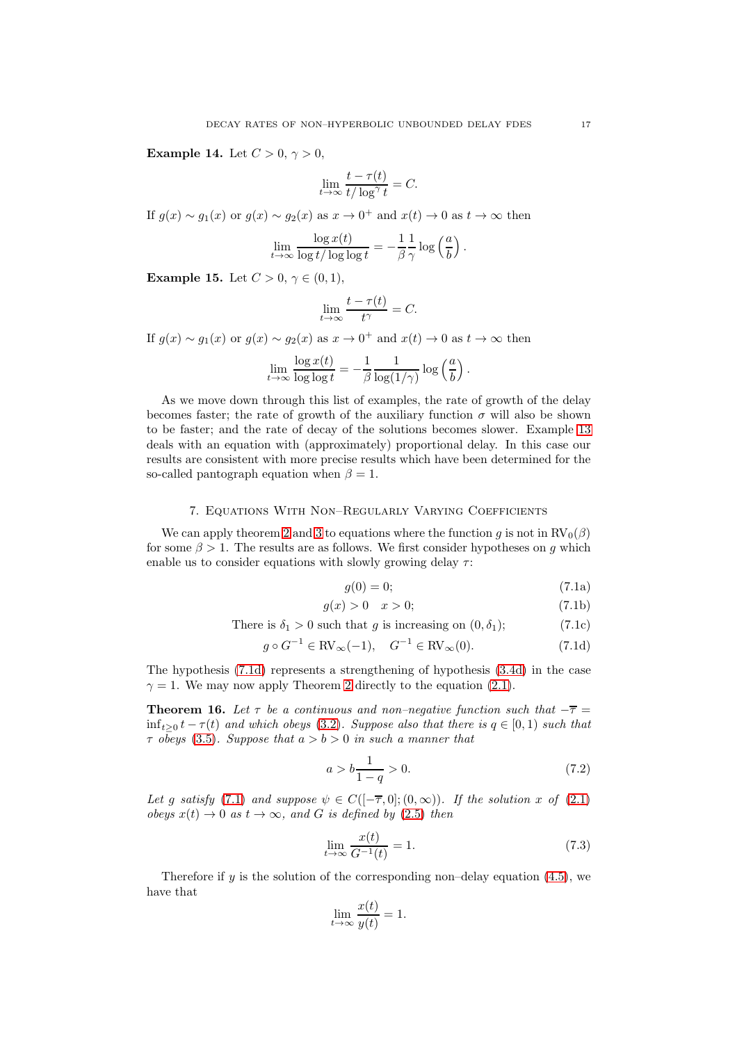**Example 14.** Let $C > 0$, $\gamma > 0$,

$$\lim_{t\to\infty} \frac{t-\tau(t)}{t/\log^\gamma t} = C.$$

If $g(x) \sim g_1(x)$ or $g(x) \sim g_2(x)$ as $x \to 0^+$ and $x(t) \to 0$ as $t \to \infty$ then

$$\lim_{t\to\infty} \frac{\log x(t)}{\log t/\log\log t} = -\frac{1}{\beta}\frac{1}{\gamma}\log\left(\frac{a}{b}\right).$$

**Example 15.** Let $C > 0$, $\gamma \in (0,1)$,

$$\lim_{t\to\infty} \frac{t-\tau(t)}{t^\gamma} = C.$$

If $g(x) \sim g_1(x)$ or $g(x) \sim g_2(x)$ as $x \to 0^+$ and $x(t) \to 0$ as $t \to \infty$ then

$$\lim_{t\to\infty} \frac{\log x(t)}{\log\log t} = -\frac{1}{\beta}\frac{1}{\log(1/\gamma)}\log\left(\frac{a}{b}\right).$$

As we move down through this list of examples, the rate of growth of the delay becomes faster; the rate of growth of the auxiliary function $\sigma$ will also be shown to be faster; and the rate of decay of the solutions becomes slower. Example 13 deals with an equation with (approximately) proportional delay. In this case our results are consistent with more precise results which have been determined for the so-called pantograph equation when $\beta = 1$.

## 7. Equations With Non–Regularly Varying Coefficients

We can apply theorem 2 and 3 to equations where the function $g$ is not in $\text{RV}_0(\beta)$ for some $\beta > 1$. The results are as follows. We first consider hypotheses on $g$ which enable us to consider equations with slowly growing delay $\tau$:

$$g(0) = 0; \tag{7.1a}$$

$$g(x) > 0 \quad x > 0; \tag{7.1b}$$

$$\text{There is } \delta_1 > 0 \text{ such that } g \text{ is increasing on } (0,\delta_1); \tag{7.1c}$$

$$g \circ G^{-1} \in \text{RV}_\infty(-1), \quad G^{-1} \in \text{RV}_\infty(0). \tag{7.1d}$$

The hypothesis (7.1d) represents a strengthening of hypothesis (3.4d) in the case $\gamma = 1$. We may now apply Theorem 2 directly to the equation (2.1).

**Theorem 16.** *Let $\tau$ be a continuous and non–negative function such that $-\overline{\tau} = \inf_{t\geq 0} t - \tau(t)$ and which obeys (3.2). Suppose also that there is $q \in [0,1)$ such that $\tau$ obeys (3.5). Suppose that $a > b > 0$ in such a manner that*

$$a > b\frac{1}{1-q} > 0. \tag{7.2}$$

*Let $g$ satisfy (7.1) and suppose $\psi \in C([-\overline{\tau},0];(0,\infty))$. If the solution $x$ of (2.1) obeys $x(t) \to 0$ as $t \to \infty$, and $G$ is defined by (2.5) then*

$$\lim_{t\to\infty} \frac{x(t)}{G^{-1}(t)} = 1. \tag{7.3}$$

Therefore if $y$ is the solution of the corresponding non–delay equation (4.5), we have that

$$\lim_{t\to\infty} \frac{x(t)}{y(t)} = 1.$$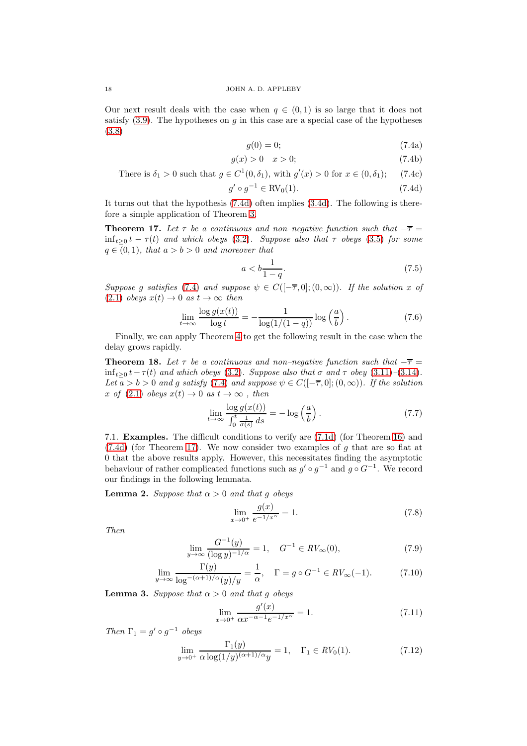Our next result deals with the case when $q \in (0,1)$ is so large that it does not satisfy (3.9). The hypotheses on $g$ in this case are a special case of the hypotheses (3.8)

$$g(0) = 0; \tag{7.4a}$$

$$g(x) > 0 \quad x > 0; \tag{7.4b}$$

$$\text{There is } \delta_1 > 0 \text{ such that } g \in C^1(0,\delta_1), \text{ with } g'(x) > 0 \text{ for } x \in (0,\delta_1); \tag{7.4c}$$

$$g' \circ g^{-1} \in \text{RV}_0(1). \tag{7.4d}$$

It turns out that the hypothesis (7.4d) often implies (3.4d). The following is therefore a simple application of Theorem 3.

**Theorem 17.** *Let $\tau$ be a continuous and non–negative function such that $-\overline{\tau} = \inf_{t\geq 0} t - \tau(t)$ and which obeys (3.2). Suppose also that $\tau$ obeys (3.5) for some $q \in (0,1)$, that $a > b > 0$ and moreover that*

$$a < b\frac{1}{1-q}. \tag{7.5}$$

*Suppose $g$ satisfies (7.4) and suppose $\psi \in C([-\overline{\tau},0];(0,\infty))$. If the solution $x$ of (2.1) obeys $x(t) \to 0$ as $t \to \infty$ then*

$$\lim_{t\to\infty} \frac{\log g(x(t))}{\log t} = -\frac{1}{\log(1/(1-q))} \log\left(\frac{a}{b}\right). \tag{7.6}$$

Finally, we can apply Theorem 4 to get the following result in the case when the delay grows rapidly.

**Theorem 18.** *Let $\tau$ be a continuous and non–negative function such that $-\overline{\tau} = \inf_{t\geq 0} t - \tau(t)$ and which obeys (3.2). Suppose also that $\sigma$ and $\tau$ obey (3.11)–(3.14). Let $a > b > 0$ and $g$ satisfy (7.4) and suppose $\psi \in C([-\overline{\tau},0];(0,\infty))$. If the solution $x$ of (2.1) obeys $x(t) \to 0$ as $t \to \infty$ , then*

$$\lim_{t\to\infty} \frac{\log g(x(t))}{\int_0^t \frac{1}{\sigma(s)}\,ds} = -\log\left(\frac{a}{b}\right). \tag{7.7}$$

7.1. **Examples.** The difficult conditions to verify are (7.1d) (for Theorem 16) and (7.4d) (for Theorem 17). We now consider two examples of $g$ that are so flat at 0 that the above results apply. However, this necessitates finding the asymptotic behaviour of rather complicated functions such as $g' \circ g^{-1}$ and $g \circ G^{-1}$. We record our findings in the following lemmata.

**Lemma 2.** *Suppose that $\alpha > 0$ and that $g$ obeys*

$$\lim_{x\to 0^+} \frac{g(x)}{e^{-1/x^\alpha}} = 1. \tag{7.8}$$

*Then*

$$\lim_{y\to\infty} \frac{G^{-1}(y)}{(\log y)^{-1/\alpha}} = 1, \quad G^{-1} \in RV_\infty(0), \tag{7.9}$$

$$\lim_{y\to\infty} \frac{\Gamma(y)}{\log^{-(\alpha+1)/\alpha}(y)/y} = \frac{1}{\alpha}, \quad \Gamma = g \circ G^{-1} \in RV_\infty(-1). \tag{7.10}$$

**Lemma 3.** *Suppose that $\alpha > 0$ and that $g$ obeys*

$$\lim_{x\to 0^+} \frac{g'(x)}{\alpha x^{-\alpha-1}e^{-1/x^\alpha}} = 1. \tag{7.11}$$

*Then $\Gamma_1 = g' \circ g^{-1}$ obeys*

$$\lim_{y\to 0^+} \frac{\Gamma_1(y)}{\alpha \log(1/y)^{(\alpha+1)/\alpha} y} = 1, \quad \Gamma_1 \in RV_0(1). \tag{7.12}$$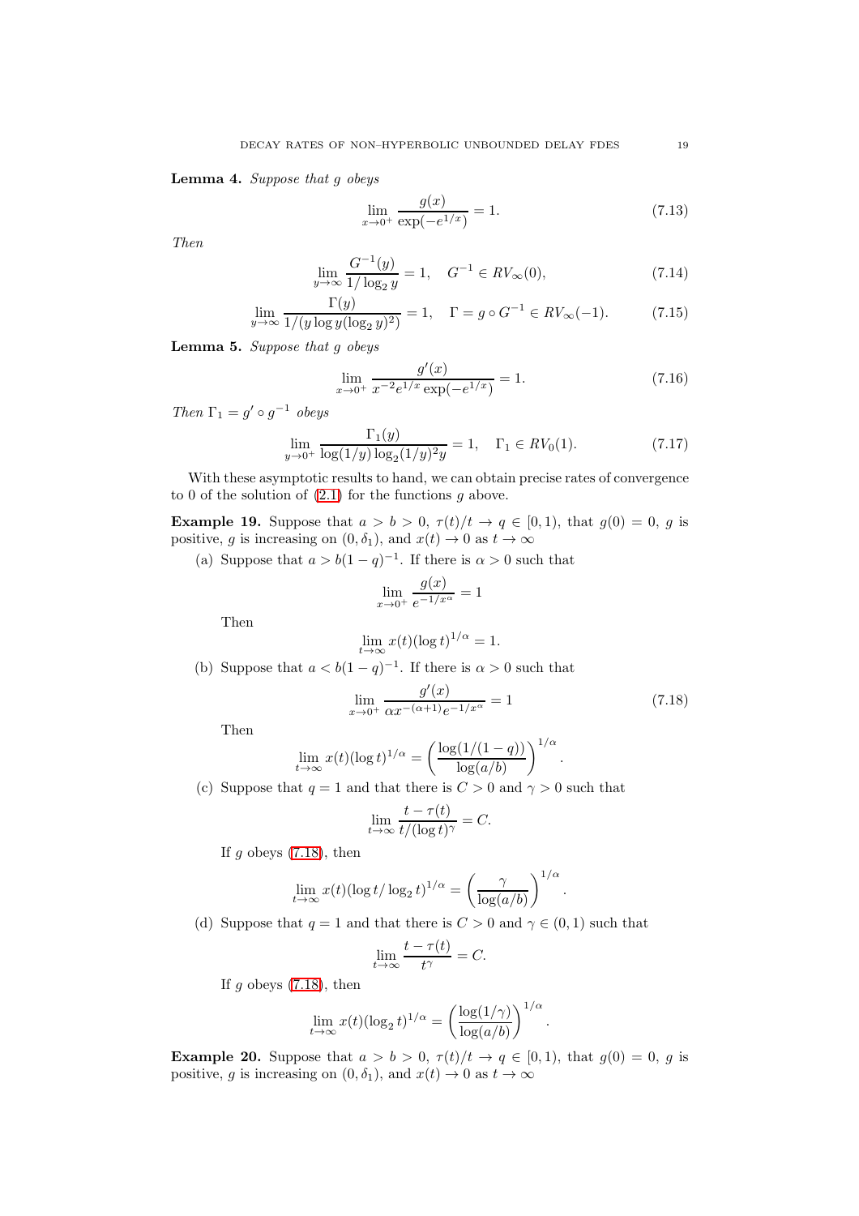**Lemma 4.** *Suppose that $g$ obeys*

$$\lim_{x\to 0^+} \frac{g(x)}{\exp(-e^{1/x})} = 1. \tag{7.13}$$

*Then*

$$\lim_{y\to\infty} \frac{G^{-1}(y)}{1/\log_2 y} = 1, \quad G^{-1} \in RV_\infty(0), \tag{7.14}$$

$$\lim_{y\to\infty} \frac{\Gamma(y)}{1/(y\log y(\log_2 y)^2)} = 1, \quad \Gamma = g\circ G^{-1} \in RV_\infty(-1). \tag{7.15}$$

**Lemma 5.** *Suppose that $g$ obeys*

$$\lim_{x\to 0^+} \frac{g'(x)}{x^{-2}e^{1/x}\exp(-e^{1/x})} = 1. \tag{7.16}$$

*Then $\Gamma_1 = g'\circ g^{-1}$ obeys*

$$\lim_{y\to 0^+} \frac{\Gamma_1(y)}{\log(1/y)\log_2(1/y)^2 y} = 1, \quad \Gamma_1 \in RV_0(1). \tag{7.17}$$

With these asymptotic results to hand, we can obtain precise rates of convergence to 0 of the solution of (2.1) for the functions $g$ above.

**Example 19.** Suppose that $a > b > 0$, $\tau(t)/t \to q \in [0,1)$, that $g(0) = 0$, $g$ is positive, $g$ is increasing on $(0,\delta_1)$, and $x(t) \to 0$ as $t\to\infty$

(a) Suppose that $a > b(1-q)^{-1}$. If there is $\alpha > 0$ such that

$$\lim_{x\to 0^+} \frac{g(x)}{e^{-1/x^\alpha}} = 1$$

Then

$$\lim_{t\to\infty} x(t)(\log t)^{1/\alpha} = 1.$$

(b) Suppose that $a < b(1-q)^{-1}$. If there is $\alpha > 0$ such that

$$\lim_{x\to 0^+} \frac{g'(x)}{\alpha x^{-(\alpha+1)}e^{-1/x^\alpha}} = 1 \tag{7.18}$$

Then

$$\lim_{t\to\infty} x(t)(\log t)^{1/\alpha} = \left(\frac{\log(1/(1-q))}{\log(a/b)}\right)^{1/\alpha}.$$

(c) Suppose that $q = 1$ and that there is $C > 0$ and $\gamma > 0$ such that

$$\lim_{t\to\infty} \frac{t-\tau(t)}{t/(\log t)^\gamma} = C.$$

If $g$ obeys (7.18), then

$$\lim_{t\to\infty} x(t)(\log t/\log_2 t)^{1/\alpha} = \left(\frac{\gamma}{\log(a/b)}\right)^{1/\alpha}.$$

(d) Suppose that $q = 1$ and that there is $C > 0$ and $\gamma \in (0,1)$ such that

$$\lim_{t\to\infty} \frac{t-\tau(t)}{t^\gamma} = C.$$

If $g$ obeys (7.18), then

$$\lim_{t\to\infty} x(t)(\log_2 t)^{1/\alpha} = \left(\frac{\log(1/\gamma)}{\log(a/b)}\right)^{1/\alpha}.$$

**Example 20.** Suppose that $a > b > 0$, $\tau(t)/t \to q \in [0,1)$, that $g(0) = 0$, $g$ is positive, $g$ is increasing on $(0,\delta_1)$, and $x(t) \to 0$ as $t\to\infty$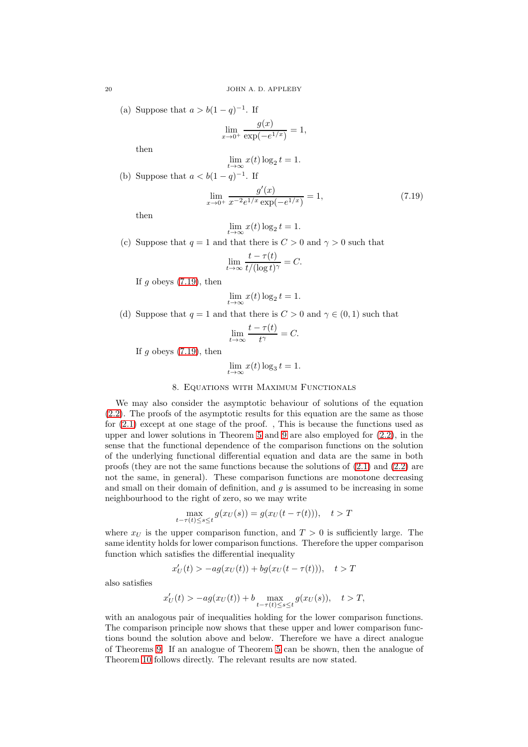(a) Suppose that $a > b(1-q)^{-1}$. If

$$\lim_{x\to 0^+} \frac{g(x)}{\exp(-e^{1/x})} = 1,$$

then

$$\lim_{t\to\infty} x(t)\log_2 t = 1.$$

(b) Suppose that $a < b(1-q)^{-1}$. If

$$\lim_{x\to 0^+} \frac{g'(x)}{x^{-2}e^{1/x}\exp(-e^{1/x})} = 1, \tag{7.19}$$

then

$$\lim_{t\to\infty} x(t)\log_2 t = 1.$$

(c) Suppose that $q = 1$ and that there is $C > 0$ and $\gamma > 0$ such that

$$\lim_{t\to\infty} \frac{t-\tau(t)}{t/(\log t)^\gamma} = C.$$

If $g$ obeys (7.19), then

$$\lim_{t\to\infty} x(t)\log_2 t = 1.$$

(d) Suppose that $q = 1$ and that there is $C > 0$ and $\gamma \in (0,1)$ such that

$$\lim_{t\to\infty} \frac{t-\tau(t)}{t^\gamma} = C.$$

If $g$ obeys (7.19), then

$$\lim_{t\to\infty} x(t)\log_3 t = 1.$$

## 8. Equations with Maximum Functionals

We may also consider the asymptotic behaviour of solutions of the equation (2.2). The proofs of the asymptotic results for this equation are the same as those for (2.1) except at one stage of the proof. , This is because the functions used as upper and lower solutions in Theorem 5 and 9 are also employed for (2.2), in the sense that the functional dependence of the comparison functions on the solution of the underlying functional differential equation and data are the same in both proofs (they are not the same functions because the solutions of (2.1) and (2.2) are not the same, in general). These comparison functions are monotone decreasing and small on their domain of definition, and $g$ is assumed to be increasing in some neighbourhood to the right of zero, so we may write

$$\max_{t-\tau(t)\le s\le t} g(x_U(s)) = g(x_U(t-\tau(t))), \quad t > T$$

where $x_U$ is the upper comparison function, and $T > 0$ is sufficiently large. The same identity holds for lower comparison functions. Therefore the upper comparison function which satisfies the differential inequality

$$x_U'(t) > -ag(x_U(t)) + bg(x_U(t-\tau(t))), \quad t > T$$

also satisfies

$$x_U'(t) > -ag(x_U(t)) + b\max_{t-\tau(t)\le s\le t} g(x_U(s)), \quad t > T,$$

with an analogous pair of inequalities holding for the lower comparison functions. The comparison principle now shows that these upper and lower comparison functions bound the solution above and below. Therefore we have a direct analogue of Theorems 9. If an analogue of Theorem 5 can be shown, then the analogue of Theorem 10 follows directly. The relevant results are now stated.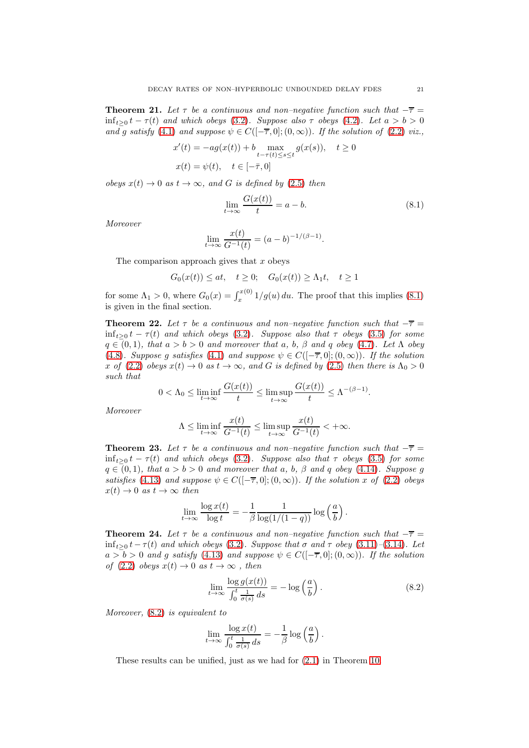**Theorem 21.** *Let $\tau$ be a continuous and non–negative function such that $-\overline{\tau} = \inf_{t\geq 0} t-\tau(t)$ and which obeys (3.2). Suppose also $\tau$ obeys (4.2). Let $a>b>0$ and $g$ satisfy (4.1) and suppose $\psi \in C([-\overline{\tau},0];(0,\infty))$. If the solution of (2.2) viz.,*

$$x'(t) = -ag(x(t)) + b \max_{t-\tau(t)\leq s\leq t} g(x(s)), \quad t\geq 0$$
$$x(t) = \psi(t), \quad t\in[-\bar{\tau},0]$$

*obeys $x(t)\to 0$ as $t\to\infty$, and $G$ is defined by (2.5) then*

$$\lim_{t\to\infty} \frac{G(x(t))}{t} = a-b. \tag{8.1}$$

*Moreover*

$$\lim_{t\to\infty} \frac{x(t)}{G^{-1}(t)} = (a-b)^{-1/(\beta-1)}.$$

The comparison approach gives that $x$ obeys

$$G_0(x(t)) \leq at, \quad t\geq 0; \quad G_0(x(t))\geq \Lambda_1 t, \quad t\geq 1$$

for some $\Lambda_1>0$, where $G_0(x) = \int_x^{x(0)} 1/g(u)\,du$. The proof that this implies (8.1) is given in the final section.

**Theorem 22.** *Let $\tau$ be a continuous and non–negative function such that $-\overline{\tau} = \inf_{t\geq 0} t-\tau(t)$ and which obeys (3.2). Suppose also that $\tau$ obeys (3.5) for some $q\in(0,1)$, that $a>b>0$ and moreover that $a$, $b$, $\beta$ and $q$ obey (4.7). Let $\Lambda$ obey (4.8). Suppose $g$ satisfies (4.1) and suppose $\psi \in C([-\overline{\tau},0];(0,\infty))$. If the solution $x$ of (2.2) obeys $x(t)\to 0$ as $t\to\infty$, and $G$ is defined by (2.5) then there is $\Lambda_0>0$ such that*

$$0<\Lambda_0 \leq \liminf_{t\to\infty} \frac{G(x(t))}{t} \leq \limsup_{t\to\infty} \frac{G(x(t))}{t} \leq \Lambda^{-(\beta-1)}.$$

*Moreover*

$$\Lambda \leq \liminf_{t\to\infty} \frac{x(t)}{G^{-1}(t)} \leq \limsup_{t\to\infty} \frac{x(t)}{G^{-1}(t)} < +\infty.$$

**Theorem 23.** *Let $\tau$ be a continuous and non–negative function such that $-\overline{\tau} = \inf_{t\geq 0} t-\tau(t)$ and which obeys (3.2). Suppose also that $\tau$ obeys (3.5) for some $q\in(0,1)$, that $a>b>0$ and moreover that $a$, $b$, $\beta$ and $q$ obey (4.14). Suppose $g$ satisfies (4.13) and suppose $\psi \in C([-\overline{\tau},0];(0,\infty))$. If the solution $x$ of (2.2) obeys $x(t)\to 0$ as $t\to\infty$ then*

$$\lim_{t\to\infty} \frac{\log x(t)}{\log t} = -\frac{1}{\beta}\frac{1}{\log(1/(1-q))}\log\left(\frac{a}{b}\right).$$

**Theorem 24.** *Let $\tau$ be a continuous and non–negative function such that $-\overline{\tau} = \inf_{t\geq 0} t-\tau(t)$ and which obeys (3.2). Suppose that $\sigma$ and $\tau$ obey (3.11)–(3.14). Let $a>b>0$ and $g$ satisfy (4.13) and suppose $\psi \in C([-\overline{\tau},0];(0,\infty))$. If the solution of (2.2) obeys $x(t)\to 0$ as $t\to\infty$ , then*

$$\lim_{t\to\infty} \frac{\log g(x(t))}{\int_0^t \frac{1}{\sigma(s)}\,ds} = -\log\left(\frac{a}{b}\right). \tag{8.2}$$

*Moreover, (8.2) is equivalent to*

$$\lim_{t\to\infty} \frac{\log x(t)}{\int_0^t \frac{1}{\sigma(s)}\,ds} = -\frac{1}{\beta}\log\left(\frac{a}{b}\right).$$

These results can be unified, just as we had for (2.1) in Theorem 10.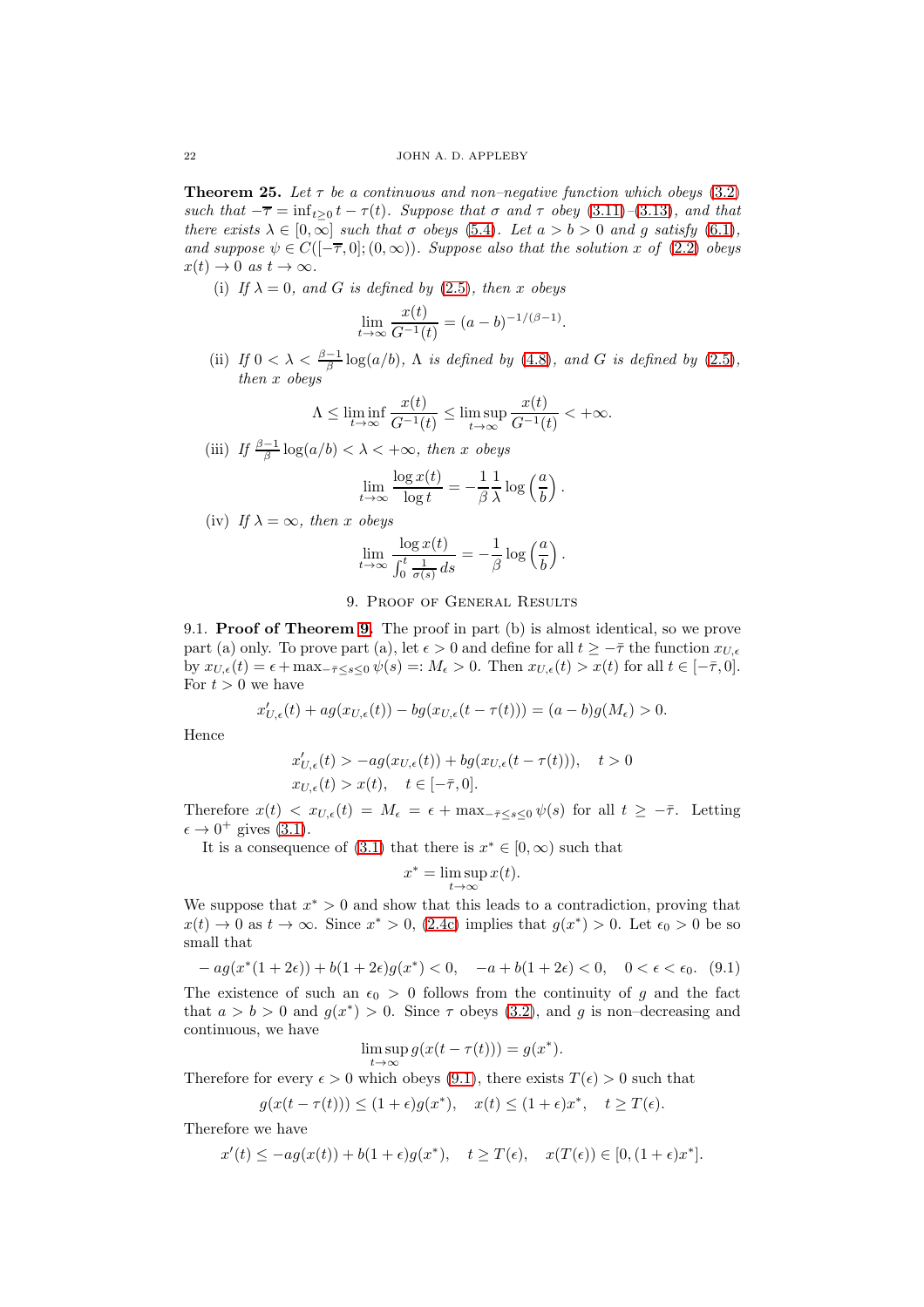**Theorem 25.** *Let $\tau$ be a continuous and non–negative function which obeys (3.2) such that $-\overline{\tau} = \inf_{t\geq 0} t - \tau(t)$. Suppose that $\sigma$ and $\tau$ obey (3.11)–(3.13), and that there exists $\lambda \in [0,\infty]$ such that $\sigma$ obeys (5.4). Let $a > b > 0$ and $g$ satisfy (6.1), and suppose $\psi \in C([-\overline{\tau}, 0]; (0,\infty))$. Suppose also that the solution $x$ of (2.2) obeys $x(t) \to 0$ as $t \to \infty$.*

(i) *If $\lambda = 0$, and $G$ is defined by (2.5), then $x$ obeys*

$$\lim_{t\to\infty} \frac{x(t)}{G^{-1}(t)} = (a-b)^{-1/(\beta-1)}.$$

(ii) *If $0 < \lambda < \frac{\beta-1}{\beta}\log(a/b)$, $\Lambda$ is defined by (4.8), and $G$ is defined by (2.5), then $x$ obeys*

$$\Lambda \leq \liminf_{t\to\infty} \frac{x(t)}{G^{-1}(t)} \leq \limsup_{t\to\infty} \frac{x(t)}{G^{-1}(t)} < +\infty.$$

(iii) *If $\frac{\beta-1}{\beta}\log(a/b) < \lambda < +\infty$, then $x$ obeys*

$$\lim_{t\to\infty} \frac{\log x(t)}{\log t} = -\frac{1}{\beta}\frac{1}{\lambda}\log\left(\frac{a}{b}\right).$$

(iv) *If $\lambda = \infty$, then $x$ obeys*

$$\lim_{t\to\infty} \frac{\log x(t)}{\int_0^t \frac{1}{\sigma(s)}\,ds} = -\frac{1}{\beta}\log\left(\frac{a}{b}\right).$$

## 9. Proof of General Results

### 9.1. Proof of Theorem 9.

The proof in part (b) is almost identical, so we prove part (a) only. To prove part (a), let $\epsilon > 0$ and define for all $t \geq -\bar{\tau}$ the function $x_{U,\epsilon}$ by $x_{U,\epsilon}(t) = \epsilon + \max_{-\bar{\tau}\leq s\leq 0}\psi(s) =: M_\epsilon > 0$. Then $x_{U,\epsilon}(t) > x(t)$ for all $t \in [-\bar{\tau}, 0]$. For $t > 0$ we have

$$x_{U,\epsilon}'(t) + ag(x_{U,\epsilon}(t)) - bg(x_{U,\epsilon}(t-\tau(t))) = (a-b)g(M_\epsilon) > 0.$$

Hence

$$x_{U,\epsilon}'(t) > -ag(x_{U,\epsilon}(t)) + bg(x_{U,\epsilon}(t-\tau(t))), \quad t > 0$$
$$x_{U,\epsilon}(t) > x(t), \quad t \in [-\bar{\tau}, 0].$$

Therefore $x(t) < x_{U,\epsilon}(t) = M_\epsilon = \epsilon + \max_{-\bar{\tau}\leq s\leq 0}\psi(s)$ for all $t \geq -\bar{\tau}$. Letting $\epsilon \to 0^+$ gives (3.1).

It is a consequence of (3.1) that there is $x^* \in [0,\infty)$ such that

$$x^* = \limsup_{t\to\infty} x(t).$$

We suppose that $x^* > 0$ and show that this leads to a contradiction, proving that $x(t) \to 0$ as $t \to \infty$. Since $x^* > 0$, (2.4c) implies that $g(x^*) > 0$. Let $\epsilon_0 > 0$ be so small that

$$-ag(x^*(1+2\epsilon)) + b(1+2\epsilon)g(x^*) < 0, \quad -a + b(1+2\epsilon) < 0, \quad 0 < \epsilon < \epsilon_0. \quad (9.1)$$

The existence of such an $\epsilon_0 > 0$ follows from the continuity of $g$ and the fact that $a > b > 0$ and $g(x^*) > 0$. Since $\tau$ obeys (3.2), and $g$ is non–decreasing and continuous, we have

$$\limsup_{t\to\infty} g(x(t-\tau(t))) = g(x^*).$$

Therefore for every $\epsilon > 0$ which obeys (9.1), there exists $T(\epsilon) > 0$ such that

$$g(x(t-\tau(t))) \leq (1+\epsilon)g(x^*), \quad x(t) \leq (1+\epsilon)x^*, \quad t \geq T(\epsilon).$$

Therefore we have

$$x'(t) \leq -ag(x(t)) + b(1+\epsilon)g(x^*), \quad t \geq T(\epsilon), \quad x(T(\epsilon)) \in [0, (1+\epsilon)x^*].$$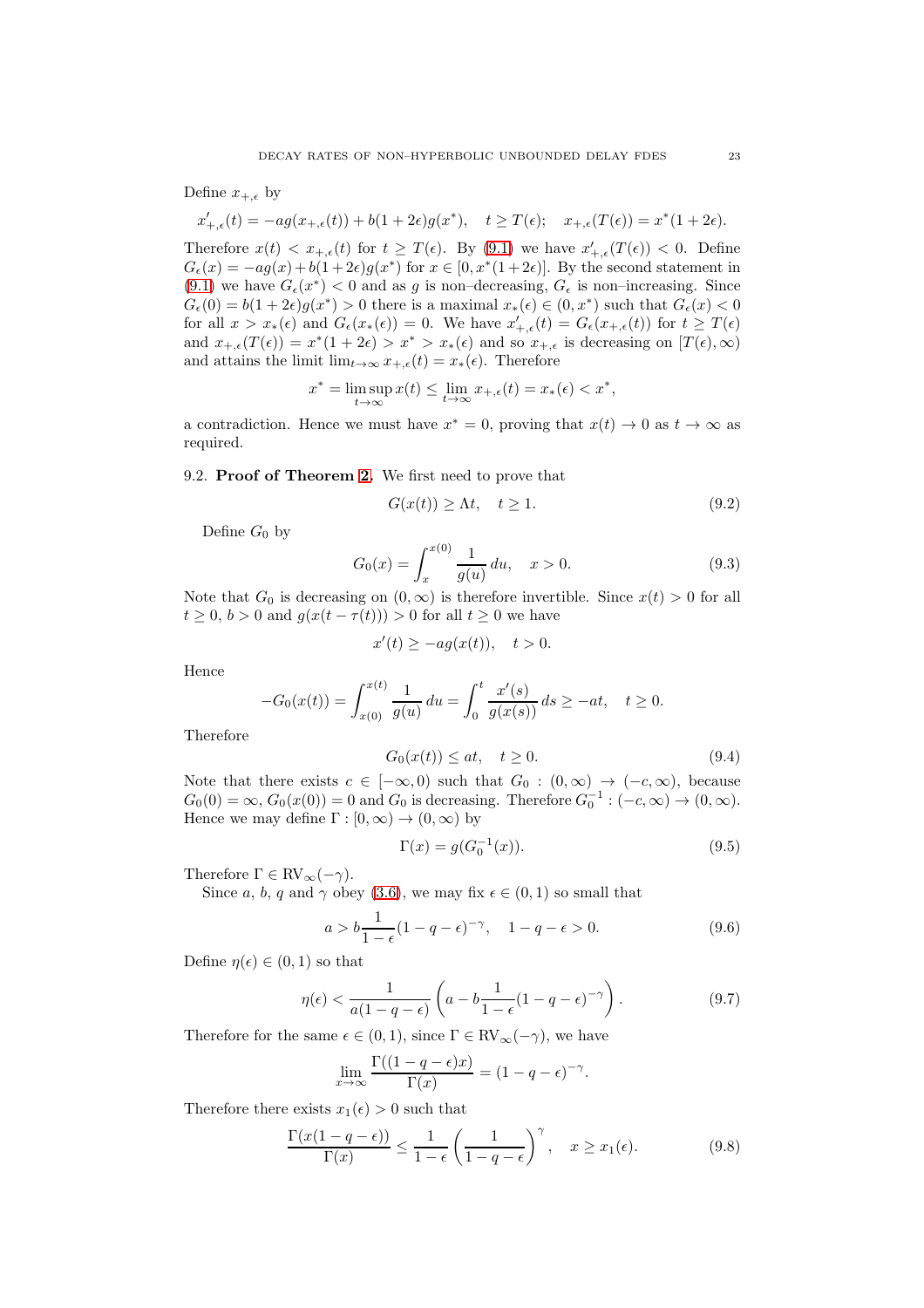Define $x_{+,\epsilon}$ by

$$x'_{+,\epsilon}(t) = -ag(x_{+,\epsilon}(t)) + b(1+2\epsilon)g(x^*), \quad t \geq T(\epsilon); \quad x_{+,\epsilon}(T(\epsilon)) = x^*(1+2\epsilon).$$

Therefore $x(t) < x_{+,\epsilon}(t)$ for $t \geq T(\epsilon)$. By (9.1) we have $x'_{+,\epsilon}(T(\epsilon)) < 0$. Define $G_\epsilon(x) = -ag(x) + b(1+2\epsilon)g(x^*)$ for $x \in [0, x^*(1+2\epsilon)]$. By the second statement in (9.1) we have $G_\epsilon(x^*) < 0$ and as $g$ is non–decreasing, $G_\epsilon$ is non–increasing. Since $G_\epsilon(0) = b(1+2\epsilon)g(x^*) > 0$ there is a maximal $x_*(\epsilon) \in (0, x^*)$ such that $G_\epsilon(x) < 0$ for all $x > x_*(\epsilon)$ and $G_\epsilon(x_*(\epsilon)) = 0$. We have $x'_{+,\epsilon}(t) = G_\epsilon(x_{+,\epsilon}(t))$ for $t \geq T(\epsilon)$ and $x_{+,\epsilon}(T(\epsilon)) = x^*(1+2\epsilon) > x^* > x_*(\epsilon)$ and so $x_{+,\epsilon}$ is decreasing on $[T(\epsilon), \infty)$ and attains the limit $\lim_{t\to\infty} x_{+,\epsilon}(t) = x_*(\epsilon)$. Therefore

$$x^* = \limsup_{t\to\infty} x(t) \leq \lim_{t\to\infty} x_{+,\epsilon}(t) = x_*(\epsilon) < x^*,$$

a contradiction. Hence we must have $x^* = 0$, proving that $x(t) \to 0$ as $t \to \infty$ as required.

9.2. **Proof of Theorem 2.** We first need to prove that

$$G(x(t)) \geq \Lambda t, \quad t \geq 1. \tag{9.2}$$

Define $G_0$ by

$$G_0(x) = \int_x^{x(0)} \frac{1}{g(u)}\, du, \quad x > 0. \tag{9.3}$$

Note that $G_0$ is decreasing on $(0,\infty)$ is therefore invertible. Since $x(t) > 0$ for all $t \geq 0$, $b > 0$ and $g(x(t-\tau(t))) > 0$ for all $t \geq 0$ we have

$$x'(t) \geq -ag(x(t)), \quad t > 0.$$

Hence

$$-G_0(x(t)) = \int_{x(0)}^{x(t)} \frac{1}{g(u)}\, du = \int_0^t \frac{x'(s)}{g(x(s))}\, ds \geq -at, \quad t \geq 0.$$

Therefore

$$G_0(x(t)) \leq at, \quad t \geq 0. \tag{9.4}$$

Note that there exists $c \in [-\infty, 0)$ such that $G_0 : (0,\infty) \to (-c, \infty)$, because $G_0(0) = \infty$, $G_0(x(0)) = 0$ and $G_0$ is decreasing. Therefore $G_0^{-1} : (-c, \infty) \to (0, \infty)$. Hence we may define $\Gamma : [0,\infty) \to (0,\infty)$ by

$$\Gamma(x) = g(G_0^{-1}(x)). \tag{9.5}$$

Therefore $\Gamma \in \text{RV}_\infty(-\gamma)$.

Since $a$, $b$, $q$ and $\gamma$ obey (3.6), we may fix $\epsilon \in (0,1)$ so small that

$$a > b\frac{1}{1-\epsilon}(1-q-\epsilon)^{-\gamma}, \quad 1 - q - \epsilon > 0. \tag{9.6}$$

Define $\eta(\epsilon) \in (0,1)$ so that

$$\eta(\epsilon) < \frac{1}{a(1-q-\epsilon)}\left(a - b\frac{1}{1-\epsilon}(1-q-\epsilon)^{-\gamma}\right). \tag{9.7}$$

Therefore for the same $\epsilon \in (0,1)$, since $\Gamma \in \text{RV}_\infty(-\gamma)$, we have

$$\lim_{x\to\infty} \frac{\Gamma((1-q-\epsilon)x)}{\Gamma(x)} = (1-q-\epsilon)^{-\gamma}.$$

Therefore there exists $x_1(\epsilon) > 0$ such that

$$\frac{\Gamma(x(1-q-\epsilon))}{\Gamma(x)} \leq \frac{1}{1-\epsilon}\left(\frac{1}{1-q-\epsilon}\right)^\gamma, \quad x \geq x_1(\epsilon). \tag{9.8}$$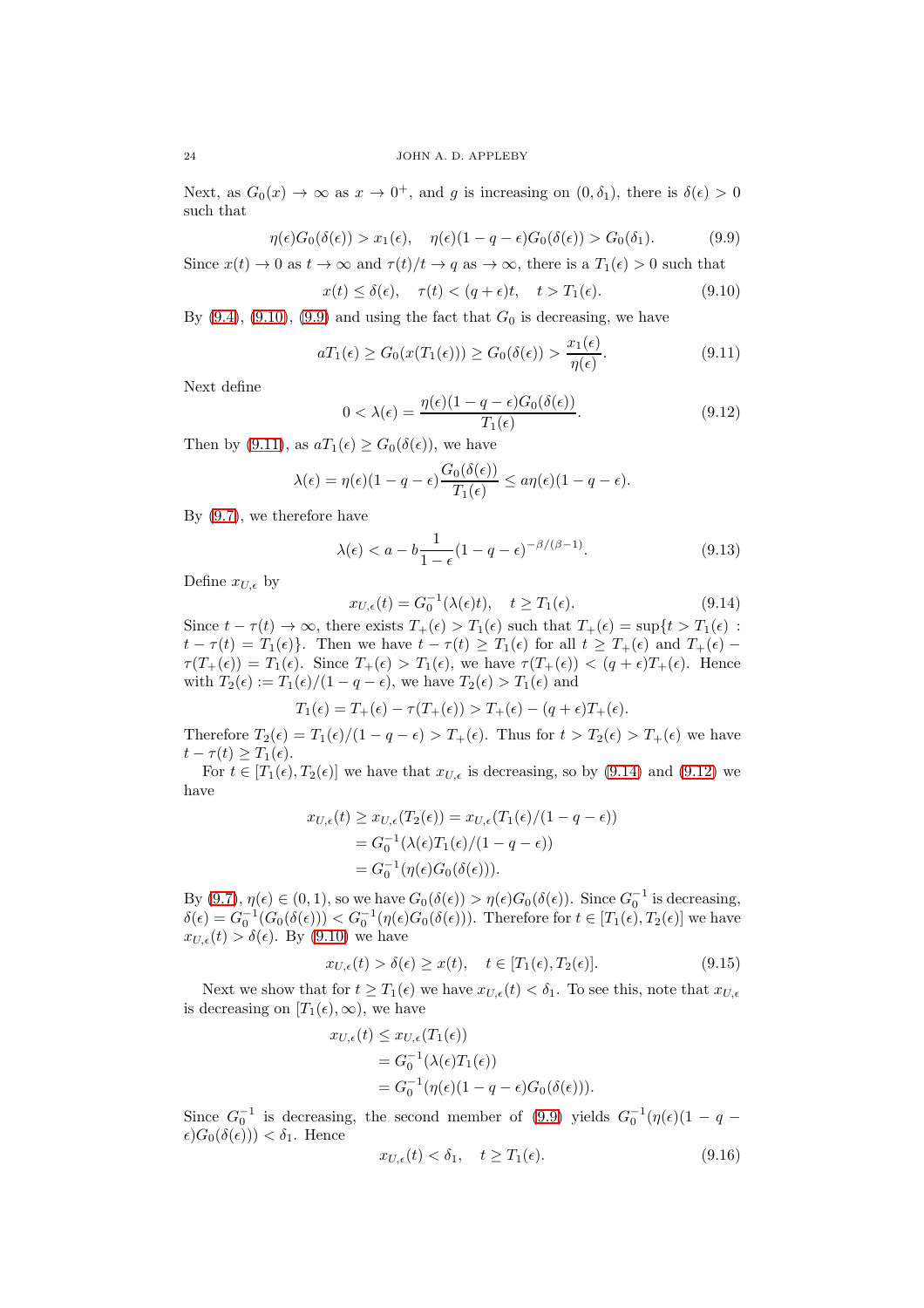Next, as $G_0(x) \to \infty$ as $x \to 0^+$, and $g$ is increasing on $(0, \delta_1)$, there is $\delta(\epsilon) > 0$ such that

$$\eta(\epsilon) G_0(\delta(\epsilon)) > x_1(\epsilon), \quad \eta(\epsilon)(1 - q - \epsilon) G_0(\delta(\epsilon)) > G_0(\delta_1). \tag{9.9}$$

Since $x(t) \to 0$ as $t \to \infty$ and $\tau(t)/t \to q$ as $\to \infty$, there is a $T_1(\epsilon) > 0$ such that

$$x(t) \le \delta(\epsilon), \quad \tau(t) < (q + \epsilon)t, \quad t > T_1(\epsilon). \tag{9.10}$$

By (9.4), (9.10), (9.9) and using the fact that $G_0$ is decreasing, we have

$$aT_1(\epsilon) \ge G_0(x(T_1(\epsilon))) \ge G_0(\delta(\epsilon)) > \frac{x_1(\epsilon)}{\eta(\epsilon)}. \tag{9.11}$$

Next define

$$0 < \lambda(\epsilon) = \frac{\eta(\epsilon)(1 - q - \epsilon) G_0(\delta(\epsilon))}{T_1(\epsilon)}. \tag{9.12}$$

Then by (9.11), as $aT_1(\epsilon) \ge G_0(\delta(\epsilon))$, we have

$$\lambda(\epsilon) = \eta(\epsilon)(1 - q - \epsilon) \frac{G_0(\delta(\epsilon))}{T_1(\epsilon)} \le a\eta(\epsilon)(1 - q - \epsilon).$$

By (9.7), we therefore have

$$\lambda(\epsilon) < a - b\frac{1}{1 - \epsilon}(1 - q - \epsilon)^{-\beta/(\beta - 1)}. \tag{9.13}$$

Define $x_{U,\epsilon}$ by

$$x_{U,\epsilon}(t) = G_0^{-1}(\lambda(\epsilon)t), \quad t \ge T_1(\epsilon). \tag{9.14}$$

Since $t - \tau(t) \to \infty$, there exists $T_+(\epsilon) > T_1(\epsilon)$ such that $T_+(\epsilon) = \sup\{t > T_1(\epsilon) : t - \tau(t) = T_1(\epsilon)\}$. Then we have $t - \tau(t) \ge T_1(\epsilon)$ for all $t \ge T_+(\epsilon)$ and $T_+(\epsilon) - \tau(T_+(\epsilon)) = T_1(\epsilon)$. Since $T_+(\epsilon) > T_1(\epsilon)$, we have $\tau(T_+(\epsilon)) < (q + \epsilon)T_+(\epsilon)$. Hence with $T_2(\epsilon) := T_1(\epsilon)/(1 - q - \epsilon)$, we have $T_2(\epsilon) > T_1(\epsilon)$ and

$$T_1(\epsilon) = T_+(\epsilon) - \tau(T_+(\epsilon)) > T_+(\epsilon) - (q + \epsilon)T_+(\epsilon).$$

Therefore $T_2(\epsilon) = T_1(\epsilon)/(1 - q - \epsilon) > T_+(\epsilon)$. Thus for $t > T_2(\epsilon) > T_+(\epsilon)$ we have $t - \tau(t) \ge T_1(\epsilon)$.

For $t \in [T_1(\epsilon), T_2(\epsilon)]$ we have that $x_{U,\epsilon}$ is decreasing, so by (9.14) and (9.12) we have

$$\begin{aligned}
x_{U,\epsilon}(t) &\ge x_{U,\epsilon}(T_2(\epsilon)) = x_{U,\epsilon}(T_1(\epsilon)/(1 - q - \epsilon)) \\
&= G_0^{-1}(\lambda(\epsilon)T_1(\epsilon)/(1 - q - \epsilon)) \\
&= G_0^{-1}(\eta(\epsilon)G_0(\delta(\epsilon))).
\end{aligned}$$

By (9.7), $\eta(\epsilon) \in (0, 1)$, so we have $G_0(\delta(\epsilon)) > \eta(\epsilon)G_0(\delta(\epsilon))$. Since $G_0^{-1}$ is decreasing, $\delta(\epsilon) = G_0^{-1}(G_0(\delta(\epsilon))) < G_0^{-1}(\eta(\epsilon)G_0(\delta(\epsilon)))$. Therefore for $t \in [T_1(\epsilon), T_2(\epsilon)]$ we have $x_{U,\epsilon}(t) > \delta(\epsilon)$. By (9.10) we have

$$x_{U,\epsilon}(t) > \delta(\epsilon) \ge x(t), \quad t \in [T_1(\epsilon), T_2(\epsilon)]. \tag{9.15}$$

Next we show that for $t \ge T_1(\epsilon)$ we have $x_{U,\epsilon}(t) < \delta_1$. To see this, note that $x_{U,\epsilon}$ is decreasing on $[T_1(\epsilon), \infty)$, we have

$$\begin{aligned}
x_{U,\epsilon}(t) &\le x_{U,\epsilon}(T_1(\epsilon)) \\
&= G_0^{-1}(\lambda(\epsilon)T_1(\epsilon)) \\
&= G_0^{-1}(\eta(\epsilon)(1 - q - \epsilon)G_0(\delta(\epsilon))).
\end{aligned}$$

Since $G_0^{-1}$ is decreasing, the second member of (9.9) yields $G_0^{-1}(\eta(\epsilon)(1 - q - \epsilon)G_0(\delta(\epsilon))) < \delta_1$. Hence

$$x_{U,\epsilon}(t) < \delta_1, \quad t \ge T_1(\epsilon). \tag{9.16}$$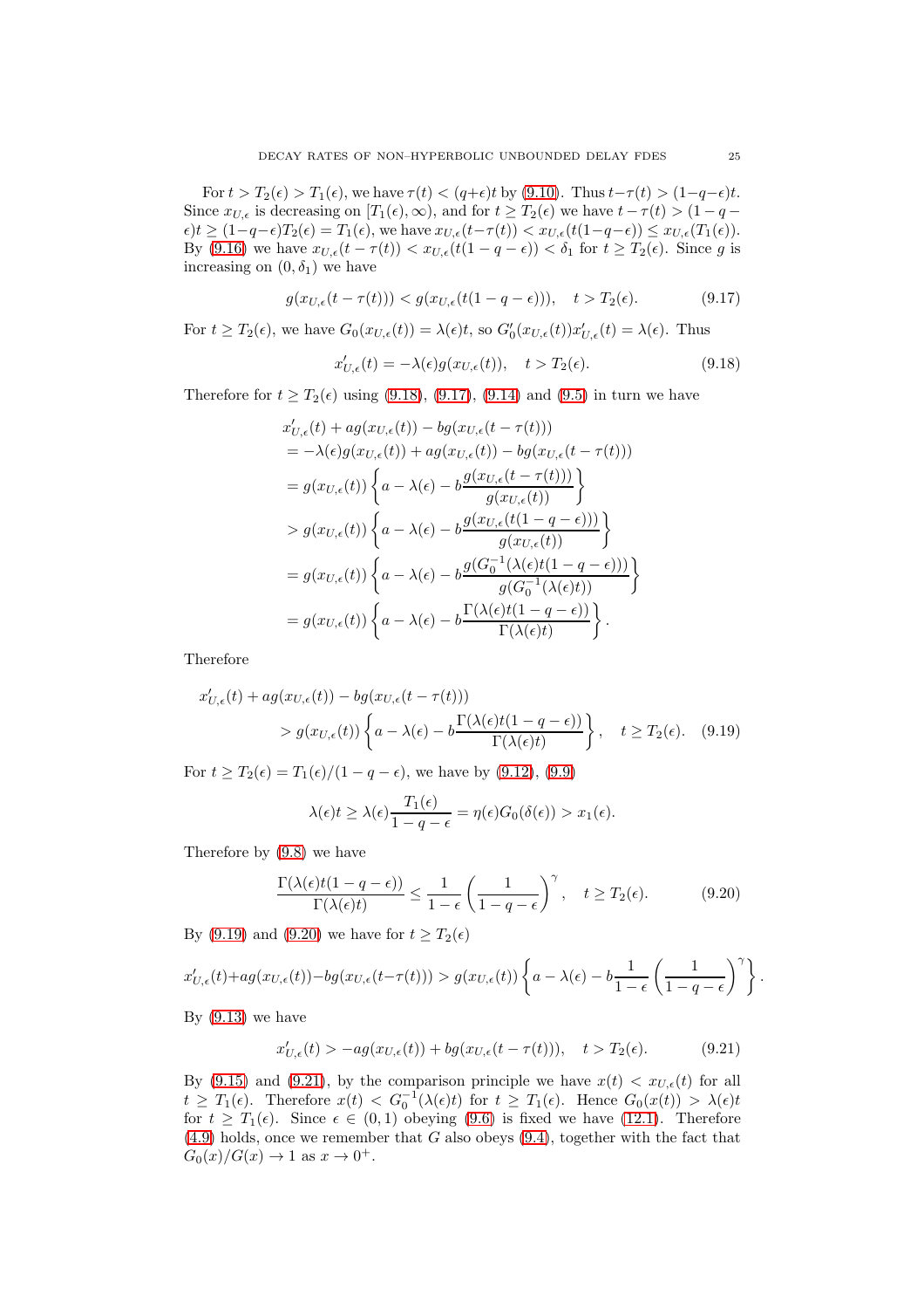For $t > T_2(\epsilon) > T_1(\epsilon)$, we have $\tau(t) < (q+\epsilon)t$ by (9.10). Thus $t-\tau(t) > (1-q-\epsilon)t$. Since $x_{U,\epsilon}$ is decreasing on $[T_1(\epsilon),\infty)$, and for $t \geq T_2(\epsilon)$ we have $t-\tau(t) > (1-q-\epsilon)t \geq (1-q-\epsilon)T_2(\epsilon) = T_1(\epsilon)$, we have $x_{U,\epsilon}(t-\tau(t)) < x_{U,\epsilon}(t(1-q-\epsilon)) \leq x_{U,\epsilon}(T_1(\epsilon))$. By (9.16) we have $x_{U,\epsilon}(t-\tau(t)) < x_{U,\epsilon}(t(1-q-\epsilon)) < \delta_1$ for $t \geq T_2(\epsilon)$. Since $g$ is increasing on $(0,\delta_1)$ we have

$$g(x_{U,\epsilon}(t-\tau(t))) < g(x_{U,\epsilon}(t(1-q-\epsilon))), \quad t > T_2(\epsilon). \tag{9.17}$$

For $t \geq T_2(\epsilon)$, we have $G_0(x_{U,\epsilon}(t)) = \lambda(\epsilon)t$, so $G_0'(x_{U,\epsilon}(t))x_{U,\epsilon}'(t) = \lambda(\epsilon)$. Thus

$$x_{U,\epsilon}'(t) = -\lambda(\epsilon)g(x_{U,\epsilon}(t)), \quad t > T_2(\epsilon). \tag{9.18}$$

Therefore for $t \geq T_2(\epsilon)$ using (9.18), (9.17), (9.14) and (9.5) in turn we have

$$\begin{aligned}
&x_{U,\epsilon}'(t) + ag(x_{U,\epsilon}(t)) - bg(x_{U,\epsilon}(t-\tau(t))) \\
&= -\lambda(\epsilon)g(x_{U,\epsilon}(t)) + ag(x_{U,\epsilon}(t)) - bg(x_{U,\epsilon}(t-\tau(t))) \\
&= g(x_{U,\epsilon}(t))\left\{a - \lambda(\epsilon) - b\frac{g(x_{U,\epsilon}(t-\tau(t)))}{g(x_{U,\epsilon}(t))}\right\} \\
&> g(x_{U,\epsilon}(t))\left\{a - \lambda(\epsilon) - b\frac{g(x_{U,\epsilon}(t(1-q-\epsilon)))}{g(x_{U,\epsilon}(t))}\right\} \\
&= g(x_{U,\epsilon}(t))\left\{a - \lambda(\epsilon) - b\frac{g(G_0^{-1}(\lambda(\epsilon)t(1-q-\epsilon)))}{g(G_0^{-1}(\lambda(\epsilon)t))}\right\} \\
&= g(x_{U,\epsilon}(t))\left\{a - \lambda(\epsilon) - b\frac{\Gamma(\lambda(\epsilon)t(1-q-\epsilon))}{\Gamma(\lambda(\epsilon)t)}\right\}.
\end{aligned}$$

Therefore

$$\begin{aligned}
&x_{U,\epsilon}'(t) + ag(x_{U,\epsilon}(t)) - bg(x_{U,\epsilon}(t-\tau(t))) \\
&\qquad > g(x_{U,\epsilon}(t))\left\{a - \lambda(\epsilon) - b\frac{\Gamma(\lambda(\epsilon)t(1-q-\epsilon))}{\Gamma(\lambda(\epsilon)t)}\right\}, \quad t \geq T_2(\epsilon).
\end{aligned} \tag{9.19}$$

For $t \geq T_2(\epsilon) = T_1(\epsilon)/(1-q-\epsilon)$, we have by (9.12), (9.9)

$$\lambda(\epsilon)t \geq \lambda(\epsilon)\frac{T_1(\epsilon)}{1-q-\epsilon} = \eta(\epsilon)G_0(\delta(\epsilon)) > x_1(\epsilon).$$

Therefore by (9.8) we have

$$\frac{\Gamma(\lambda(\epsilon)t(1-q-\epsilon))}{\Gamma(\lambda(\epsilon)t)} \leq \frac{1}{1-\epsilon}\left(\frac{1}{1-q-\epsilon}\right)^{\gamma}, \quad t \geq T_2(\epsilon). \tag{9.20}$$

By (9.19) and (9.20) we have for $t \geq T_2(\epsilon)$

$$x_{U,\epsilon}'(t) + ag(x_{U,\epsilon}(t)) - bg(x_{U,\epsilon}(t-\tau(t))) > g(x_{U,\epsilon}(t))\left\{a - \lambda(\epsilon) - b\frac{1}{1-\epsilon}\left(\frac{1}{1-q-\epsilon}\right)^{\gamma}\right\}.$$

By (9.13) we have

$$x_{U,\epsilon}'(t) > -ag(x_{U,\epsilon}(t)) + bg(x_{U,\epsilon}(t-\tau(t))), \quad t > T_2(\epsilon). \tag{9.21}$$

By (9.15) and (9.21), by the comparison principle we have $x(t) < x_{U,\epsilon}(t)$ for all $t \geq T_1(\epsilon)$. Therefore $x(t) < G_0^{-1}(\lambda(\epsilon)t)$ for $t \geq T_1(\epsilon)$. Hence $G_0(x(t)) > \lambda(\epsilon)t$ for $t \geq T_1(\epsilon)$. Since $\epsilon \in (0,1)$ obeying (9.6) is fixed we have (12.1). Therefore (4.9) holds, once we remember that $G$ also obeys (9.4), together with the fact that $G_0(x)/G(x) \to 1$ as $x \to 0^+$.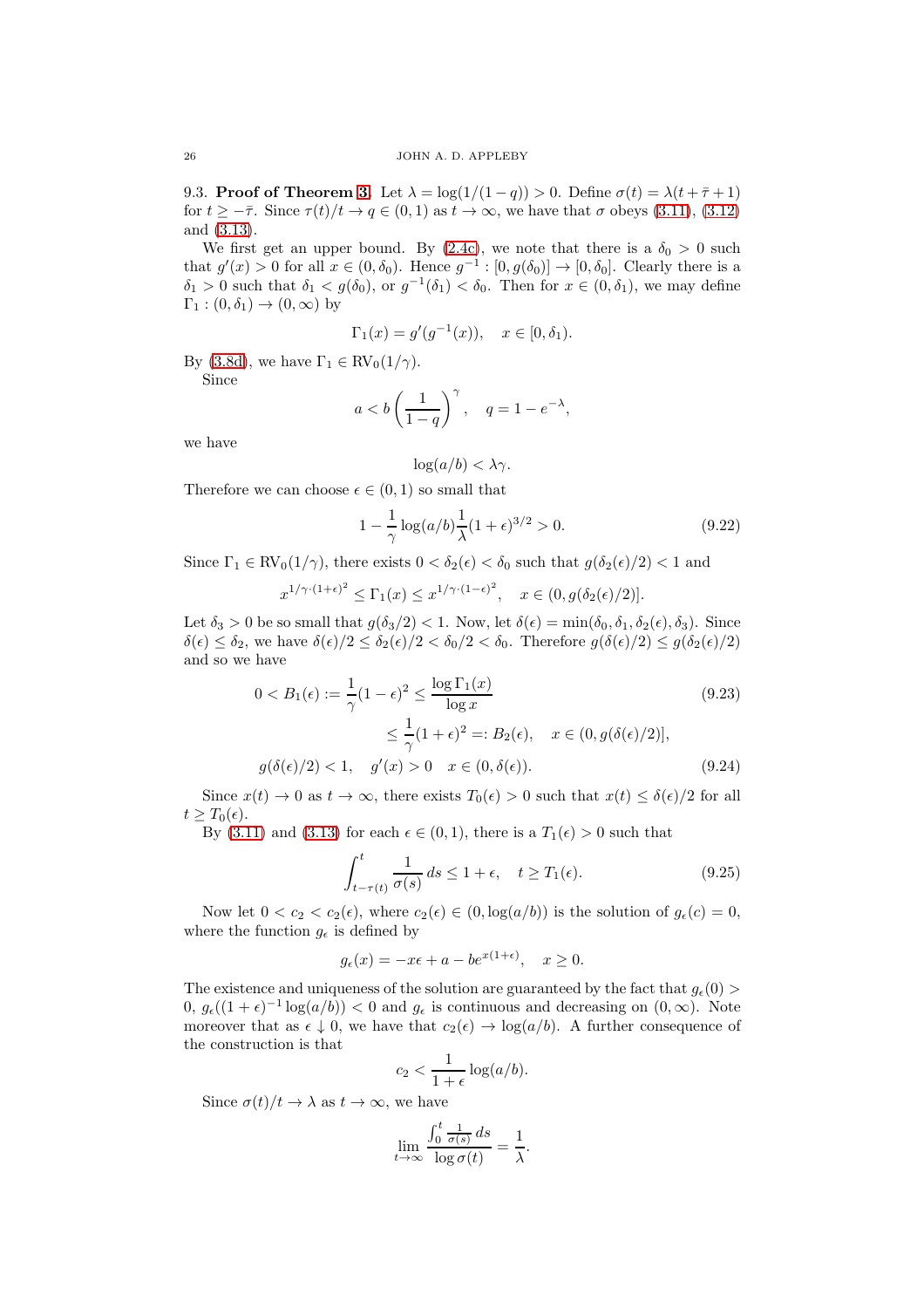9.3. **Proof of Theorem 3.** Let $\lambda = \log(1/(1-q)) > 0$. Define $\sigma(t) = \lambda(t + \bar{\tau} + 1)$ for $t \geq -\bar{\tau}$. Since $\tau(t)/t \to q \in (0,1)$ as $t \to \infty$, we have that $\sigma$ obeys (3.11), (3.12) and (3.13).

We first get an upper bound. By (2.4c), we note that there is a $\delta_0 > 0$ such that $g'(x) > 0$ for all $x \in (0, \delta_0)$. Hence $g^{-1} : [0, g(\delta_0)] \to [0, \delta_0]$. Clearly there is a $\delta_1 > 0$ such that $\delta_1 < g(\delta_0)$, or $g^{-1}(\delta_1) < \delta_0$. Then for $x \in (0, \delta_1)$, we may define $\Gamma_1 : (0, \delta_1) \to (0, \infty)$ by

$$\Gamma_1(x) = g'(g^{-1}(x)), \quad x \in [0, \delta_1).$$

By (3.8d), we have $\Gamma_1 \in \text{RV}_0(1/\gamma)$.

Since

$$a < b\left(\frac{1}{1-q}\right)^{\gamma}, \quad q = 1 - e^{-\lambda},$$

we have

$$\log(a/b) < \lambda\gamma.$$

Therefore we can choose $\epsilon \in (0,1)$ so small that

$$1 - \frac{1}{\gamma}\log(a/b)\frac{1}{\lambda}(1+\epsilon)^{3/2} > 0. \tag{9.22}$$

Since $\Gamma_1 \in \text{RV}_0(1/\gamma)$, there exists $0 < \delta_2(\epsilon) < \delta_0$ such that $g(\delta_2(\epsilon)/2) < 1$ and

$$x^{1/\gamma\cdot(1+\epsilon)^2} \leq \Gamma_1(x) \leq x^{1/\gamma\cdot(1-\epsilon)^2}, \quad x \in (0, g(\delta_2(\epsilon)/2)].$$

Let $\delta_3 > 0$ be so small that $g(\delta_3/2) < 1$. Now, let $\delta(\epsilon) = \min(\delta_0, \delta_1, \delta_2(\epsilon), \delta_3)$. Since $\delta(\epsilon) \leq \delta_2$, we have $\delta(\epsilon)/2 \leq \delta_2(\epsilon)/2 < \delta_0/2 < \delta_0$. Therefore $g(\delta(\epsilon)/2) \leq g(\delta_2(\epsilon)/2)$ and so we have

$$0 < B_1(\epsilon) := \frac{1}{\gamma}(1-\epsilon)^2 \leq \frac{\log\Gamma_1(x)}{\log x} \tag{9.23}$$
$$\leq \frac{1}{\gamma}(1+\epsilon)^2 =: B_2(\epsilon), \quad x \in (0, g(\delta(\epsilon)/2)],$$

$$g(\delta(\epsilon)/2) < 1, \quad g'(x) > 0 \quad x \in (0, \delta(\epsilon)). \tag{9.24}$$

Since $x(t) \to 0$ as $t \to \infty$, there exists $T_0(\epsilon) > 0$ such that $x(t) \leq \delta(\epsilon)/2$ for all $t \geq T_0(\epsilon)$.

By (3.11) and (3.13) for each $\epsilon \in (0,1)$, there is a $T_1(\epsilon) > 0$ such that

$$\int_{t-\tau(t)}^{t} \frac{1}{\sigma(s)}\,ds \leq 1 + \epsilon, \quad t \geq T_1(\epsilon). \tag{9.25}$$

Now let $0 < c_2 < c_2(\epsilon)$, where $c_2(\epsilon) \in (0, \log(a/b))$ is the solution of $g_\epsilon(c) = 0$, where the function $g_\epsilon$ is defined by

$$g_\epsilon(x) = -x\epsilon + a - be^{x(1+\epsilon)}, \quad x \geq 0.$$

The existence and uniqueness of the solution are guaranteed by the fact that $g_\epsilon(0) > 0$, $g_\epsilon((1+\epsilon)^{-1}\log(a/b)) < 0$ and $g_\epsilon$ is continuous and decreasing on $(0, \infty)$. Note moreover that as $\epsilon \downarrow 0$, we have that $c_2(\epsilon) \to \log(a/b)$. A further consequence of the construction is that

$$c_2 < \frac{1}{1+\epsilon}\log(a/b).$$

Since $\sigma(t)/t \to \lambda$ as $t \to \infty$, we have

$$\lim_{t\to\infty} \frac{\int_0^t \frac{1}{\sigma(s)}\,ds}{\log\sigma(t)} = \frac{1}{\lambda}.$$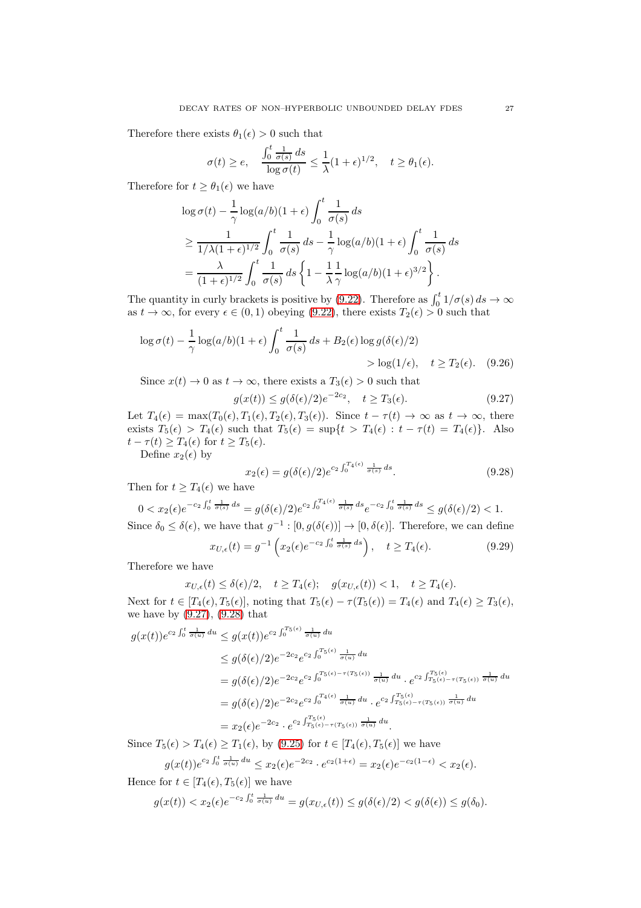Therefore there exists $\theta_1(\epsilon) > 0$ such that

$$\sigma(t) \geq e, \quad \frac{\int_0^t \frac{1}{\sigma(s)}\,ds}{\log \sigma(t)} \leq \frac{1}{\lambda}(1+\epsilon)^{1/2}, \quad t \geq \theta_1(\epsilon).$$

Therefore for $t \geq \theta_1(\epsilon)$ we have

$$\begin{aligned}
&\log \sigma(t) - \frac{1}{\gamma}\log(a/b)(1+\epsilon)\int_0^t \frac{1}{\sigma(s)}\,ds \\
&\geq \frac{1}{1/\lambda(1+\epsilon)^{1/2}}\int_0^t \frac{1}{\sigma(s)}\,ds - \frac{1}{\gamma}\log(a/b)(1+\epsilon)\int_0^t \frac{1}{\sigma(s)}\,ds \\
&= \frac{\lambda}{(1+\epsilon)^{1/2}}\int_0^t \frac{1}{\sigma(s)}\,ds\left\{1 - \frac{1}{\lambda}\frac{1}{\gamma}\log(a/b)(1+\epsilon)^{3/2}\right\}.
\end{aligned}$$

The quantity in curly brackets is positive by (9.22). Therefore as $\int_0^t 1/\sigma(s)\,ds \to \infty$ as $t \to \infty$, for every $\epsilon \in (0,1)$ obeying (9.22), there exists $T_2(\epsilon) > 0$ such that

$$\log \sigma(t) - \frac{1}{\gamma}\log(a/b)(1+\epsilon)\int_0^t \frac{1}{\sigma(s)}\,ds + B_2(\epsilon)\log g(\delta(\epsilon)/2) > \log(1/\epsilon), \quad t \geq T_2(\epsilon). \quad (9.26)$$

Since $x(t) \to 0$ as $t \to \infty$, there exists a $T_3(\epsilon) > 0$ such that

$$g(x(t)) \leq g(\delta(\epsilon)/2)e^{-2c_2}, \quad t \geq T_3(\epsilon). \quad (9.27)$$

Let $T_4(\epsilon) = \max(T_0(\epsilon), T_1(\epsilon), T_2(\epsilon), T_3(\epsilon))$. Since $t - \tau(t) \to \infty$ as $t \to \infty$, there exists $T_5(\epsilon) > T_4(\epsilon)$ such that $T_5(\epsilon) = \sup\{t > T_4(\epsilon) : t - \tau(t) = T_4(\epsilon)\}$. Also $t - \tau(t) \geq T_4(\epsilon)$ for $t \geq T_5(\epsilon)$.

Define $x_2(\epsilon)$ by

$$x_2(\epsilon) = g(\delta(\epsilon)/2)e^{c_2\int_0^{T_4(\epsilon)} \frac{1}{\sigma(s)}\,ds}. \quad (9.28)$$

Then for $t \geq T_4(\epsilon)$ we have

$$0 < x_2(\epsilon)e^{-c_2\int_0^t \frac{1}{\sigma(s)}\,ds} = g(\delta(\epsilon)/2)e^{c_2\int_0^{T_4(\epsilon)} \frac{1}{\sigma(s)}\,ds}e^{-c_2\int_0^t \frac{1}{\sigma(s)}\,ds} \leq g(\delta(\epsilon)/2) < 1.$$

Since $\delta_0 \leq \delta(\epsilon)$, we have that $g^{-1} : [0, g(\delta(\epsilon))] \to [0, \delta(\epsilon)]$. Therefore, we can define

$$x_{U,\epsilon}(t) = g^{-1}\left(x_2(\epsilon)e^{-c_2\int_0^t \frac{1}{\sigma(s)}\,ds}\right), \quad t \geq T_4(\epsilon). \quad (9.29)$$

Therefore we have

$$x_{U,\epsilon}(t) \leq \delta(\epsilon)/2, \quad t \geq T_4(\epsilon); \quad g(x_{U,\epsilon}(t)) < 1, \quad t \geq T_4(\epsilon).$$

Next for $t \in [T_4(\epsilon), T_5(\epsilon)]$, noting that $T_5(\epsilon) - \tau(T_5(\epsilon)) = T_4(\epsilon)$ and $T_4(\epsilon) \geq T_3(\epsilon)$, we have by (9.27), (9.28) that

$$\begin{aligned}
g(x(t))e^{c_2\int_0^t \frac{1}{\sigma(u)}\,du} &\leq g(x(t))e^{c_2\int_0^{T_5(\epsilon)} \frac{1}{\sigma(u)}\,du} \\
&\leq g(\delta(\epsilon)/2)e^{-2c_2}e^{c_2\int_0^{T_5(\epsilon)} \frac{1}{\sigma(u)}\,du} \\
&= g(\delta(\epsilon)/2)e^{-2c_2}e^{c_2\int_0^{T_5(\epsilon)-\tau(T_5(\epsilon))} \frac{1}{\sigma(u)}\,du} \cdot e^{c_2\int_{T_5(\epsilon)-\tau(T_5(\epsilon))}^{T_5(\epsilon)} \frac{1}{\sigma(u)}\,du} \\
&= g(\delta(\epsilon)/2)e^{-2c_2}e^{c_2\int_0^{T_4(\epsilon)} \frac{1}{\sigma(u)}\,du} \cdot e^{c_2\int_{T_5(\epsilon)-\tau(T_5(\epsilon))}^{T_5(\epsilon)} \frac{1}{\sigma(u)}\,du} \\
&= x_2(\epsilon)e^{-2c_2} \cdot e^{c_2\int_{T_5(\epsilon)-\tau(T_5(\epsilon))}^{T_5(\epsilon)} \frac{1}{\sigma(u)}\,du}.
\end{aligned}$$

Since $T_5(\epsilon) > T_4(\epsilon) \geq T_1(\epsilon)$, by (9.25) for $t \in [T_4(\epsilon), T_5(\epsilon)]$ we have

$$g(x(t))e^{c_2\int_0^t \frac{1}{\sigma(u)}\,du} \leq x_2(\epsilon)e^{-2c_2} \cdot e^{c_2(1+\epsilon)} = x_2(\epsilon)e^{-c_2(1-\epsilon)} < x_2(\epsilon).$$

Hence for $t \in [T_4(\epsilon), T_5(\epsilon)]$ we have

$$g(x(t)) < x_2(\epsilon)e^{-c_2\int_0^t \frac{1}{\sigma(u)}\,du} = g(x_{U,\epsilon}(t)) \leq g(\delta(\epsilon)/2) < g(\delta(\epsilon)) \leq g(\delta_0).$$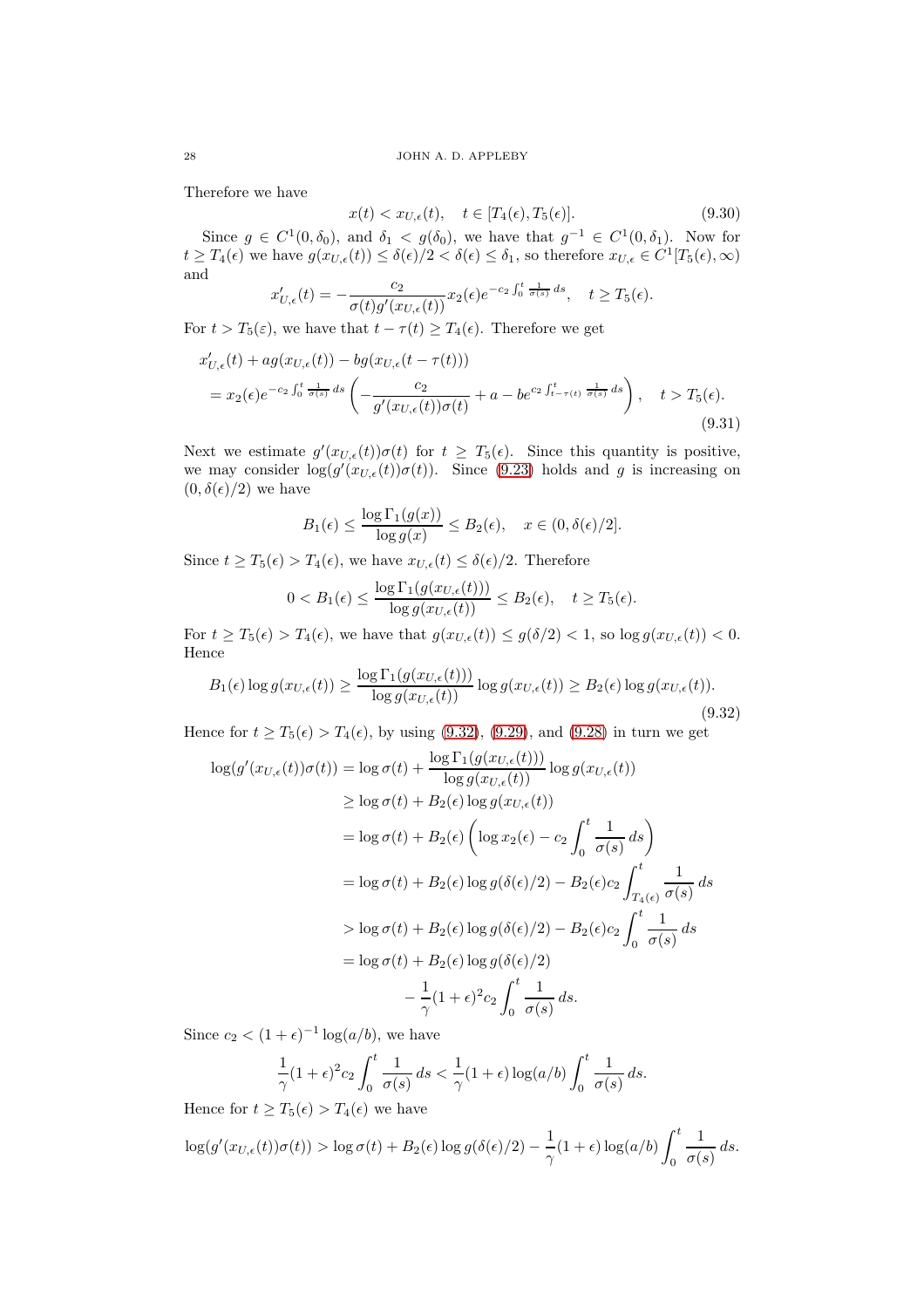Therefore we have

$$x(t) < x_{U,\epsilon}(t), \quad t \in [T_4(\epsilon), T_5(\epsilon)]. \tag{9.30}$$

Since $g \in C^1(0, \delta_0)$, and $\delta_1 < g(\delta_0)$, we have that $g^{-1} \in C^1(0, \delta_1)$. Now for $t \geq T_4(\epsilon)$ we have $g(x_{U,\epsilon}(t)) \leq \delta(\epsilon)/2 < \delta(\epsilon) \leq \delta_1$, so therefore $x_{U,\epsilon} \in C^1[T_5(\epsilon), \infty)$ and

$$x'_{U,\epsilon}(t) = -\frac{c_2}{\sigma(t) g'(x_{U,\epsilon}(t))} x_2(\epsilon) e^{-c_2 \int_0^t \frac{1}{\sigma(s)}\, ds}, \quad t \geq T_5(\epsilon).$$

For $t > T_5(\varepsilon)$, we have that $t - \tau(t) \geq T_4(\epsilon)$. Therefore we get

$$\begin{aligned}
&x'_{U,\epsilon}(t) + a g(x_{U,\epsilon}(t)) - b g(x_{U,\epsilon}(t-\tau(t))) \\
&= x_2(\epsilon) e^{-c_2 \int_0^t \frac{1}{\sigma(s)}\, ds} \left( -\frac{c_2}{g'(x_{U,\epsilon}(t))\sigma(t)} + a - b e^{c_2 \int_{t-\tau(t)}^t \frac{1}{\sigma(s)}\, ds} \right), \quad t > T_5(\epsilon).
\end{aligned} \tag{9.31}$$

Next we estimate $g'(x_{U,\epsilon}(t))\sigma(t)$ for $t \geq T_5(\epsilon)$. Since this quantity is positive, we may consider $\log(g'(x_{U,\epsilon}(t))\sigma(t))$. Since (9.23) holds and $g$ is increasing on $(0, \delta(\epsilon)/2)$ we have

$$B_1(\epsilon) \leq \frac{\log \Gamma_1(g(x))}{\log g(x)} \leq B_2(\epsilon), \quad x \in (0, \delta(\epsilon)/2].$$

Since $t \geq T_5(\epsilon) > T_4(\epsilon)$, we have $x_{U,\epsilon}(t) \leq \delta(\epsilon)/2$. Therefore

$$0 < B_1(\epsilon) \leq \frac{\log \Gamma_1(g(x_{U,\epsilon}(t)))}{\log g(x_{U,\epsilon}(t))} \leq B_2(\epsilon), \quad t \geq T_5(\epsilon).$$

For $t \geq T_5(\epsilon) > T_4(\epsilon)$, we have that $g(x_{U,\epsilon}(t)) \leq g(\delta/2) < 1$, so $\log g(x_{U,\epsilon}(t)) < 0$. Hence

$$B_1(\epsilon) \log g(x_{U,\epsilon}(t)) \geq \frac{\log \Gamma_1(g(x_{U,\epsilon}(t)))}{\log g(x_{U,\epsilon}(t))} \log g(x_{U,\epsilon}(t)) \geq B_2(\epsilon) \log g(x_{U,\epsilon}(t)). \tag{9.32}$$

Hence for $t \geq T_5(\epsilon) > T_4(\epsilon)$, by using (9.32), (9.29), and (9.28) in turn we get

$$\begin{aligned}
\log(g'(x_{U,\epsilon}(t))\sigma(t)) &= \log \sigma(t) + \frac{\log \Gamma_1(g(x_{U,\epsilon}(t)))}{\log g(x_{U,\epsilon}(t))} \log g(x_{U,\epsilon}(t)) \\
&\geq \log \sigma(t) + B_2(\epsilon) \log g(x_{U,\epsilon}(t)) \\
&= \log \sigma(t) + B_2(\epsilon) \left( \log x_2(\epsilon) - c_2 \int_0^t \frac{1}{\sigma(s)}\, ds \right) \\
&= \log \sigma(t) + B_2(\epsilon) \log g(\delta(\epsilon)/2) - B_2(\epsilon) c_2 \int_{T_4(\epsilon)}^t \frac{1}{\sigma(s)}\, ds \\
&> \log \sigma(t) + B_2(\epsilon) \log g(\delta(\epsilon)/2) - B_2(\epsilon) c_2 \int_0^t \frac{1}{\sigma(s)}\, ds \\
&= \log \sigma(t) + B_2(\epsilon) \log g(\delta(\epsilon)/2) \\
&\qquad - \frac{1}{\gamma}(1+\epsilon)^2 c_2 \int_0^t \frac{1}{\sigma(s)}\, ds.
\end{aligned}$$

Since $c_2 < (1+\epsilon)^{-1} \log(a/b)$, we have

$$\frac{1}{\gamma}(1+\epsilon)^2 c_2 \int_0^t \frac{1}{\sigma(s)}\, ds < \frac{1}{\gamma}(1+\epsilon) \log(a/b) \int_0^t \frac{1}{\sigma(s)}\, ds.$$

Hence for $t \geq T_5(\epsilon) > T_4(\epsilon)$ we have

$$\log(g'(x_{U,\epsilon}(t))\sigma(t)) > \log \sigma(t) + B_2(\epsilon) \log g(\delta(\epsilon)/2) - \frac{1}{\gamma}(1+\epsilon) \log(a/b) \int_0^t \frac{1}{\sigma(s)}\, ds.$$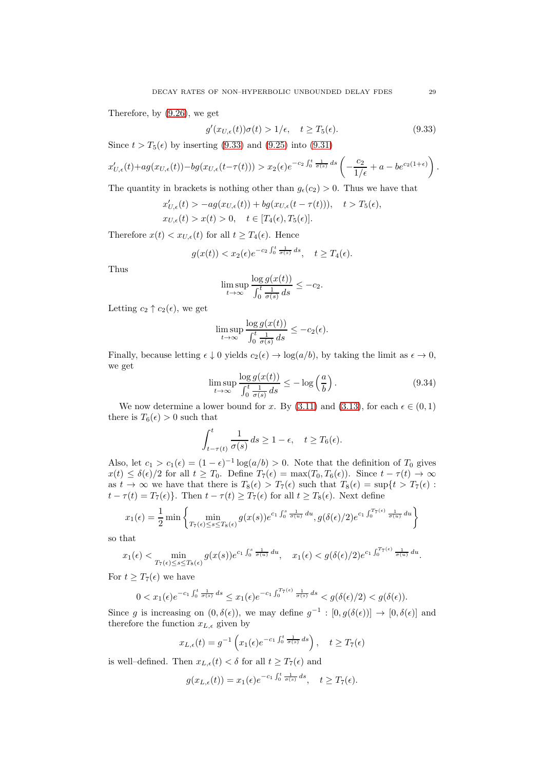Therefore, by (9.26), we get

$$g'(x_{U,\epsilon}(t))\sigma(t) > 1/\epsilon, \quad t \geq T_5(\epsilon). \tag{9.33}$$

Since $t > T_5(\epsilon)$ by inserting (9.33) and (9.25) into (9.31)

$$x'_{U,\epsilon}(t)+ag(x_{U,\epsilon}(t))-bg(x_{U,\epsilon}(t-\tau(t))) > x_2(\epsilon)e^{-c_2\int_0^t \frac{1}{\sigma(s)}\,ds}\left(-\frac{c_2}{1/\epsilon}+a-be^{c_2(1+\epsilon)}\right).$$

The quantity in brackets is nothing other than $g_\epsilon(c_2) > 0$. Thus we have that

$$x'_{U,\epsilon}(t) > -ag(x_{U,\epsilon}(t)) + bg(x_{U,\epsilon}(t-\tau(t))), \quad t > T_5(\epsilon),$$
$$x_{U,\epsilon}(t) > x(t) > 0, \quad t \in [T_4(\epsilon), T_5(\epsilon)].$$

Therefore $x(t) < x_{U,\epsilon}(t)$ for all $t \geq T_4(\epsilon)$. Hence

$$g(x(t)) < x_2(\epsilon)e^{-c_2\int_0^t \frac{1}{\sigma(s)}\,ds}, \quad t \geq T_4(\epsilon).$$

Thus

$$\limsup_{t\to\infty} \frac{\log g(x(t))}{\int_0^t \frac{1}{\sigma(s)}\,ds} \leq -c_2.$$

Letting $c_2 \uparrow c_2(\epsilon)$, we get

$$\limsup_{t\to\infty} \frac{\log g(x(t))}{\int_0^t \frac{1}{\sigma(s)}\,ds} \leq -c_2(\epsilon).$$

Finally, because letting $\epsilon \downarrow 0$ yields $c_2(\epsilon) \to \log(a/b)$, by taking the limit as $\epsilon \to 0$, we get

$$\limsup_{t\to\infty} \frac{\log g(x(t))}{\int_0^t \frac{1}{\sigma(s)}\,ds} \leq -\log\left(\frac{a}{b}\right). \tag{9.34}$$

We now determine a lower bound for $x$. By (3.11) and (3.13), for each $\epsilon \in (0,1)$ there is $T_6(\epsilon) > 0$ such that

$$\int_{t-\tau(t)}^t \frac{1}{\sigma(s)}\,ds \geq 1-\epsilon, \quad t \geq T_6(\epsilon).$$

Also, let $c_1 > c_1(\epsilon) = (1-\epsilon)^{-1}\log(a/b) > 0$. Note that the definition of $T_0$ gives $x(t) \leq \delta(\epsilon)/2$ for all $t \geq T_0$. Define $T_7(\epsilon) = \max(T_0, T_6(\epsilon))$. Since $t - \tau(t) \to \infty$ as $t \to \infty$ we have that there is $T_8(\epsilon) > T_7(\epsilon)$ such that $T_8(\epsilon) = \sup\{t > T_7(\epsilon) : t - \tau(t) = T_7(\epsilon)\}$. Then $t - \tau(t) \geq T_7(\epsilon)$ for all $t \geq T_8(\epsilon)$. Next define

$$x_1(\epsilon) = \frac{1}{2}\min\left\{\min_{T_7(\epsilon)\leq s\leq T_8(\epsilon)} g(x(s))e^{c_1\int_0^s \frac{1}{\sigma(u)}\,du}, g(\delta(\epsilon)/2)e^{c_1\int_0^{T_7(\epsilon)} \frac{1}{\sigma(u)}\,du}\right\}$$

so that

$$x_1(\epsilon) < \min_{T_7(\epsilon)\leq s\leq T_8(\epsilon)} g(x(s))e^{c_1\int_0^s \frac{1}{\sigma(u)}\,du}, \quad x_1(\epsilon) < g(\delta(\epsilon)/2)e^{c_1\int_0^{T_7(\epsilon)} \frac{1}{\sigma(u)}\,du}.$$

For $t \geq T_7(\epsilon)$ we have

$$0 < x_1(\epsilon)e^{-c_1\int_0^t \frac{1}{\sigma(s)}\,ds} \leq x_1(\epsilon)e^{-c_1\int_0^{T_7(\epsilon)} \frac{1}{\sigma(s)}\,ds} < g(\delta(\epsilon)/2) < g(\delta(\epsilon)).$$

Since $g$ is increasing on $(0, \delta(\epsilon))$, we may define $g^{-1} : [0, g(\delta(\epsilon))] \to [0, \delta(\epsilon)]$ and therefore the function $x_{L,\epsilon}$ given by

$$x_{L,\epsilon}(t) = g^{-1}\left(x_1(\epsilon)e^{-c_1\int_0^t \frac{1}{\sigma(s)}\,ds}\right), \quad t \geq T_7(\epsilon)$$

is well–defined. Then $x_{L,\epsilon}(t) < \delta$ for all $t \geq T_7(\epsilon)$ and

$$g(x_{L,\epsilon}(t)) = x_1(\epsilon)e^{-c_1\int_0^t \frac{1}{\sigma(s)}\,ds}, \quad t \geq T_7(\epsilon).$$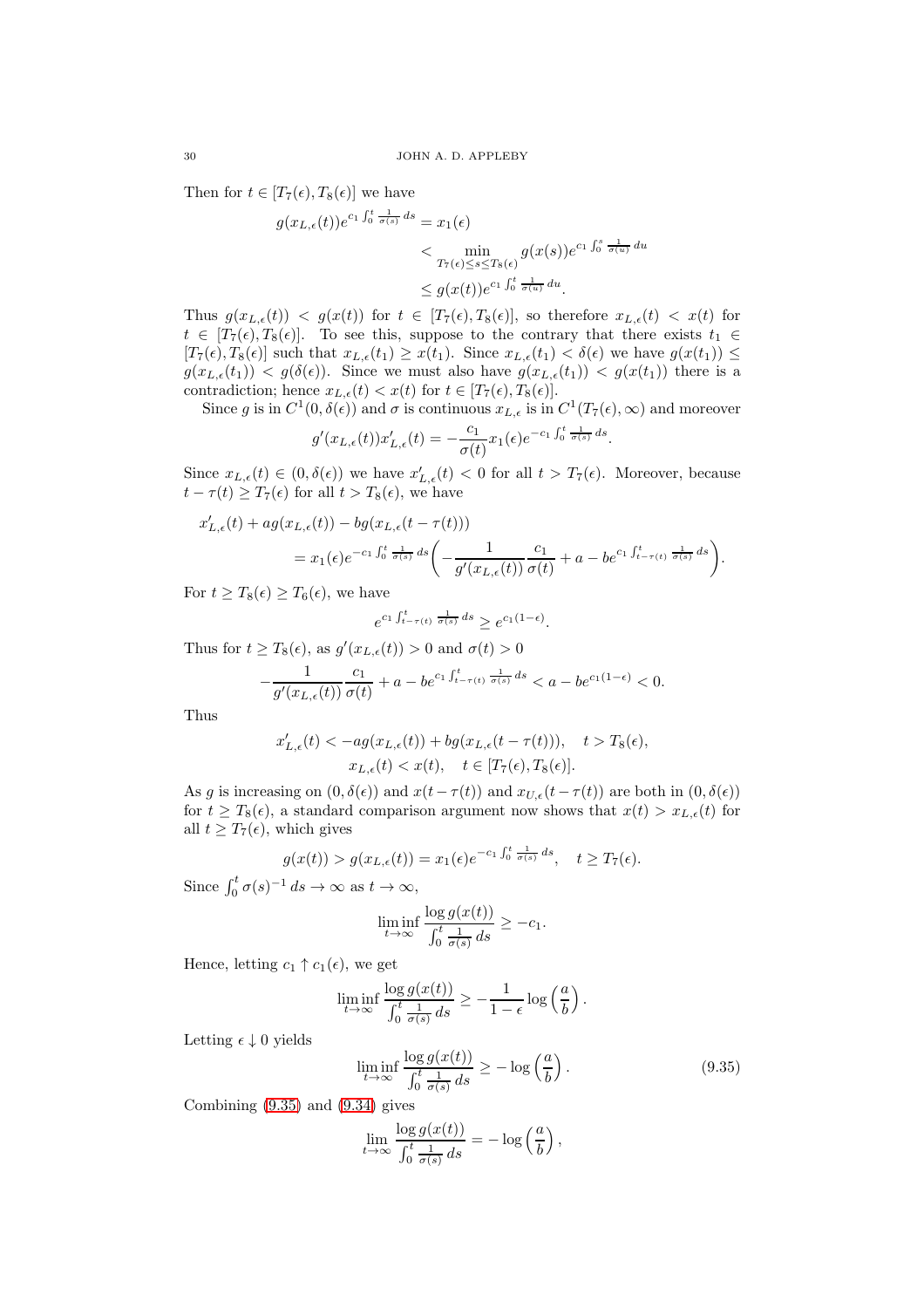Then for $t \in [T_7(\epsilon), T_8(\epsilon)]$ we have

$$
\begin{aligned}
g(x_{L,\epsilon}(t))e^{c_1\int_0^t \frac{1}{\sigma(s)}\,ds} &= x_1(\epsilon) \\
&< \min_{T_7(\epsilon)\le s\le T_8(\epsilon)} g(x(s))e^{c_1\int_0^s \frac{1}{\sigma(u)}\,du} \\
&\le g(x(t))e^{c_1\int_0^t \frac{1}{\sigma(u)}\,du}.
\end{aligned}
$$

Thus $g(x_{L,\epsilon}(t)) < g(x(t))$ for $t \in [T_7(\epsilon), T_8(\epsilon)]$, so therefore $x_{L,\epsilon}(t) < x(t)$ for $t \in [T_7(\epsilon), T_8(\epsilon)]$. To see this, suppose to the contrary that there exists $t_1 \in [T_7(\epsilon), T_8(\epsilon)]$ such that $x_{L,\epsilon}(t_1) \ge x(t_1)$. Since $x_{L,\epsilon}(t_1) < \delta(\epsilon)$ we have $g(x(t_1)) \le g(x_{L,\epsilon}(t_1)) < g(\delta(\epsilon))$. Since we must also have $g(x_{L,\epsilon}(t_1)) < g(x(t_1))$ there is a contradiction; hence $x_{L,\epsilon}(t) < x(t)$ for $t \in [T_7(\epsilon), T_8(\epsilon)]$.

Since $g$ is in $C^1(0,\delta(\epsilon))$ and $\sigma$ is continuous $x_{L,\epsilon}$ is in $C^1(T_7(\epsilon),\infty)$ and moreover

$$
g'(x_{L,\epsilon}(t))x'_{L,\epsilon}(t) = -\frac{c_1}{\sigma(t)}x_1(\epsilon)e^{-c_1\int_0^t \frac{1}{\sigma(s)}\,ds}.
$$

Since $x_{L,\epsilon}(t) \in (0,\delta(\epsilon))$ we have $x'_{L,\epsilon}(t) < 0$ for all $t > T_7(\epsilon)$. Moreover, because $t - \tau(t) \ge T_7(\epsilon)$ for all $t > T_8(\epsilon)$, we have

$$
\begin{aligned}
x'_{L,\epsilon}(t) &+ ag(x_{L,\epsilon}(t)) - bg(x_{L,\epsilon}(t-\tau(t))) \\
&= x_1(\epsilon)e^{-c_1\int_0^t \frac{1}{\sigma(s)}\,ds}\left(-\frac{1}{g'(x_{L,\epsilon}(t))}\frac{c_1}{\sigma(t)} + a - be^{c_1\int_{t-\tau(t)}^t \frac{1}{\sigma(s)}\,ds}\right).
\end{aligned}
$$

For $t \ge T_8(\epsilon) \ge T_6(\epsilon)$, we have

$$
e^{c_1\int_{t-\tau(t)}^t \frac{1}{\sigma(s)}\,ds} \ge e^{c_1(1-\epsilon)}.
$$

Thus for $t \ge T_8(\epsilon)$, as $g'(x_{L,\epsilon}(t)) > 0$ and $\sigma(t) > 0$

$$
-\frac{1}{g'(x_{L,\epsilon}(t))}\frac{c_1}{\sigma(t)} + a - be^{c_1\int_{t-\tau(t)}^t \frac{1}{\sigma(s)}\,ds} < a - be^{c_1(1-\epsilon)} < 0.
$$

Thus

$$
\begin{aligned}
x'_{L,\epsilon}(t) &< -ag(x_{L,\epsilon}(t)) + bg(x_{L,\epsilon}(t-\tau(t))), \quad t > T_8(\epsilon), \\
x_{L,\epsilon}(t) &< x(t), \quad t \in [T_7(\epsilon), T_8(\epsilon)].
\end{aligned}
$$

As $g$ is increasing on $(0,\delta(\epsilon))$ and $x(t-\tau(t))$ and $x_{U,\epsilon}(t-\tau(t))$ are both in $(0,\delta(\epsilon))$ for $t \ge T_8(\epsilon)$, a standard comparison argument now shows that $x(t) > x_{L,\epsilon}(t)$ for all $t \ge T_7(\epsilon)$, which gives

$$
g(x(t)) > g(x_{L,\epsilon}(t)) = x_1(\epsilon)e^{-c_1\int_0^t \frac{1}{\sigma(s)}\,ds}, \quad t \ge T_7(\epsilon).
$$

Since $\int_0^t \sigma(s)^{-1}\,ds \to \infty$ as $t \to \infty$,

$$
\liminf_{t\to\infty} \frac{\log g(x(t))}{\int_0^t \frac{1}{\sigma(s)}\,ds} \ge -c_1.
$$

Hence, letting $c_1 \uparrow c_1(\epsilon)$, we get

$$
\liminf_{t\to\infty} \frac{\log g(x(t))}{\int_0^t \frac{1}{\sigma(s)}\,ds} \ge -\frac{1}{1-\epsilon}\log\left(\frac{a}{b}\right).
$$

Letting $\epsilon \downarrow 0$ yields

$$
\liminf_{t\to\infty} \frac{\log g(x(t))}{\int_0^t \frac{1}{\sigma(s)}\,ds} \ge -\log\left(\frac{a}{b}\right). \tag{9.35}
$$

Combining (9.35) and (9.34) gives

$$
\lim_{t\to\infty} \frac{\log g(x(t))}{\int_0^t \frac{1}{\sigma(s)}\,ds} = -\log\left(\frac{a}{b}\right),
$$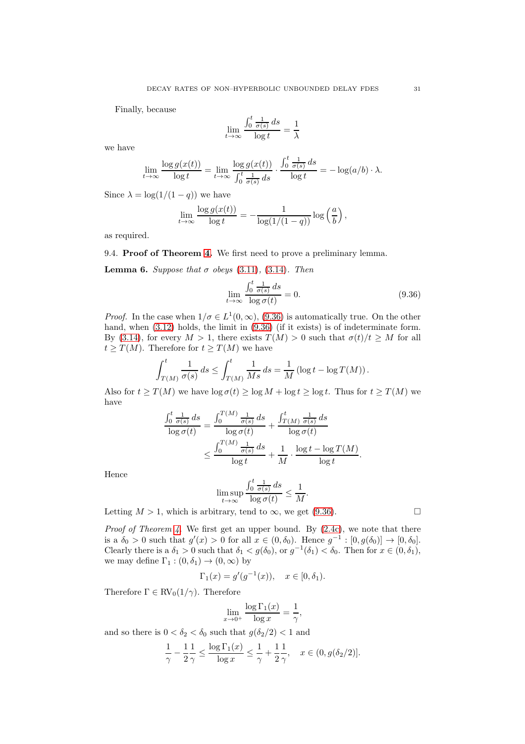Finally, because

$$\lim_{t\to\infty} \frac{\int_0^t \frac{1}{\sigma(s)}\,ds}{\log t} = \frac{1}{\lambda}$$

we have

$$\lim_{t\to\infty} \frac{\log g(x(t))}{\log t} = \lim_{t\to\infty} \frac{\log g(x(t))}{\int_0^t \frac{1}{\sigma(s)}\,ds} \cdot \frac{\int_0^t \frac{1}{\sigma(s)}\,ds}{\log t} = -\log(a/b)\cdot\lambda.$$

Since $\lambda = \log(1/(1-q))$ we have

$$\lim_{t\to\infty} \frac{\log g(x(t))}{\log t} = -\frac{1}{\log(1/(1-q))}\log\left(\frac{a}{b}\right),$$

as required.

9.4. **Proof of Theorem 4.** We first need to prove a preliminary lemma.

**Lemma 6.** *Suppose that $\sigma$ obeys (3.11), (3.14). Then*

$$\lim_{t\to\infty} \frac{\int_0^t \frac{1}{\sigma(s)}\,ds}{\log \sigma(t)} = 0. \tag{9.36}$$

*Proof.* In the case when $1/\sigma \in L^1(0,\infty)$, (9.36) is automatically true. On the other hand, when (3.12) holds, the limit in (9.36) (if it exists) is of indeterminate form. By (3.14), for every $M > 1$, there exists $T(M) > 0$ such that $\sigma(t)/t \geq M$ for all $t \geq T(M)$. Therefore for $t \geq T(M)$ we have

$$\int_{T(M)}^t \frac{1}{\sigma(s)}\,ds \leq \int_{T(M)}^t \frac{1}{Ms}\,ds = \frac{1}{M}\left(\log t - \log T(M)\right).$$

Also for $t \geq T(M)$ we have $\log\sigma(t) \geq \log M + \log t \geq \log t$. Thus for $t \geq T(M)$ we have

$$\begin{aligned}
\frac{\int_0^t \frac{1}{\sigma(s)}\,ds}{\log\sigma(t)} &= \frac{\int_0^{T(M)} \frac{1}{\sigma(s)}\,ds}{\log\sigma(t)} + \frac{\int_{T(M)}^t \frac{1}{\sigma(s)}\,ds}{\log\sigma(t)} \\
&\leq \frac{\int_0^{T(M)} \frac{1}{\sigma(s)}\,ds}{\log t} + \frac{1}{M}\cdot\frac{\log t - \log T(M)}{\log t}.
\end{aligned}$$

Hence

$$\limsup_{t\to\infty} \frac{\int_0^t \frac{1}{\sigma(s)}\,ds}{\log\sigma(t)} \leq \frac{1}{M}.$$

Letting $M > 1$, which is arbitrary, tend to $\infty$, we get (9.36). $\square$

*Proof of Theorem 4.* We first get an upper bound. By (2.4c), we note that there is a $\delta_0 > 0$ such that $g'(x) > 0$ for all $x \in (0,\delta_0)$. Hence $g^{-1} : [0, g(\delta_0)] \to [0,\delta_0]$. Clearly there is a $\delta_1 > 0$ such that $\delta_1 < g(\delta_0)$, or $g^{-1}(\delta_1) < \delta_0$. Then for $x \in (0,\delta_1)$, we may define $\Gamma_1 : (0,\delta_1) \to (0,\infty)$ by

$$\Gamma_1(x) = g'(g^{-1}(x)), \quad x \in [0,\delta_1).$$

Therefore $\Gamma \in \text{RV}_0(1/\gamma)$. Therefore

$$\lim_{x\to 0^+} \frac{\log\Gamma_1(x)}{\log x} = \frac{1}{\gamma},$$

and so there is $0 < \delta_2 < \delta_0$ such that $g(\delta_2/2) < 1$ and

$$\frac{1}{\gamma} - \frac{1}{2}\frac{1}{\gamma} \leq \frac{\log\Gamma_1(x)}{\log x} \leq \frac{1}{\gamma} + \frac{1}{2}\frac{1}{\gamma}, \quad x \in (0, g(\delta_2/2)].$$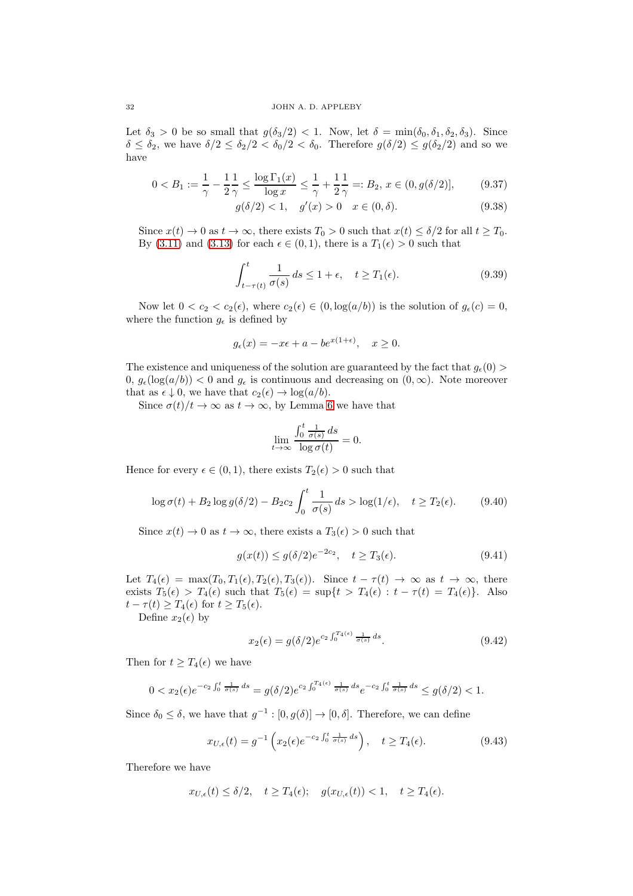Let $\delta_3 > 0$ be so small that $g(\delta_3/2) < 1$. Now, let $\delta = \min(\delta_0, \delta_1, \delta_2, \delta_3)$. Since $\delta \leq \delta_2$, we have $\delta/2 \leq \delta_2/2 < \delta_0/2 < \delta_0$. Therefore $g(\delta/2) \leq g(\delta_2/2)$ and so we have

$$0 < B_1 := \frac{1}{\gamma} - \frac{1}{2}\frac{1}{\gamma} \leq \frac{\log \Gamma_1(x)}{\log x} \leq \frac{1}{\gamma} + \frac{1}{2}\frac{1}{\gamma} =: B_2, \; x \in (0, g(\delta/2)], \tag{9.37}$$

$$g(\delta/2) < 1, \quad g'(x) > 0 \quad x \in (0, \delta). \tag{9.38}$$

Since $x(t) \to 0$ as $t \to \infty$, there exists $T_0 > 0$ such that $x(t) \leq \delta/2$ for all $t \geq T_0$. By (3.11) and (3.13) for each $\epsilon \in (0,1)$, there is a $T_1(\epsilon) > 0$ such that

$$\int_{t-\tau(t)}^{t} \frac{1}{\sigma(s)}\,ds \leq 1 + \epsilon, \quad t \geq T_1(\epsilon). \tag{9.39}$$

Now let $0 < c_2 < c_2(\epsilon)$, where $c_2(\epsilon) \in (0, \log(a/b))$ is the solution of $g_\epsilon(c) = 0$, where the function $g_\epsilon$ is defined by

$$g_\epsilon(x) = -x\epsilon + a - be^{x(1+\epsilon)}, \quad x \geq 0.$$

The existence and uniqueness of the solution are guaranteed by the fact that $g_\epsilon(0) > 0$, $g_\epsilon(\log(a/b)) < 0$ and $g_\epsilon$ is continuous and decreasing on $(0,\infty)$. Note moreover that as $\epsilon \downarrow 0$, we have that $c_2(\epsilon) \to \log(a/b)$.

Since $\sigma(t)/t \to \infty$ as $t \to \infty$, by Lemma 6 we have that

$$\lim_{t\to\infty} \frac{\int_0^t \frac{1}{\sigma(s)}\,ds}{\log \sigma(t)} = 0.$$

Hence for every $\epsilon \in (0,1)$, there exists $T_2(\epsilon) > 0$ such that

$$\log \sigma(t) + B_2 \log g(\delta/2) - B_2 c_2 \int_0^t \frac{1}{\sigma(s)}\,ds > \log(1/\epsilon), \quad t \geq T_2(\epsilon). \tag{9.40}$$

Since $x(t) \to 0$ as $t \to \infty$, there exists a $T_3(\epsilon) > 0$ such that

$$g(x(t)) \leq g(\delta/2)e^{-2c_2}, \quad t \geq T_3(\epsilon). \tag{9.41}$$

Let $T_4(\epsilon) = \max(T_0, T_1(\epsilon), T_2(\epsilon), T_3(\epsilon))$. Since $t - \tau(t) \to \infty$ as $t \to \infty$, there exists $T_5(\epsilon) > T_4(\epsilon)$ such that $T_5(\epsilon) = \sup\{t > T_4(\epsilon) : t - \tau(t) = T_4(\epsilon)\}$. Also $t - \tau(t) \geq T_4(\epsilon)$ for $t \geq T_5(\epsilon)$.

Define $x_2(\epsilon)$ by

$$x_2(\epsilon) = g(\delta/2)e^{c_2 \int_0^{T_4(\epsilon)} \frac{1}{\sigma(s)}\,ds}. \tag{9.42}$$

Then for $t \geq T_4(\epsilon)$ we have

$$0 < x_2(\epsilon)e^{-c_2 \int_0^t \frac{1}{\sigma(s)}\,ds} = g(\delta/2)e^{c_2 \int_0^{T_4(\epsilon)} \frac{1}{\sigma(s)}\,ds} e^{-c_2 \int_0^t \frac{1}{\sigma(s)}\,ds} \leq g(\delta/2) < 1.$$

Since $\delta_0 \leq \delta$, we have that $g^{-1} : [0, g(\delta)] \to [0, \delta]$. Therefore, we can define

$$x_{U,\epsilon}(t) = g^{-1}\left(x_2(\epsilon)e^{-c_2 \int_0^t \frac{1}{\sigma(s)}\,ds}\right), \quad t \geq T_4(\epsilon). \tag{9.43}$$

Therefore we have

$$x_{U,\epsilon}(t) \leq \delta/2, \quad t \geq T_4(\epsilon); \quad g(x_{U,\epsilon}(t)) < 1, \quad t \geq T_4(\epsilon).$$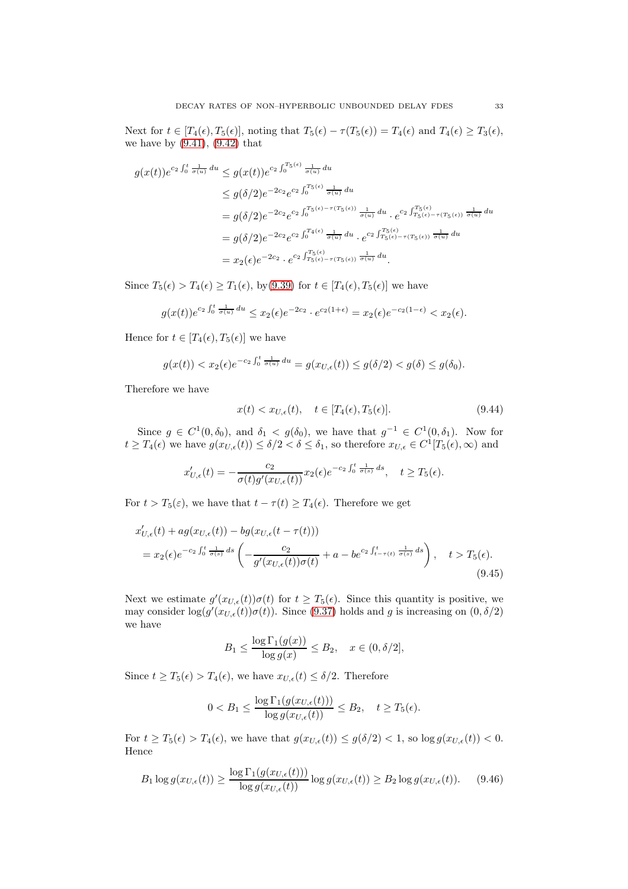Next for $t \in [T_4(\epsilon), T_5(\epsilon)]$, noting that $T_5(\epsilon) - \tau(T_5(\epsilon)) = T_4(\epsilon)$ and $T_4(\epsilon) \geq T_3(\epsilon)$, we have by (9.41), (9.42) that

$$
\begin{aligned}
g(x(t))e^{c_2 \int_0^t \frac{1}{\sigma(u)}\,du} &\leq g(x(t))e^{c_2 \int_0^{T_5(\epsilon)} \frac{1}{\sigma(u)}\,du} \\
&\leq g(\delta/2)e^{-2c_2}e^{c_2 \int_0^{T_5(\epsilon)} \frac{1}{\sigma(u)}\,du} \\
&= g(\delta/2)e^{-2c_2}e^{c_2 \int_0^{T_5(\epsilon)-\tau(T_5(\epsilon))} \frac{1}{\sigma(u)}\,du} \cdot e^{c_2 \int_{T_5(\epsilon)-\tau(T_5(\epsilon))}^{T_5(\epsilon)} \frac{1}{\sigma(u)}\,du} \\
&= g(\delta/2)e^{-2c_2}e^{c_2 \int_0^{T_4(\epsilon)} \frac{1}{\sigma(u)}\,du} \cdot e^{c_2 \int_{T_5(\epsilon)-\tau(T_5(\epsilon))}^{T_5(\epsilon)} \frac{1}{\sigma(u)}\,du} \\
&= x_2(\epsilon)e^{-2c_2} \cdot e^{c_2 \int_{T_5(\epsilon)-\tau(T_5(\epsilon))}^{T_5(\epsilon)} \frac{1}{\sigma(u)}\,du}.
\end{aligned}
$$

Since $T_5(\epsilon) > T_4(\epsilon) \geq T_1(\epsilon)$, by (9.39) for $t \in [T_4(\epsilon), T_5(\epsilon)]$ we have

$$
g(x(t))e^{c_2 \int_0^t \frac{1}{\sigma(u)}\,du} \leq x_2(\epsilon)e^{-2c_2} \cdot e^{c_2(1+\epsilon)} = x_2(\epsilon)e^{-c_2(1-\epsilon)} < x_2(\epsilon).
$$

Hence for $t \in [T_4(\epsilon), T_5(\epsilon)]$ we have

$$
g(x(t)) < x_2(\epsilon)e^{-c_2 \int_0^t \frac{1}{\sigma(u)}\,du} = g(x_{U,\epsilon}(t)) \leq g(\delta/2) < g(\delta) \leq g(\delta_0).
$$

Therefore we have

$$
x(t) < x_{U,\epsilon}(t), \quad t \in [T_4(\epsilon), T_5(\epsilon)]. \tag{9.44}
$$

Since $g \in C^1(0, \delta_0)$, and $\delta_1 < g(\delta_0)$, we have that $g^{-1} \in C^1(0, \delta_1)$. Now for $t \geq T_4(\epsilon)$ we have $g(x_{U,\epsilon}(t)) \leq \delta/2 < \delta \leq \delta_1$, so therefore $x_{U,\epsilon} \in C^1[T_5(\epsilon), \infty)$ and

$$
x_{U,\epsilon}'(t) = -\frac{c_2}{\sigma(t)g'(x_{U,\epsilon}(t))}x_2(\epsilon)e^{-c_2 \int_0^t \frac{1}{\sigma(s)}\,ds}, \quad t \geq T_5(\epsilon).
$$

For $t > T_5(\varepsilon)$, we have that $t - \tau(t) \geq T_4(\epsilon)$. Therefore we get

$$
\begin{aligned}
&x_{U,\epsilon}'(t) + ag(x_{U,\epsilon}(t)) - bg(x_{U,\epsilon}(t-\tau(t))) \\
&= x_2(\epsilon)e^{-c_2 \int_0^t \frac{1}{\sigma(s)}\,ds}\left(-\frac{c_2}{g'(x_{U,\epsilon}(t))\sigma(t)} + a - be^{c_2 \int_{t-\tau(t)}^t \frac{1}{\sigma(s)}\,ds}\right), \quad t > T_5(\epsilon).
\end{aligned} \tag{9.45}
$$

Next we estimate $g'(x_{U,\epsilon}(t))\sigma(t)$ for $t \geq T_5(\epsilon)$. Since this quantity is positive, we may consider $\log(g'(x_{U,\epsilon}(t))\sigma(t))$. Since (9.37) holds and $g$ is increasing on $(0, \delta/2)$ we have

$$
B_1 \leq \frac{\log \Gamma_1(g(x))}{\log g(x)} \leq B_2, \quad x \in (0, \delta/2],
$$

Since $t \geq T_5(\epsilon) > T_4(\epsilon)$, we have $x_{U,\epsilon}(t) \leq \delta/2$. Therefore

$$
0 < B_1 \leq \frac{\log \Gamma_1(g(x_{U,\epsilon}(t)))}{\log g(x_{U,\epsilon}(t))} \leq B_2, \quad t \geq T_5(\epsilon).
$$

For $t \geq T_5(\epsilon) > T_4(\epsilon)$, we have that $g(x_{U,\epsilon}(t)) \leq g(\delta/2) < 1$, so $\log g(x_{U,\epsilon}(t)) < 0$. Hence

$$
B_1 \log g(x_{U,\epsilon}(t)) \geq \frac{\log \Gamma_1(g(x_{U,\epsilon}(t)))}{\log g(x_{U,\epsilon}(t))} \log g(x_{U,\epsilon}(t)) \geq B_2 \log g(x_{U,\epsilon}(t)). \tag{9.46}
$$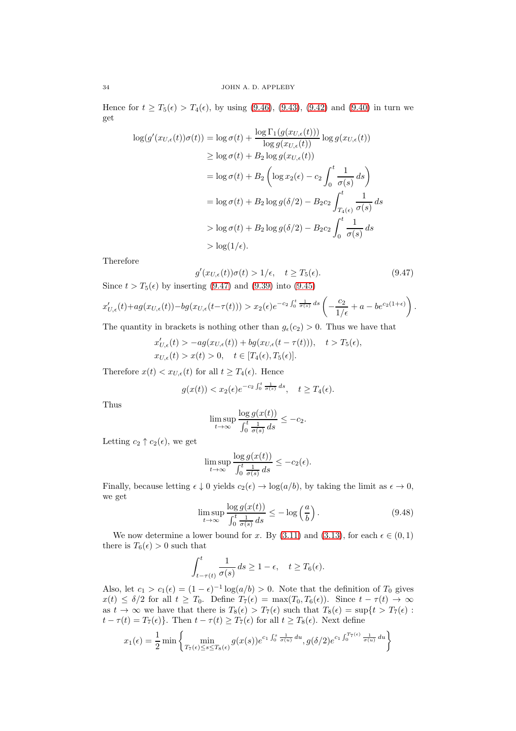Hence for $t \geq T_5(\epsilon) > T_4(\epsilon)$, by using (9.46), (9.43), (9.42) and (9.40) in turn we get

$$
\begin{aligned}
\log(g'(x_{U,\epsilon}(t))\sigma(t)) &= \log \sigma(t) + \frac{\log \Gamma_1(g(x_{U,\epsilon}(t)))}{\log g(x_{U,\epsilon}(t))} \log g(x_{U,\epsilon}(t)) \\
&\geq \log \sigma(t) + B_2 \log g(x_{U,\epsilon}(t)) \\
&= \log \sigma(t) + B_2 \left( \log x_2(\epsilon) - c_2 \int_0^t \frac{1}{\sigma(s)}\, ds \right) \\
&= \log \sigma(t) + B_2 \log g(\delta/2) - B_2 c_2 \int_{T_4(\epsilon)}^t \frac{1}{\sigma(s)}\, ds \\
&> \log \sigma(t) + B_2 \log g(\delta/2) - B_2 c_2 \int_0^t \frac{1}{\sigma(s)}\, ds \\
&> \log(1/\epsilon).
\end{aligned}
$$

Therefore

$$
g'(x_{U,\epsilon}(t))\sigma(t) > 1/\epsilon, \quad t \geq T_5(\epsilon). \tag{9.47}
$$

Since $t > T_5(\epsilon)$ by inserting (9.47) and (9.39) into (9.45)

$$
x'_{U,\epsilon}(t) + a g(x_{U,\epsilon}(t)) - b g(x_{U,\epsilon}(t-\tau(t))) > x_2(\epsilon) e^{-c_2 \int_0^t \frac{1}{\sigma(s)}\, ds} \left( -\frac{c_2}{1/\epsilon} + a - b e^{c_2(1+\epsilon)} \right).
$$

The quantity in brackets is nothing other than $g_\epsilon(c_2) > 0$. Thus we have that

$$
\begin{aligned}
&x'_{U,\epsilon}(t) > -a g(x_{U,\epsilon}(t)) + b g(x_{U,\epsilon}(t-\tau(t))), \quad t > T_5(\epsilon), \\
&x_{U,\epsilon}(t) > x(t) > 0, \quad t \in [T_4(\epsilon), T_5(\epsilon)].
\end{aligned}
$$

Therefore $x(t) < x_{U,\epsilon}(t)$ for all $t \geq T_4(\epsilon)$. Hence

$$
g(x(t)) < x_2(\epsilon) e^{-c_2 \int_0^t \frac{1}{\sigma(s)}\, ds}, \quad t \geq T_4(\epsilon).
$$

Thus

$$
\limsup_{t \to \infty} \frac{\log g(x(t))}{\int_0^t \frac{1}{\sigma(s)}\, ds} \leq -c_2.
$$

Letting $c_2 \uparrow c_2(\epsilon)$, we get

$$
\limsup_{t \to \infty} \frac{\log g(x(t))}{\int_0^t \frac{1}{\sigma(s)}\, ds} \leq -c_2(\epsilon).
$$

Finally, because letting $\epsilon \downarrow 0$ yields $c_2(\epsilon) \to \log(a/b)$, by taking the limit as $\epsilon \to 0$, we get

$$
\limsup_{t \to \infty} \frac{\log g(x(t))}{\int_0^t \frac{1}{\sigma(s)}\, ds} \leq -\log\left(\frac{a}{b}\right). \tag{9.48}
$$

We now determine a lower bound for $x$. By (3.11) and (3.13), for each $\epsilon \in (0,1)$ there is $T_6(\epsilon) > 0$ such that

$$
\int_{t-\tau(t)}^t \frac{1}{\sigma(s)}\, ds \geq 1 - \epsilon, \quad t \geq T_6(\epsilon).
$$

Also, let $c_1 > c_1(\epsilon) = (1-\epsilon)^{-1} \log(a/b) > 0$. Note that the definition of $T_0$ gives $x(t) \leq \delta/2$ for all $t \geq T_0$. Define $T_7(\epsilon) = \max(T_0, T_6(\epsilon))$. Since $t - \tau(t) \to \infty$ as $t \to \infty$ we have that there is $T_8(\epsilon) > T_7(\epsilon)$ such that $T_8(\epsilon) = \sup\{t > T_7(\epsilon) : t - \tau(t) = T_7(\epsilon)\}$. Then $t - \tau(t) \geq T_7(\epsilon)$ for all $t \geq T_8(\epsilon)$. Next define

$$
x_1(\epsilon) = \frac{1}{2} \min\left\{ \min_{T_7(\epsilon) \leq s \leq T_8(\epsilon)} g(x(s)) e^{c_1 \int_0^s \frac{1}{\sigma(u)}\, du}, g(\delta/2) e^{c_1 \int_0^{T_7(\epsilon)} \frac{1}{\sigma(u)}\, du} \right\}
$$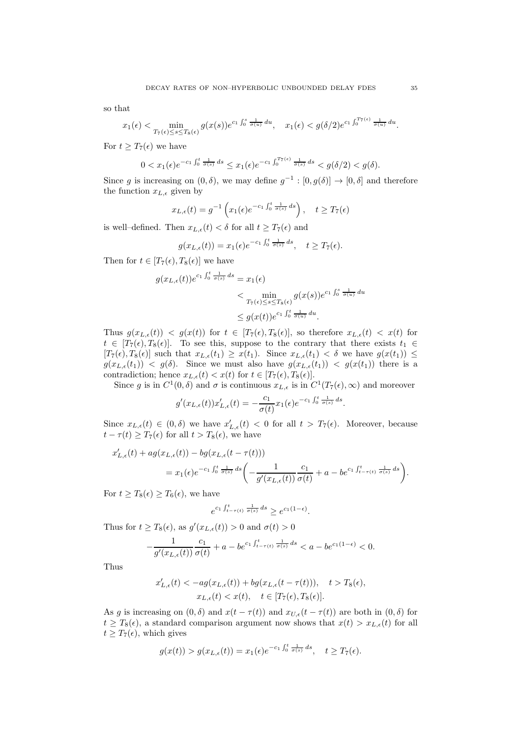so that

$$x_1(\epsilon) < \min_{T_7(\epsilon)\le s\le T_8(\epsilon)} g(x(s))e^{c_1\int_0^s \frac{1}{\sigma(u)}\,du}, \quad x_1(\epsilon) < g(\delta/2)e^{c_1\int_0^{T_7(\epsilon)} \frac{1}{\sigma(u)}\,du}.$$

For $t \ge T_7(\epsilon)$ we have

$$0 < x_1(\epsilon)e^{-c_1\int_0^t \frac{1}{\sigma(s)}\,ds} \le x_1(\epsilon)e^{-c_1\int_0^{T_7(\epsilon)} \frac{1}{\sigma(s)}\,ds} < g(\delta/2) < g(\delta).$$

Since $g$ is increasing on $(0,\delta)$, we may define $g^{-1} : [0, g(\delta)] \to [0,\delta]$ and therefore the function $x_{L,\epsilon}$ given by

$$x_{L,\epsilon}(t) = g^{-1}\left(x_1(\epsilon)e^{-c_1\int_0^t \frac{1}{\sigma(s)}\,ds}\right), \quad t \ge T_7(\epsilon)$$

is well–defined. Then $x_{L,\epsilon}(t) < \delta$ for all $t \ge T_7(\epsilon)$ and

$$g(x_{L,\epsilon}(t)) = x_1(\epsilon)e^{-c_1\int_0^t \frac{1}{\sigma(s)}\,ds}, \quad t \ge T_7(\epsilon).$$

Then for $t \in [T_7(\epsilon), T_8(\epsilon)]$ we have

$$\begin{aligned}
g(x_{L,\epsilon}(t))e^{c_1\int_0^t \frac{1}{\sigma(s)}\,ds} &= x_1(\epsilon) \\
&< \min_{T_7(\epsilon)\le s\le T_8(\epsilon)} g(x(s))e^{c_1\int_0^s \frac{1}{\sigma(u)}\,du} \\
&\le g(x(t))e^{c_1\int_0^t \frac{1}{\sigma(u)}\,du}.
\end{aligned}$$

Thus $g(x_{L,\epsilon}(t)) < g(x(t))$ for $t \in [T_7(\epsilon), T_8(\epsilon)]$, so therefore $x_{L,\epsilon}(t) < x(t)$ for $t \in [T_7(\epsilon), T_8(\epsilon)]$. To see this, suppose to the contrary that there exists $t_1 \in [T_7(\epsilon), T_8(\epsilon)]$ such that $x_{L,\epsilon}(t_1) \ge x(t_1)$. Since $x_{L,\epsilon}(t_1) < \delta$ we have $g(x(t_1)) \le g(x_{L,\epsilon}(t_1)) < g(\delta)$. Since we must also have $g(x_{L,\epsilon}(t_1)) < g(x(t_1))$ there is a contradiction; hence $x_{L,\epsilon}(t) < x(t)$ for $t \in [T_7(\epsilon), T_8(\epsilon)]$.

Since $g$ is in $C^1(0,\delta)$ and $\sigma$ is continuous $x_{L,\epsilon}$ is in $C^1(T_7(\epsilon),\infty)$ and moreover

$$g'(x_{L,\epsilon}(t))x'_{L,\epsilon}(t) = -\frac{c_1}{\sigma(t)}x_1(\epsilon)e^{-c_1\int_0^t \frac{1}{\sigma(s)}\,ds}.$$

Since $x_{L,\epsilon}(t) \in (0,\delta)$ we have $x'_{L,\epsilon}(t) < 0$ for all $t > T_7(\epsilon)$. Moreover, because $t - \tau(t) \ge T_7(\epsilon)$ for all $t > T_8(\epsilon)$, we have

$$\begin{aligned}
x'_{L,\epsilon}(t) &+ ag(x_{L,\epsilon}(t)) - bg(x_{L,\epsilon}(t-\tau(t))) \\
&= x_1(\epsilon)e^{-c_1\int_0^t \frac{1}{\sigma(s)}\,ds}\left(-\frac{1}{g'(x_{L,\epsilon}(t))}\frac{c_1}{\sigma(t)} + a - be^{c_1\int_{t-\tau(t)}^t \frac{1}{\sigma(s)}\,ds}\right).
\end{aligned}$$

For $t \ge T_8(\epsilon) \ge T_6(\epsilon)$, we have

$$e^{c_1\int_{t-\tau(t)}^t \frac{1}{\sigma(s)}\,ds} \ge e^{c_1(1-\epsilon)}.$$

Thus for $t \ge T_8(\epsilon)$, as $g'(x_{L,\epsilon}(t)) > 0$ and $\sigma(t) > 0$

$$-\frac{1}{g'(x_{L,\epsilon}(t))}\frac{c_1}{\sigma(t)} + a - be^{c_1\int_{t-\tau(t)}^t \frac{1}{\sigma(s)}\,ds} < a - be^{c_1(1-\epsilon)} < 0.$$

Thus

$$\begin{aligned}
x'_{L,\epsilon}(t) < -ag(x_{L,\epsilon}(t)) + bg(x_{L,\epsilon}(t-\tau(t))), &\quad t > T_8(\epsilon), \\
x_{L,\epsilon}(t) < x(t), &\quad t \in [T_7(\epsilon), T_8(\epsilon)].
\end{aligned}$$

As $g$ is increasing on $(0,\delta)$ and $x(t-\tau(t))$ and $x_{U,\epsilon}(t-\tau(t))$ are both in $(0,\delta)$ for $t \ge T_8(\epsilon)$, a standard comparison argument now shows that $x(t) > x_{L,\epsilon}(t)$ for all $t \ge T_7(\epsilon)$, which gives

$$g(x(t)) > g(x_{L,\epsilon}(t)) = x_1(\epsilon)e^{-c_1\int_0^t \frac{1}{\sigma(s)}\,ds}, \quad t \ge T_7(\epsilon).$$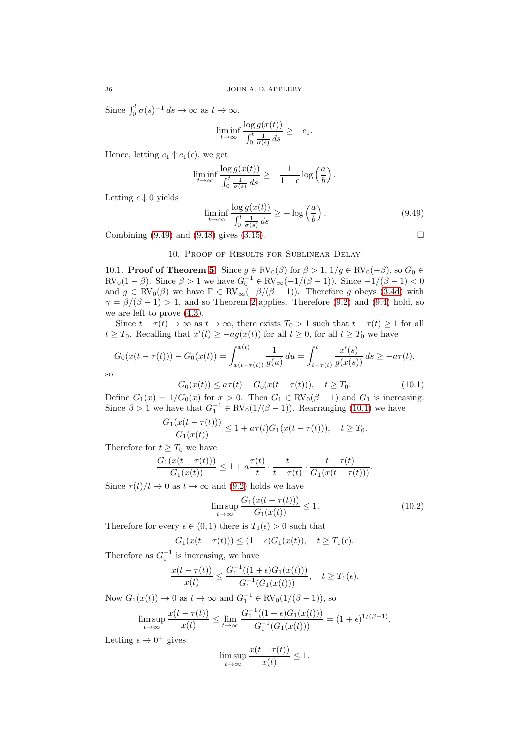Since $\int_0^t \sigma(s)^{-1}\,ds \to \infty$ as $t\to\infty$,

$$\liminf_{t\to\infty} \frac{\log g(x(t))}{\int_0^t \frac{1}{\sigma(s)}\,ds} \geq -c_1.$$

Hence, letting $c_1 \uparrow c_1(\epsilon)$, we get

$$\liminf_{t\to\infty} \frac{\log g(x(t))}{\int_0^t \frac{1}{\sigma(s)}\,ds} \geq -\frac{1}{1-\epsilon}\log\left(\frac{a}{b}\right).$$

Letting $\epsilon \downarrow 0$ yields

$$\liminf_{t\to\infty} \frac{\log g(x(t))}{\int_0^t \frac{1}{\sigma(s)}\,ds} \geq -\log\left(\frac{a}{b}\right). \tag{9.49}$$

Combining (9.49) and (9.48) gives (3.15). $\square$

## 10. Proof of Results for Sublinear Delay

10.1. **Proof of Theorem 5.** Since $g\in \text{RV}_0(\beta)$ for $\beta>1$, $1/g \in \text{RV}_0(-\beta)$, so $G_0 \in \text{RV}_0(1-\beta)$. Since $\beta>1$ we have that $G_0^{-1}\in \text{RV}_\infty(-1/(\beta-1))$. Since $-1/(\beta-1)<0$ and $g\in \text{RV}_0(\beta)$ we have $\Gamma \in \text{RV}_\infty(-\beta/(\beta-1))$. Therefore $g$ obeys (3.4d) with $\gamma = \beta/(\beta-1)>1$, and so Theorem 2 applies. Therefore (9.2) and (9.4) hold, so we are left to prove (4.3).

Since $t-\tau(t)\to\infty$ as $t\to\infty$, there exists $T_0>1$ such that $t-\tau(t)\geq 1$ for all $t\geq T_0$. Recalling that $x'(t)\geq -ag(x(t))$ for all $t\geq 0$, for all $t\geq T_0$ we have

$$G_0(x(t-\tau(t))) - G_0(x(t)) = \int_{x(t-\tau(t))}^{x(t)} \frac{1}{g(u)}\,du = \int_{t-\tau(t)}^{t} \frac{x'(s)}{g(x(s))}\,ds \geq -a\tau(t),$$

so

$$G_0(x(t)) \leq a\tau(t) + G_0(x(t-\tau(t))), \quad t\geq T_0. \tag{10.1}$$

Define $G_1(x) = 1/G_0(x)$ for $x>0$. Then $G_1\in \text{RV}_0(\beta-1)$ and $G_1$ is increasing. Since $\beta>1$ we have that $G_1^{-1}\in \text{RV}_0(1/(\beta-1))$. Rearranging (10.1) we have

$$\frac{G_1(x(t-\tau(t)))}{G_1(x(t))} \leq 1 + a\tau(t)G_1(x(t-\tau(t))), \quad t\geq T_0.$$

Therefore for $t\geq T_0$ we have

$$\frac{G_1(x(t-\tau(t)))}{G_1(x(t))} \leq 1 + a\frac{\tau(t)}{t}\cdot\frac{t}{t-\tau(t)}\cdot\frac{t-\tau(t)}{G_1(x(t-\tau(t)))}.$$

Since $\tau(t)/t\to 0$ as $t\to\infty$ and (9.2) holds we have

$$\limsup_{t\to\infty} \frac{G_1(x(t-\tau(t)))}{G_1(x(t))} \leq 1. \tag{10.2}$$

Therefore for every $\epsilon\in(0,1)$ there is $T_1(\epsilon)>0$ such that

$$G_1(x(t-\tau(t))) \leq (1+\epsilon)G_1(x(t)), \quad t\geq T_1(\epsilon).$$

Therefore as $G_1^{-1}$ is increasing, we have

$$\frac{x(t-\tau(t))}{x(t)} \leq \frac{G_1^{-1}((1+\epsilon)G_1(x(t)))}{G_1^{-1}(G_1(x(t)))}, \quad t\geq T_1(\epsilon).$$

Now $G_1(x(t))\to 0$ as $t\to\infty$ and $G_1^{-1}\in \text{RV}_0(1/(\beta-1))$, so

$$\limsup_{t\to\infty} \frac{x(t-\tau(t))}{x(t)} \leq \lim_{t\to\infty} \frac{G_1^{-1}((1+\epsilon)G_1(x(t)))}{G_1^{-1}(G_1(x(t)))} = (1+\epsilon)^{1/(\beta-1)}.$$

Letting $\epsilon\to 0^+$ gives

$$\limsup_{t\to\infty} \frac{x(t-\tau(t))}{x(t)} \leq 1.$$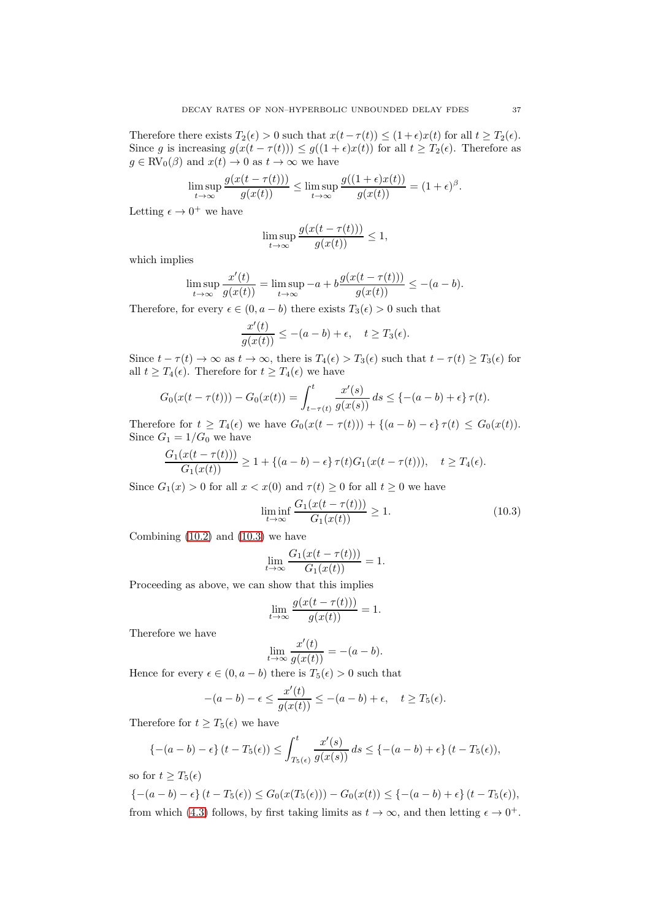Therefore there exists $T_2(\epsilon) > 0$ such that $x(t-\tau(t)) \leq (1+\epsilon)x(t)$ for all $t \geq T_2(\epsilon)$. Since $g$ is increasing $g(x(t-\tau(t))) \leq g((1+\epsilon)x(t))$ for all $t \geq T_2(\epsilon)$. Therefore as $g \in \mathrm{RV}_0(\beta)$ and $x(t) \to 0$ as $t \to \infty$ we have

$$\limsup_{t\to\infty} \frac{g(x(t-\tau(t)))}{g(x(t))} \leq \limsup_{t\to\infty} \frac{g((1+\epsilon)x(t))}{g(x(t))} = (1+\epsilon)^\beta.$$

Letting $\epsilon \to 0^+$ we have

$$\limsup_{t\to\infty} \frac{g(x(t-\tau(t)))}{g(x(t))} \leq 1,$$

which implies

$$\limsup_{t\to\infty} \frac{x'(t)}{g(x(t))} = \limsup_{t\to\infty} -a + b\frac{g(x(t-\tau(t)))}{g(x(t))} \leq -(a-b).$$

Therefore, for every $\epsilon \in (0, a-b)$ there exists $T_3(\epsilon) > 0$ such that

$$\frac{x'(t)}{g(x(t))} \leq -(a-b) + \epsilon, \quad t \geq T_3(\epsilon).$$

Since $t - \tau(t) \to \infty$ as $t \to \infty$, there is $T_4(\epsilon) > T_3(\epsilon)$ such that $t - \tau(t) \geq T_3(\epsilon)$ for all $t \geq T_4(\epsilon)$. Therefore for $t \geq T_4(\epsilon)$ we have

$$G_0(x(t-\tau(t))) - G_0(x(t)) = \int_{t-\tau(t)}^{t} \frac{x'(s)}{g(x(s))}\,ds \leq \{-(a-b)+\epsilon\}\,\tau(t).$$

Therefore for $t \geq T_4(\epsilon)$ we have $G_0(x(t-\tau(t))) + \{(a-b)-\epsilon\}\,\tau(t) \leq G_0(x(t))$. Since $G_1 = 1/G_0$ we have

$$\frac{G_1(x(t-\tau(t)))}{G_1(x(t))} \geq 1 + \{(a-b)-\epsilon\}\,\tau(t) G_1(x(t-\tau(t))), \quad t \geq T_4(\epsilon).$$

Since $G_1(x) > 0$ for all $x < x(0)$ and $\tau(t) \geq 0$ for all $t \geq 0$ we have

$$\liminf_{t\to\infty} \frac{G_1(x(t-\tau(t)))}{G_1(x(t))} \geq 1. \tag{10.3}$$

Combining (10.2) and (10.3) we have

$$\lim_{t\to\infty} \frac{G_1(x(t-\tau(t)))}{G_1(x(t))} = 1.$$

Proceeding as above, we can show that this implies

$$\lim_{t\to\infty} \frac{g(x(t-\tau(t)))}{g(x(t))} = 1.$$

Therefore we have

$$\lim_{t\to\infty} \frac{x'(t)}{g(x(t))} = -(a-b).$$

Hence for every $\epsilon \in (0, a-b)$ there is $T_5(\epsilon) > 0$ such that

$$-(a-b) - \epsilon \leq \frac{x'(t)}{g(x(t))} \leq -(a-b) + \epsilon, \quad t \geq T_5(\epsilon).$$

Therefore for $t \geq T_5(\epsilon)$ we have

$$\{-(a-b)-\epsilon\}\,(t - T_5(\epsilon)) \leq \int_{T_5(\epsilon)}^{t} \frac{x'(s)}{g(x(s))}\,ds \leq \{-(a-b)+\epsilon\}\,(t - T_5(\epsilon)),$$

so for $t \geq T_5(\epsilon)$

$$\{-(a-b)-\epsilon\}\,(t - T_5(\epsilon)) \leq G_0(x(T_5(\epsilon))) - G_0(x(t)) \leq \{-(a-b)+\epsilon\}\,(t - T_5(\epsilon)),$$

from which (4.3) follows, by first taking limits as $t \to \infty$, and then letting $\epsilon \to 0^+$.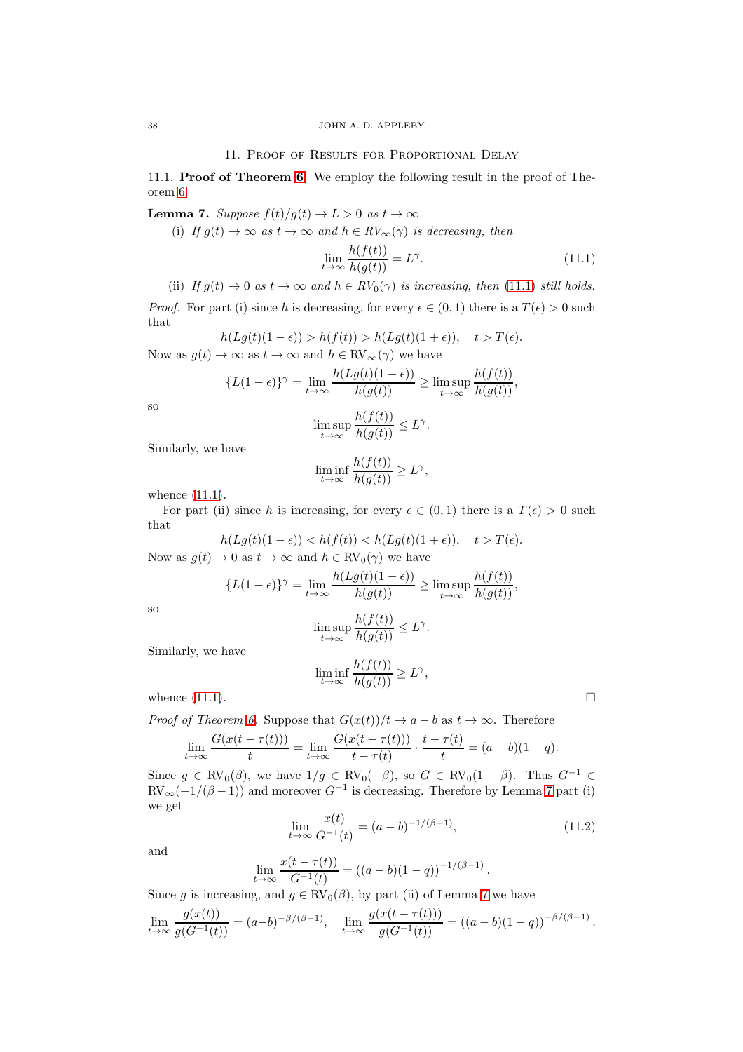## 11. Proof of Results for Proportional Delay

**11.1. Proof of Theorem 6.** We employ the following result in the proof of Theorem 6.

**Lemma 7.** *Suppose $f(t)/g(t) \to L > 0$ as $t \to \infty$*

(i) *If $g(t) \to \infty$ as $t \to \infty$ and $h \in RV_\infty(\gamma)$ is decreasing, then*

$$\lim_{t\to\infty} \frac{h(f(t))}{h(g(t))} = L^\gamma. \tag{11.1}$$

(ii) *If $g(t) \to 0$ as $t \to \infty$ and $h \in RV_0(\gamma)$ is increasing, then (11.1) still holds.*

*Proof.* For part (i) since $h$ is decreasing, for every $\epsilon \in (0,1)$ there is a $T(\epsilon) > 0$ such that

$$h(Lg(t)(1-\epsilon)) > h(f(t)) > h(Lg(t)(1+\epsilon)), \quad t > T(\epsilon).$$

Now as $g(t) \to \infty$ as $t \to \infty$ and $h \in \text{RV}_\infty(\gamma)$ we have

$$\{L(1-\epsilon)\}^\gamma = \lim_{t\to\infty} \frac{h(Lg(t)(1-\epsilon))}{h(g(t))} \geq \limsup_{t\to\infty} \frac{h(f(t))}{h(g(t))},$$

so

$$\limsup_{t\to\infty} \frac{h(f(t))}{h(g(t))} \leq L^\gamma.$$

Similarly, we have

$$\liminf_{t\to\infty} \frac{h(f(t))}{h(g(t))} \geq L^\gamma,$$

whence (11.1).

For part (ii) since $h$ is increasing, for every $\epsilon \in (0,1)$ there is a $T(\epsilon) > 0$ such that

$$h(Lg(t)(1-\epsilon)) < h(f(t)) < h(Lg(t)(1+\epsilon)), \quad t > T(\epsilon).$$

Now as $g(t) \to 0$ as $t \to \infty$ and $h \in \text{RV}_0(\gamma)$ we have

$$\{L(1-\epsilon)\}^\gamma = \lim_{t\to\infty} \frac{h(Lg(t)(1-\epsilon))}{h(g(t))} \geq \limsup_{t\to\infty} \frac{h(f(t))}{h(g(t))},$$

so

$$\limsup_{t\to\infty} \frac{h(f(t))}{h(g(t))} \leq L^\gamma.$$

Similarly, we have

$$\liminf_{t\to\infty} \frac{h(f(t))}{h(g(t))} \geq L^\gamma,$$

whence (11.1). $\square$

*Proof of Theorem 6.* Suppose that $G(x(t))/t \to a - b$ as $t \to \infty$. Therefore

$$\lim_{t\to\infty} \frac{G(x(t-\tau(t)))}{t} = \lim_{t\to\infty} \frac{G(x(t-\tau(t)))}{t-\tau(t)} \cdot \frac{t-\tau(t)}{t} = (a-b)(1-q).$$

Since $g \in \text{RV}_0(\beta)$, we have $1/g \in \text{RV}_0(-\beta)$, so $G \in \text{RV}_0(1-\beta)$. Thus $G^{-1} \in \text{RV}_\infty(-1/(\beta-1))$ and moreover $G^{-1}$ is decreasing. Therefore by Lemma 7 part (i) we get

$$\lim_{t\to\infty} \frac{x(t)}{G^{-1}(t)} = (a-b)^{-1/(\beta-1)}, \tag{11.2}$$

and

$$\lim_{t\to\infty} \frac{x(t-\tau(t))}{G^{-1}(t)} = ((a-b)(1-q))^{-1/(\beta-1)}.$$

Since $g$ is increasing, and $g \in \text{RV}_0(\beta)$, by part (ii) of Lemma 7 we have

$$\lim_{t\to\infty} \frac{g(x(t))}{g(G^{-1}(t))} = (a-b)^{-\beta/(\beta-1)}, \quad \lim_{t\to\infty} \frac{g(x(t-\tau(t)))}{g(G^{-1}(t))} = ((a-b)(1-q))^{-\beta/(\beta-1)}.$$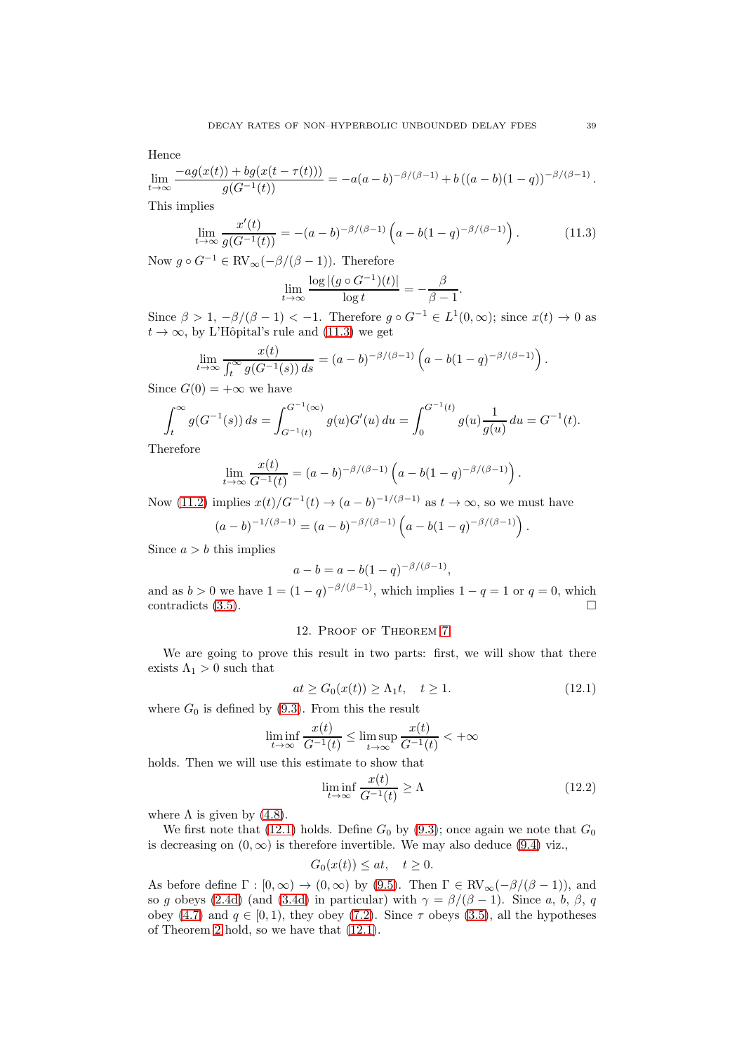Hence

$$\lim_{t\to\infty} \frac{-ag(x(t)) + bg(x(t-\tau(t)))}{g(G^{-1}(t))} = -a(a-b)^{-\beta/(\beta-1)} + b\left((a-b)(1-q)\right)^{-\beta/(\beta-1)}.$$

This implies

$$\lim_{t\to\infty} \frac{x'(t)}{g(G^{-1}(t))} = -(a-b)^{-\beta/(\beta-1)}\left(a - b(1-q)^{-\beta/(\beta-1)}\right). \tag{11.3}$$

Now $g \circ G^{-1} \in \mathrm{RV}_\infty(-\beta/(\beta-1))$. Therefore

$$\lim_{t\to\infty} \frac{\log|(g\circ G^{-1})(t)|}{\log t} = -\frac{\beta}{\beta-1}.$$

Since $\beta > 1$, $-\beta/(\beta-1) < -1$. Therefore $g \circ G^{-1} \in L^1(0,\infty)$; since $x(t) \to 0$ as $t \to \infty$, by L'Hôpital's rule and (11.3) we get

$$\lim_{t\to\infty} \frac{x(t)}{\int_t^\infty g(G^{-1}(s))\,ds} = (a-b)^{-\beta/(\beta-1)}\left(a - b(1-q)^{-\beta/(\beta-1)}\right).$$

Since $G(0) = +\infty$ we have

$$\int_t^\infty g(G^{-1}(s))\,ds = \int_{G^{-1}(t)}^{G^{-1}(\infty)} g(u)G'(u)\,du = \int_0^{G^{-1}(t)} g(u)\frac{1}{g(u)}\,du = G^{-1}(t).$$

Therefore

$$\lim_{t\to\infty} \frac{x(t)}{G^{-1}(t)} = (a-b)^{-\beta/(\beta-1)}\left(a - b(1-q)^{-\beta/(\beta-1)}\right).$$

Now (11.2) implies $x(t)/G^{-1}(t) \to (a-b)^{-1/(\beta-1)}$ as $t \to \infty$, so we must have

$$(a-b)^{-1/(\beta-1)} = (a-b)^{-\beta/(\beta-1)}\left(a - b(1-q)^{-\beta/(\beta-1)}\right).$$

Since $a > b$ this implies

$$a - b = a - b(1-q)^{-\beta/(\beta-1)},$$

and as $b > 0$ we have $1 = (1-q)^{-\beta/(\beta-1)}$, which implies $1 - q = 1$ or $q = 0$, which contradicts (3.5). □

## 12. Proof of Theorem 7

We are going to prove this result in two parts: first, we will show that there exists $\Lambda_1 > 0$ such that

$$at \geq G_0(x(t)) \geq \Lambda_1 t, \quad t \geq 1. \tag{12.1}$$

where $G_0$ is defined by (9.3). From this the result

$$\liminf_{t\to\infty} \frac{x(t)}{G^{-1}(t)} \leq \limsup_{t\to\infty} \frac{x(t)}{G^{-1}(t)} < +\infty$$

holds. Then we will use this estimate to show that

$$\liminf_{t\to\infty} \frac{x(t)}{G^{-1}(t)} \geq \Lambda \tag{12.2}$$

where $\Lambda$ is given by (4.8).

We first note that (12.1) holds. Define $G_0$ by (9.3); once again we note that $G_0$ is decreasing on $(0,\infty)$ is therefore invertible. We may also deduce (9.4) viz.,

$$G_0(x(t)) \leq at, \quad t \geq 0.$$

As before define $\Gamma : [0,\infty) \to (0,\infty)$ by (9.5). Then $\Gamma \in \mathrm{RV}_\infty(-\beta/(\beta-1))$, and so $g$ obeys (2.4d) (and (3.4d) in particular) with $\gamma = \beta/(\beta-1)$. Since $a$, $b$, $\beta$, $q$ obey (4.7) and $q \in [0,1)$, they obey (7.2). Since $\tau$ obeys (3.5), all the hypotheses of Theorem 2 hold, so we have that (12.1).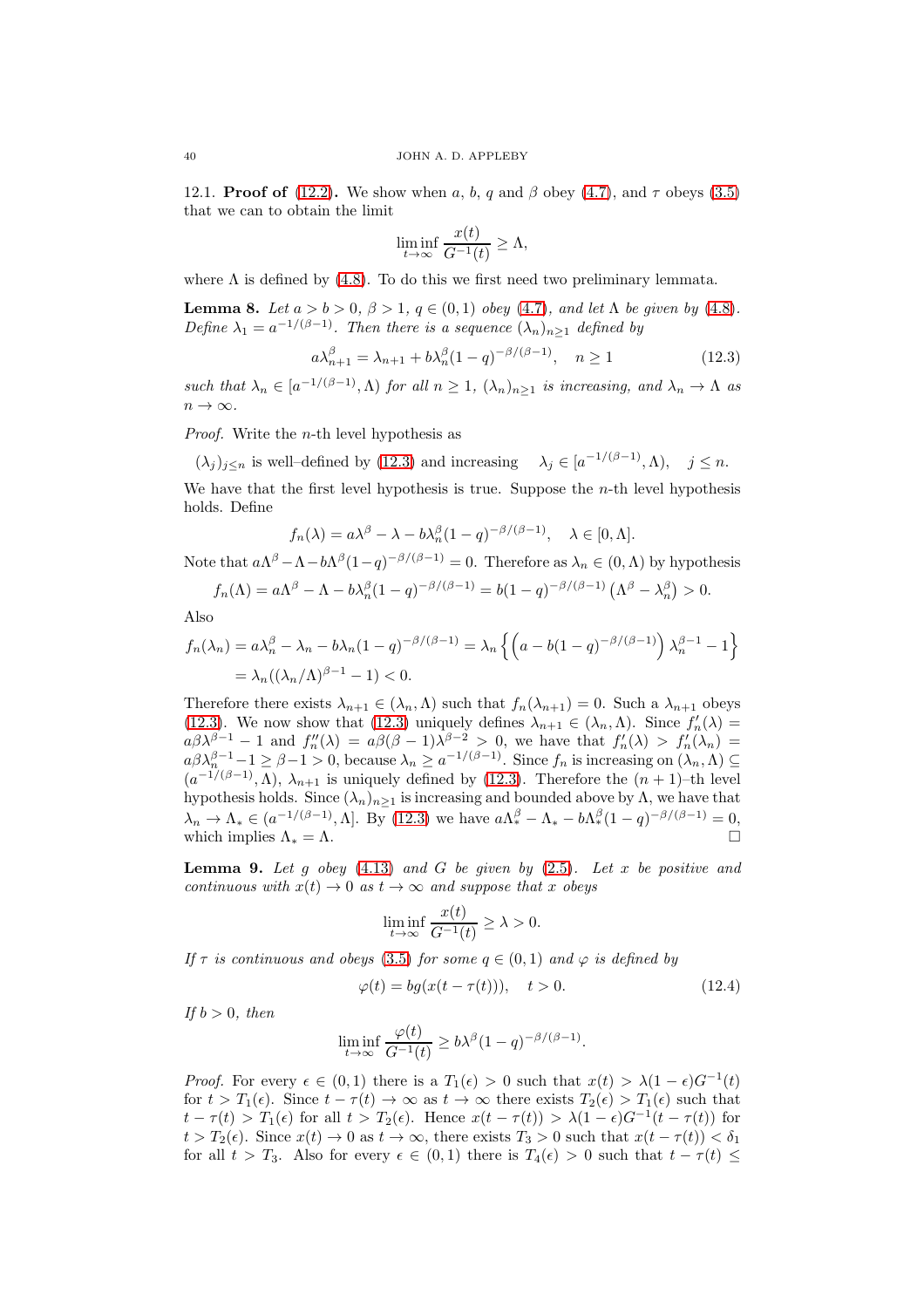12.1. **Proof of (12.2).** We show when $a$, $b$, $q$ and $\beta$ obey (4.7), and $\tau$ obeys (3.5) that we can to obtain the limit

$$\liminf_{t\to\infty} \frac{x(t)}{G^{-1}(t)} \geq \Lambda,$$

where $\Lambda$ is defined by (4.8). To do this we first need two preliminary lemmata.

**Lemma 8.** *Let $a > b > 0$, $\beta > 1$, $q \in (0,1)$ obey (4.7), and let $\Lambda$ be given by (4.8). Define $\lambda_1 = a^{-1/(\beta-1)}$. Then there is a sequence $(\lambda_n)_{n\geq 1}$ defined by*

$$a\lambda_{n+1}^\beta = \lambda_{n+1} + b\lambda_n^\beta(1-q)^{-\beta/(\beta-1)}, \quad n \geq 1 \tag{12.3}$$

*such that $\lambda_n \in [a^{-1/(\beta-1)}, \Lambda)$ for all $n \geq 1$, $(\lambda_n)_{n\geq 1}$ is increasing, and $\lambda_n \to \Lambda$ as $n \to \infty$.*

*Proof.* Write the $n$-th level hypothesis as

$(\lambda_j)_{j\leq n}$ is well–defined by (12.3) and increasing $\quad \lambda_j \in [a^{-1/(\beta-1)}, \Lambda), \quad j \leq n.$

We have that the first level hypothesis is true. Suppose the $n$-th level hypothesis holds. Define

$$f_n(\lambda) = a\lambda^\beta - \lambda - b\lambda_n^\beta(1-q)^{-\beta/(\beta-1)}, \quad \lambda \in [0,\Lambda].$$

Note that $a\Lambda^\beta - \Lambda - b\Lambda^\beta(1-q)^{-\beta/(\beta-1)} = 0$. Therefore as $\lambda_n \in (0,\Lambda)$ by hypothesis

$$f_n(\Lambda) = a\Lambda^\beta - \Lambda - b\lambda_n^\beta(1-q)^{-\beta/(\beta-1)} = b(1-q)^{-\beta/(\beta-1)}\left(\Lambda^\beta - \lambda_n^\beta\right) > 0.$$

Also

$$\begin{aligned}
f_n(\lambda_n) &= a\lambda_n^\beta - \lambda_n - b\lambda_n(1-q)^{-\beta/(\beta-1)} = \lambda_n\left\{\left(a - b(1-q)^{-\beta/(\beta-1)}\right)\lambda_n^{\beta-1} - 1\right\} \\
&= \lambda_n((\lambda_n/\Lambda)^{\beta-1} - 1) < 0.
\end{aligned}$$

Therefore there exists $\lambda_{n+1} \in (\lambda_n, \Lambda)$ such that $f_n(\lambda_{n+1}) = 0$. Such a $\lambda_{n+1}$ obeys (12.3). We now show that (12.3) uniquely defines $\lambda_{n+1} \in (\lambda_n, \Lambda)$. Since $f_n'(\lambda) = a\beta\lambda^{\beta-1} - 1$ and $f_n''(\lambda) = a\beta(\beta-1)\lambda^{\beta-2} > 0$, we have that $f_n'(\lambda) > f_n'(\lambda_n) = a\beta\lambda_n^{\beta-1} - 1 \geq \beta - 1 > 0$, because $\lambda_n \geq a^{-1/(\beta-1)}$. Since $f_n$ is increasing on $(\lambda_n, \Lambda) \subseteq (a^{-1/(\beta-1)}, \Lambda)$, $\lambda_{n+1}$ is uniquely defined by (12.3). Therefore the $(n+1)$–th level hypothesis holds. Since $(\lambda_n)_{n\geq 1}$ is increasing and bounded above by $\Lambda$, we have that $\lambda_n \to \Lambda_* \in (a^{-1/(\beta-1)}, \Lambda]$. By (12.3) we have $a\Lambda_*^\beta - \Lambda_* - b\Lambda_*^\beta(1-q)^{-\beta/(\beta-1)} = 0$, which implies $\Lambda_* = \Lambda$. $\square$

**Lemma 9.** *Let $g$ obey (4.13) and $G$ be given by (2.5). Let $x$ be positive and continuous with $x(t) \to 0$ as $t \to \infty$ and suppose that $x$ obeys*

$$\liminf_{t\to\infty} \frac{x(t)}{G^{-1}(t)} \geq \lambda > 0.$$

*If $\tau$ is continuous and obeys (3.5) for some $q \in (0,1)$ and $\varphi$ is defined by*

$$\varphi(t) = bg(x(t - \tau(t))), \quad t > 0. \tag{12.4}$$

*If $b > 0$, then*

$$\liminf_{t\to\infty} \frac{\varphi(t)}{G^{-1}(t)} \geq b\lambda^\beta(1-q)^{-\beta/(\beta-1)}.$$

*Proof.* For every $\epsilon \in (0,1)$ there is a $T_1(\epsilon) > 0$ such that $x(t) > \lambda(1-\epsilon)G^{-1}(t)$ for $t > T_1(\epsilon)$. Since $t - \tau(t) \to \infty$ as $t \to \infty$ there exists $T_2(\epsilon) > T_1(\epsilon)$ such that $t - \tau(t) > T_1(\epsilon)$ for all $t > T_2(\epsilon)$. Hence $x(t - \tau(t)) > \lambda(1-\epsilon)G^{-1}(t - \tau(t))$ for $t > T_2(\epsilon)$. Since $x(t) \to 0$ as $t \to \infty$, there exists $T_3 > 0$ such that $x(t - \tau(t)) < \delta_1$ for all $t > T_3$. Also for every $\epsilon \in (0,1)$ there is $T_4(\epsilon) > 0$ such that $t - \tau(t) \leq$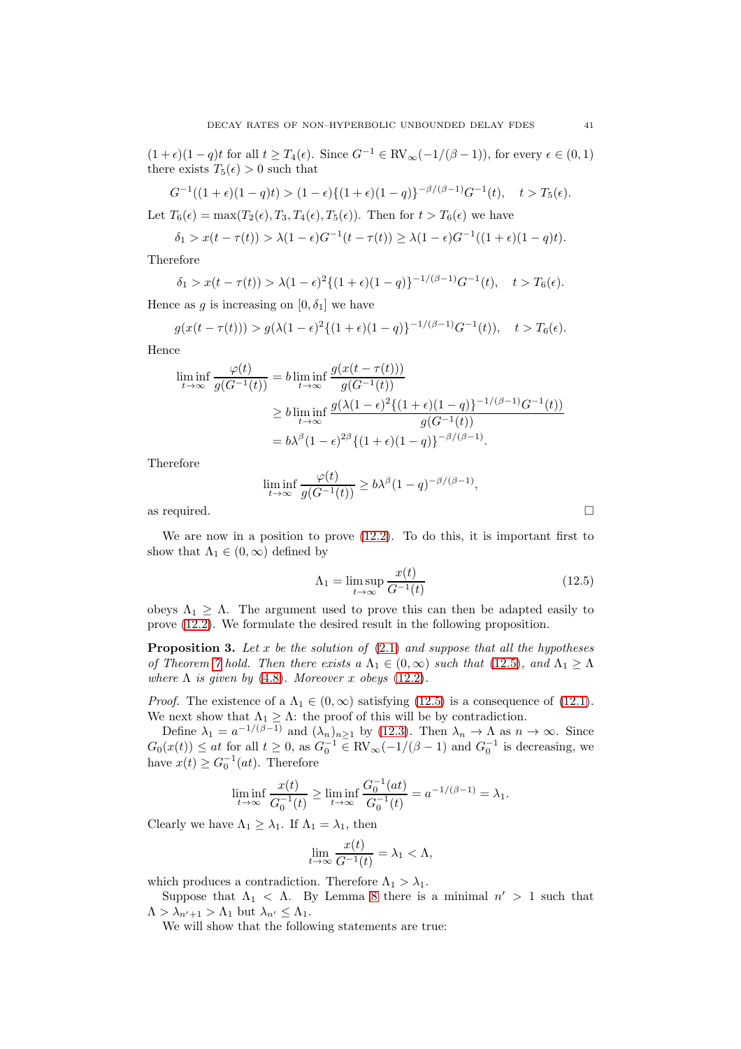$(1+\epsilon)(1-q)t$ for all $t \geq T_4(\epsilon)$. Since $G^{-1} \in \text{RV}_\infty(-1/(\beta-1))$, for every $\epsilon \in (0,1)$ there exists $T_5(\epsilon) > 0$ such that

$$G^{-1}((1+\epsilon)(1-q)t) > (1-\epsilon)\{(1+\epsilon)(1-q)\}^{-\beta/(\beta-1)}G^{-1}(t), \quad t > T_5(\epsilon).$$

Let $T_6(\epsilon) = \max(T_2(\epsilon), T_3, T_4(\epsilon), T_5(\epsilon))$. Then for $t > T_6(\epsilon)$ we have

$$\delta_1 > x(t-\tau(t)) > \lambda(1-\epsilon)G^{-1}(t-\tau(t)) \geq \lambda(1-\epsilon)G^{-1}((1+\epsilon)(1-q)t).$$

Therefore

$$\delta_1 > x(t-\tau(t)) > \lambda(1-\epsilon)^2\{(1+\epsilon)(1-q)\}^{-1/(\beta-1)}G^{-1}(t), \quad t > T_6(\epsilon).$$

Hence as $g$ is increasing on $[0,\delta_1]$ we have

$$g(x(t-\tau(t))) > g(\lambda(1-\epsilon)^2\{(1+\epsilon)(1-q)\}^{-1/(\beta-1)}G^{-1}(t)), \quad t > T_6(\epsilon).$$

Hence

$$\begin{aligned}
\liminf_{t\to\infty} \frac{\varphi(t)}{g(G^{-1}(t))} &= b \liminf_{t\to\infty} \frac{g(x(t-\tau(t)))}{g(G^{-1}(t))} \\
&\geq b \liminf_{t\to\infty} \frac{g(\lambda(1-\epsilon)^2\{(1+\epsilon)(1-q)\}^{-1/(\beta-1)}G^{-1}(t))}{g(G^{-1}(t))} \\
&= b\lambda^\beta(1-\epsilon)^{2\beta}\{(1+\epsilon)(1-q)\}^{-\beta/(\beta-1)}.
\end{aligned}$$

Therefore

$$\liminf_{t\to\infty} \frac{\varphi(t)}{g(G^{-1}(t))} \geq b\lambda^\beta(1-q)^{-\beta/(\beta-1)},$$

as required. $\square$

We are now in a position to prove (12.2). To do this, it is important first to show that $\Lambda_1 \in (0,\infty)$ defined by

$$\Lambda_1 = \limsup_{t\to\infty} \frac{x(t)}{G^{-1}(t)} \tag{12.5}$$

obeys $\Lambda_1 \geq \Lambda$. The argument used to prove this can then be adapted easily to prove (12.2). We formulate the desired result in the following proposition.

**Proposition 3.** *Let $x$ be the solution of (2.1) and suppose that all the hypotheses of Theorem 7 hold. Then there exists a $\Lambda_1 \in (0,\infty)$ such that (12.5), and $\Lambda_1 \geq \Lambda$ where $\Lambda$ is given by (4.8). Moreover $x$ obeys (12.2).*

*Proof.* The existence of a $\Lambda_1 \in (0,\infty)$ satisfying (12.5) is a consequence of (12.1). We next show that $\Lambda_1 \geq \Lambda$: the proof of this will be by contradiction.

Define $\lambda_1 = a^{-1/(\beta-1)}$ and $(\lambda_n)_{n\geq 1}$ by (12.3). Then $\lambda_n \to \Lambda$ as $n \to \infty$. Since $G_0(x(t)) \leq at$ for all $t \geq 0$, as $G_0^{-1} \in \text{RV}_\infty(-1/(\beta-1)$ and $G_0^{-1}$ is decreasing, we have $x(t) \geq G_0^{-1}(at)$. Therefore

$$\liminf_{t\to\infty} \frac{x(t)}{G_0^{-1}(t)} \geq \liminf_{t\to\infty} \frac{G_0^{-1}(at)}{G_0^{-1}(t)} = a^{-1/(\beta-1)} = \lambda_1.$$

Clearly we have $\Lambda_1 \geq \lambda_1$. If $\Lambda_1 = \lambda_1$, then

$$\lim_{t\to\infty} \frac{x(t)}{G^{-1}(t)} = \lambda_1 < \Lambda,$$

which produces a contradiction. Therefore $\Lambda_1 > \lambda_1$.

Suppose that $\Lambda_1 < \Lambda$. By Lemma 8 there is a minimal $n' > 1$ such that $\Lambda > \lambda_{n'+1} > \Lambda_1$ but $\lambda_{n'} \leq \Lambda_1$.

We will show that the following statements are true: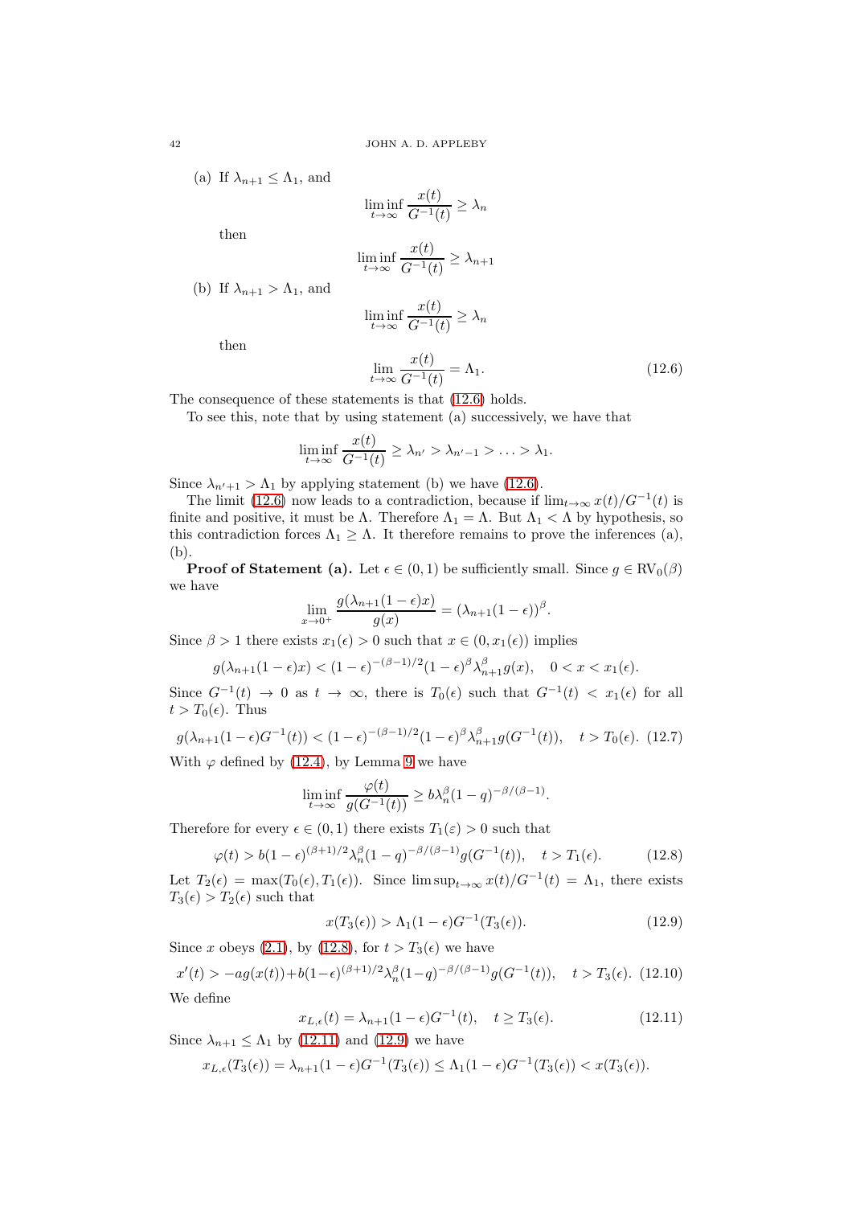(a) If $\lambda_{n+1} \leq \Lambda_1$, and

$$\liminf_{t\to\infty} \frac{x(t)}{G^{-1}(t)} \geq \lambda_n$$

then

$$\liminf_{t\to\infty} \frac{x(t)}{G^{-1}(t)} \geq \lambda_{n+1}$$

(b) If $\lambda_{n+1} > \Lambda_1$, and

$$\liminf_{t\to\infty} \frac{x(t)}{G^{-1}(t)} \geq \lambda_n$$

then

$$\lim_{t\to\infty} \frac{x(t)}{G^{-1}(t)} = \Lambda_1. \tag{12.6}$$

The consequence of these statements is that (12.6) holds.

To see this, note that by using statement (a) successively, we have that

$$\liminf_{t\to\infty} \frac{x(t)}{G^{-1}(t)} \geq \lambda_{n'} > \lambda_{n'-1} > \ldots > \lambda_1.$$

Since $\lambda_{n'+1} > \Lambda_1$ by applying statement (b) we have (12.6).

The limit (12.6) now leads to a contradiction, because if $\lim_{t\to\infty} x(t)/G^{-1}(t)$ is finite and positive, it must be $\Lambda$. Therefore $\Lambda_1 = \Lambda$. But $\Lambda_1 < \Lambda$ by hypothesis, so this contradiction forces $\Lambda_1 \geq \Lambda$. It therefore remains to prove the inferences (a), (b).

**Proof of Statement (a).** Let $\epsilon \in (0,1)$ be sufficiently small. Since $g \in \text{RV}_0(\beta)$ we have

$$\lim_{x\to 0^+} \frac{g(\lambda_{n+1}(1-\epsilon)x)}{g(x)} = (\lambda_{n+1}(1-\epsilon))^\beta.$$

Since $\beta > 1$ there exists $x_1(\epsilon) > 0$ such that $x \in (0, x_1(\epsilon))$ implies

$$g(\lambda_{n+1}(1-\epsilon)x) < (1-\epsilon)^{-(\beta-1)/2}(1-\epsilon)^\beta \lambda_{n+1}^\beta g(x), \quad 0 < x < x_1(\epsilon).$$

Since $G^{-1}(t) \to 0$ as $t \to \infty$, there is $T_0(\epsilon)$ such that $G^{-1}(t) < x_1(\epsilon)$ for all $t > T_0(\epsilon)$. Thus

$$g(\lambda_{n+1}(1-\epsilon)G^{-1}(t)) < (1-\epsilon)^{-(\beta-1)/2}(1-\epsilon)^\beta \lambda_{n+1}^\beta g(G^{-1}(t)), \quad t > T_0(\epsilon). \tag{12.7}$$

With $\varphi$ defined by (12.4), by Lemma 9 we have

$$\liminf_{t\to\infty} \frac{\varphi(t)}{g(G^{-1}(t))} \geq b\lambda_n^\beta (1-q)^{-\beta/(\beta-1)}.$$

Therefore for every $\epsilon \in (0,1)$ there exists $T_1(\varepsilon) > 0$ such that

$$\varphi(t) > b(1-\epsilon)^{(\beta+1)/2}\lambda_n^\beta(1-q)^{-\beta/(\beta-1)} g(G^{-1}(t)), \quad t > T_1(\epsilon). \tag{12.8}$$

Let $T_2(\epsilon) = \max(T_0(\epsilon), T_1(\epsilon))$. Since $\limsup_{t\to\infty} x(t)/G^{-1}(t) = \Lambda_1$, there exists $T_3(\epsilon) > T_2(\epsilon)$ such that

$$x(T_3(\epsilon)) > \Lambda_1(1-\epsilon)G^{-1}(T_3(\epsilon)). \tag{12.9}$$

Since $x$ obeys (2.1), by (12.8), for $t > T_3(\epsilon)$ we have

$$x'(t) > -ag(x(t)) + b(1-\epsilon)^{(\beta+1)/2}\lambda_n^\beta(1-q)^{-\beta/(\beta-1)} g(G^{-1}(t)), \quad t > T_3(\epsilon). \tag{12.10}$$

We define

$$x_{L,\epsilon}(t) = \lambda_{n+1}(1-\epsilon)G^{-1}(t), \quad t \geq T_3(\epsilon). \tag{12.11}$$

Since $\lambda_{n+1} \leq \Lambda_1$ by (12.11) and (12.9) we have

$$x_{L,\epsilon}(T_3(\epsilon)) = \lambda_{n+1}(1-\epsilon)G^{-1}(T_3(\epsilon)) \leq \Lambda_1(1-\epsilon)G^{-1}(T_3(\epsilon)) < x(T_3(\epsilon)).$$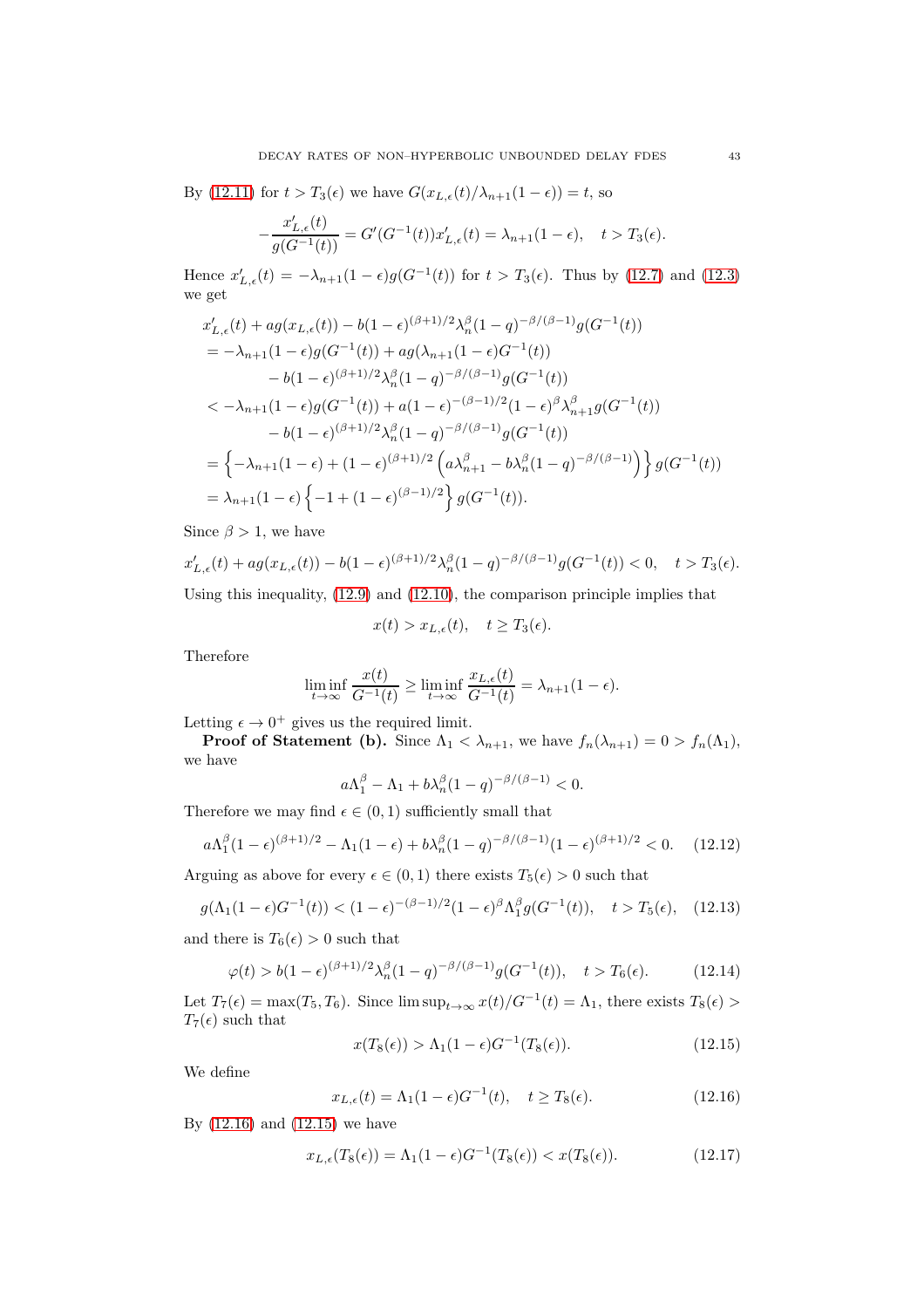By (12.11) for $t > T_3(\epsilon)$ we have $G(x_{L,\epsilon}(t)/\lambda_{n+1}(1-\epsilon)) = t$, so

$$-\frac{x'_{L,\epsilon}(t)}{g(G^{-1}(t))} = G'(G^{-1}(t))x'_{L,\epsilon}(t) = \lambda_{n+1}(1-\epsilon), \quad t > T_3(\epsilon).$$

Hence $x'_{L,\epsilon}(t) = -\lambda_{n+1}(1-\epsilon)g(G^{-1}(t))$ for $t > T_3(\epsilon)$. Thus by (12.7) and (12.3) we get

$$\begin{aligned}
&x'_{L,\epsilon}(t) + ag(x_{L,\epsilon}(t)) - b(1-\epsilon)^{(\beta+1)/2}\lambda_n^\beta(1-q)^{-\beta/(\beta-1)}g(G^{-1}(t)) \\
&= -\lambda_{n+1}(1-\epsilon)g(G^{-1}(t)) + ag(\lambda_{n+1}(1-\epsilon)G^{-1}(t)) \\
&\qquad - b(1-\epsilon)^{(\beta+1)/2}\lambda_n^\beta(1-q)^{-\beta/(\beta-1)}g(G^{-1}(t)) \\
&< -\lambda_{n+1}(1-\epsilon)g(G^{-1}(t)) + a(1-\epsilon)^{-(\beta-1)/2}(1-\epsilon)^\beta\lambda_{n+1}^\beta g(G^{-1}(t)) \\
&\qquad - b(1-\epsilon)^{(\beta+1)/2}\lambda_n^\beta(1-q)^{-\beta/(\beta-1)}g(G^{-1}(t)) \\
&= \left\{-\lambda_{n+1}(1-\epsilon) + (1-\epsilon)^{(\beta+1)/2}\left(a\lambda_{n+1}^\beta - b\lambda_n^\beta(1-q)^{-\beta/(\beta-1)}\right)\right\}g(G^{-1}(t)) \\
&= \lambda_{n+1}(1-\epsilon)\left\{-1 + (1-\epsilon)^{(\beta-1)/2}\right\}g(G^{-1}(t)).
\end{aligned}$$

Since $\beta > 1$, we have

$$x'_{L,\epsilon}(t) + ag(x_{L,\epsilon}(t)) - b(1-\epsilon)^{(\beta+1)/2}\lambda_n^\beta(1-q)^{-\beta/(\beta-1)}g(G^{-1}(t)) < 0, \quad t > T_3(\epsilon).$$

Using this inequality, (12.9) and (12.10), the comparison principle implies that

$$x(t) > x_{L,\epsilon}(t), \quad t \ge T_3(\epsilon).$$

Therefore

$$\liminf_{t\to\infty} \frac{x(t)}{G^{-1}(t)} \ge \liminf_{t\to\infty} \frac{x_{L,\epsilon}(t)}{G^{-1}(t)} = \lambda_{n+1}(1-\epsilon).$$

Letting $\epsilon \to 0^+$ gives us the required limit.

**Proof of Statement (b).** Since $\Lambda_1 < \lambda_{n+1}$, we have $f_n(\lambda_{n+1}) = 0 > f_n(\Lambda_1)$, we have

$$a\Lambda_1^\beta - \Lambda_1 + b\lambda_n^\beta(1-q)^{-\beta/(\beta-1)} < 0.$$

Therefore we may find $\epsilon \in (0,1)$ sufficiently small that

$$a\Lambda_1^\beta(1-\epsilon)^{(\beta+1)/2} - \Lambda_1(1-\epsilon) + b\lambda_n^\beta(1-q)^{-\beta/(\beta-1)}(1-\epsilon)^{(\beta+1)/2} < 0. \quad (12.12)$$

Arguing as above for every $\epsilon \in (0,1)$ there exists $T_5(\epsilon) > 0$ such that

$$g(\Lambda_1(1-\epsilon)G^{-1}(t)) < (1-\epsilon)^{-(\beta-1)/2}(1-\epsilon)^\beta\Lambda_1^\beta g(G^{-1}(t)), \quad t > T_5(\epsilon), \quad (12.13)$$

and there is $T_6(\epsilon) > 0$ such that

$$\varphi(t) > b(1-\epsilon)^{(\beta+1)/2}\lambda_n^\beta(1-q)^{-\beta/(\beta-1)}g(G^{-1}(t)), \quad t > T_6(\epsilon). \quad (12.14)$$

Let $T_7(\epsilon) = \max(T_5, T_6)$. Since $\limsup_{t\to\infty} x(t)/G^{-1}(t) = \Lambda_1$, there exists $T_8(\epsilon) > T_7(\epsilon)$ such that

$$x(T_8(\epsilon)) > \Lambda_1(1-\epsilon)G^{-1}(T_8(\epsilon)). \quad (12.15)$$

We define

$$x_{L,\epsilon}(t) = \Lambda_1(1-\epsilon)G^{-1}(t), \quad t \ge T_8(\epsilon). \quad (12.16)$$

By (12.16) and (12.15) we have

$$x_{L,\epsilon}(T_8(\epsilon)) = \Lambda_1(1-\epsilon)G^{-1}(T_8(\epsilon)) < x(T_8(\epsilon)). \quad (12.17)$$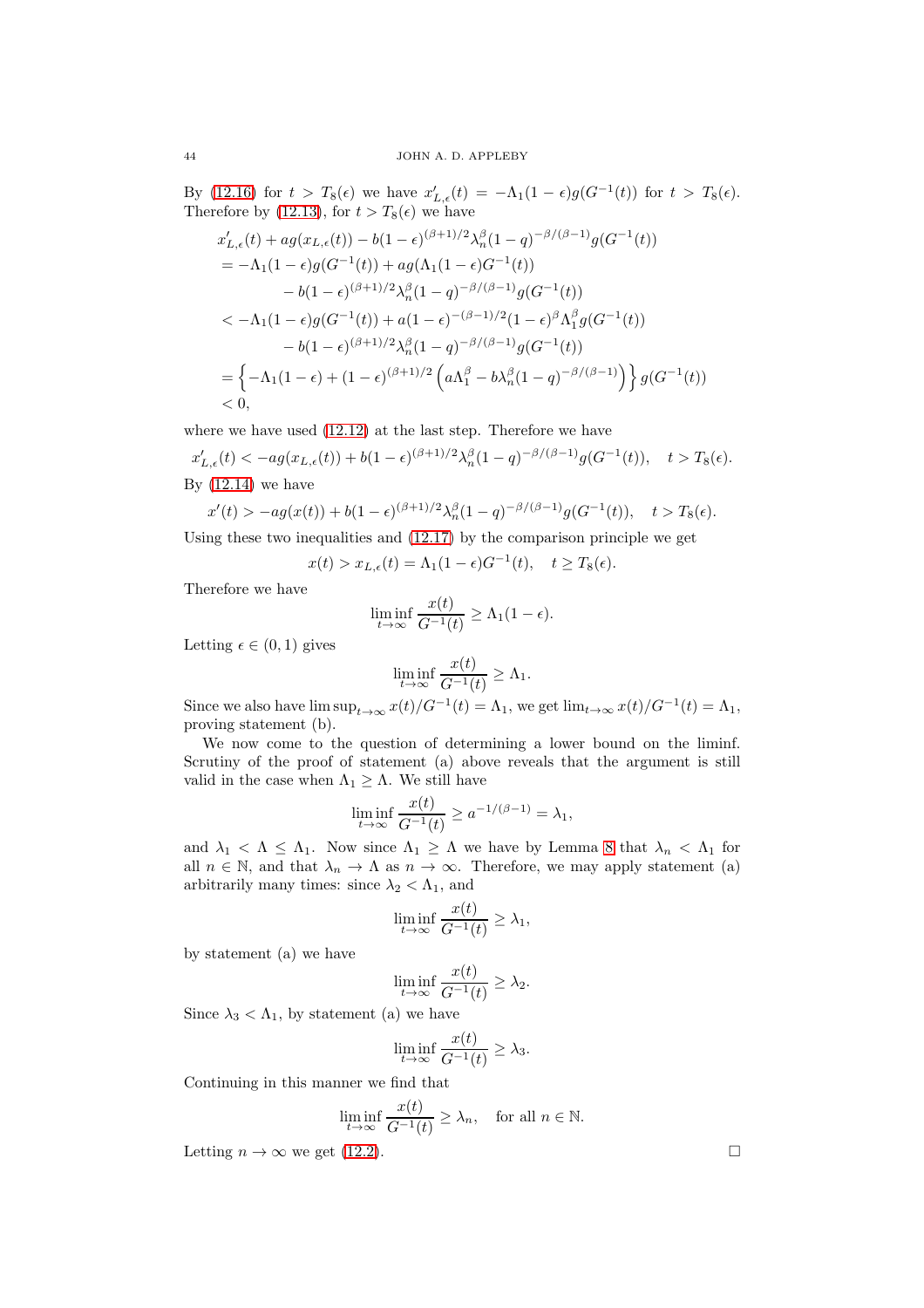By (12.16) for $t > T_8(\epsilon)$ we have $x'_{L,\epsilon}(t) = -\Lambda_1(1-\epsilon)g(G^{-1}(t))$ for $t > T_8(\epsilon)$. Therefore by (12.13), for $t > T_8(\epsilon)$ we have

$$
\begin{aligned}
&x'_{L,\epsilon}(t) + ag(x_{L,\epsilon}(t)) - b(1-\epsilon)^{(\beta+1)/2}\lambda_n^\beta(1-q)^{-\beta/(\beta-1)}g(G^{-1}(t)) \\
&= -\Lambda_1(1-\epsilon)g(G^{-1}(t)) + ag(\Lambda_1(1-\epsilon)G^{-1}(t)) \\
&\qquad - b(1-\epsilon)^{(\beta+1)/2}\lambda_n^\beta(1-q)^{-\beta/(\beta-1)}g(G^{-1}(t)) \\
&< -\Lambda_1(1-\epsilon)g(G^{-1}(t)) + a(1-\epsilon)^{-(\beta-1)/2}(1-\epsilon)^\beta\Lambda_1^\beta g(G^{-1}(t)) \\
&\qquad - b(1-\epsilon)^{(\beta+1)/2}\lambda_n^\beta(1-q)^{-\beta/(\beta-1)}g(G^{-1}(t)) \\
&= \left\{-\Lambda_1(1-\epsilon) + (1-\epsilon)^{(\beta+1)/2}\left(a\Lambda_1^\beta - b\lambda_n^\beta(1-q)^{-\beta/(\beta-1)}\right)\right\}g(G^{-1}(t)) \\
&< 0,
\end{aligned}
$$

where we have used (12.12) at the last step. Therefore we have

$$
x'_{L,\epsilon}(t) < -ag(x_{L,\epsilon}(t)) + b(1-\epsilon)^{(\beta+1)/2}\lambda_n^\beta(1-q)^{-\beta/(\beta-1)}g(G^{-1}(t)), \quad t > T_8(\epsilon).
$$

By (12.14) we have

$$
x'(t) > -ag(x(t)) + b(1-\epsilon)^{(\beta+1)/2}\lambda_n^\beta(1-q)^{-\beta/(\beta-1)}g(G^{-1}(t)), \quad t > T_8(\epsilon).
$$

Using these two inequalities and (12.17) by the comparison principle we get

$$
x(t) > x_{L,\epsilon}(t) = \Lambda_1(1-\epsilon)G^{-1}(t), \quad t \geq T_8(\epsilon).
$$

Therefore we have

$$
\liminf_{t\to\infty}\frac{x(t)}{G^{-1}(t)} \geq \Lambda_1(1-\epsilon).
$$

Letting $\epsilon \in (0,1)$ gives

$$
\liminf_{t\to\infty}\frac{x(t)}{G^{-1}(t)} \geq \Lambda_1.
$$

Since we also have $\limsup_{t\to\infty} x(t)/G^{-1}(t) = \Lambda_1$, we get $\lim_{t\to\infty} x(t)/G^{-1}(t) = \Lambda_1$, proving statement (b).

We now come to the question of determining a lower bound on the liminf. Scrutiny of the proof of statement (a) above reveals that the argument is still valid in the case when $\Lambda_1 \geq \Lambda$. We still have

$$
\liminf_{t\to\infty}\frac{x(t)}{G^{-1}(t)} \geq a^{-1/(\beta-1)} = \lambda_1,
$$

and $\lambda_1 < \Lambda \leq \Lambda_1$. Now since $\Lambda_1 \geq \Lambda$ we have by Lemma 8 that $\lambda_n < \Lambda_1$ for all $n \in \mathbb{N}$, and that $\lambda_n \to \Lambda$ as $n \to \infty$. Therefore, we may apply statement (a) arbitrarily many times: since $\lambda_2 < \Lambda_1$, and

$$
\liminf_{t\to\infty}\frac{x(t)}{G^{-1}(t)} \geq \lambda_1,
$$

by statement (a) we have

$$
\liminf_{t\to\infty}\frac{x(t)}{G^{-1}(t)} \geq \lambda_2.
$$

Since $\lambda_3 < \Lambda_1$, by statement (a) we have

$$
\liminf_{t\to\infty}\frac{x(t)}{G^{-1}(t)} \geq \lambda_3.
$$

Continuing in this manner we find that

$$
\liminf_{t\to\infty}\frac{x(t)}{G^{-1}(t)} \geq \lambda_n, \quad \text{for all } n \in \mathbb{N}.
$$

Letting $n \to \infty$ we get (12.2). □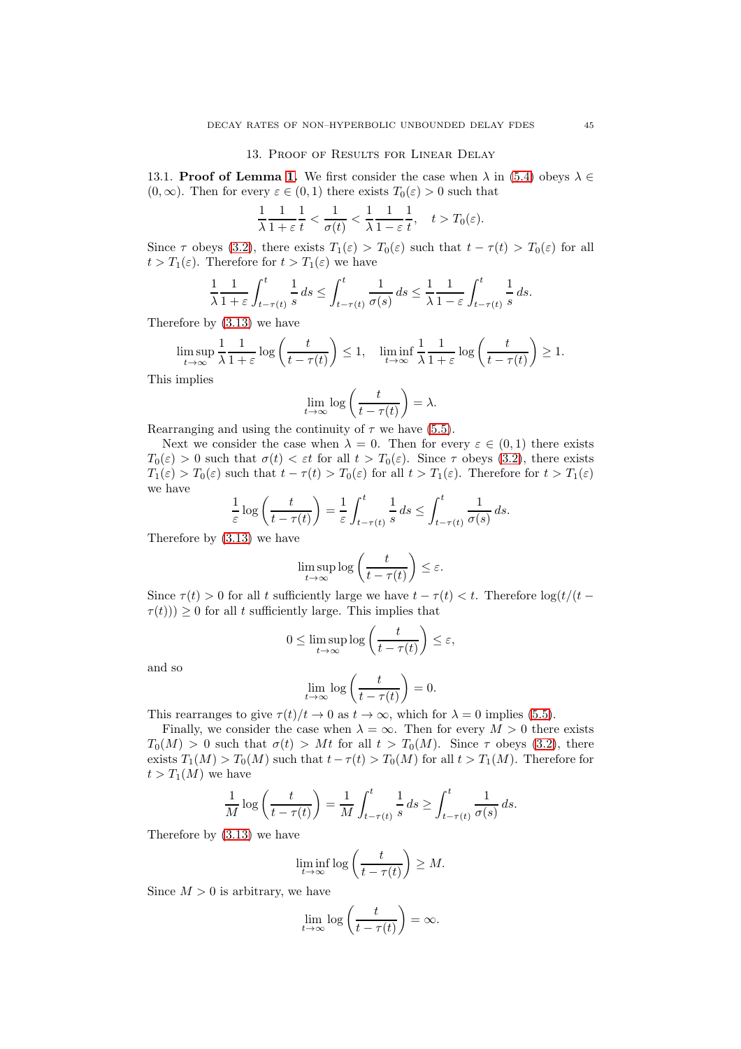## 13. Proof of Results for Linear Delay

13.1. **Proof of Lemma 1.** We first consider the case when $\lambda$ in (5.4) obeys $\lambda \in (0,\infty)$. Then for every $\varepsilon \in (0,1)$ there exists $T_0(\varepsilon) > 0$ such that

$$\frac{1}{\lambda}\frac{1}{1+\varepsilon}\frac{1}{t} < \frac{1}{\sigma(t)} < \frac{1}{\lambda}\frac{1}{1-\varepsilon}\frac{1}{t}, \quad t > T_0(\varepsilon).$$

Since $\tau$ obeys (3.2), there exists $T_1(\varepsilon) > T_0(\varepsilon)$ such that $t - \tau(t) > T_0(\varepsilon)$ for all $t > T_1(\varepsilon)$. Therefore for $t > T_1(\varepsilon)$ we have

$$\frac{1}{\lambda}\frac{1}{1+\varepsilon}\int_{t-\tau(t)}^{t}\frac{1}{s}\,ds \le \int_{t-\tau(t)}^{t}\frac{1}{\sigma(s)}\,ds \le \frac{1}{\lambda}\frac{1}{1-\varepsilon}\int_{t-\tau(t)}^{t}\frac{1}{s}\,ds.$$

Therefore by (3.13) we have

$$\limsup_{t\to\infty}\frac{1}{\lambda}\frac{1}{1+\varepsilon}\log\left(\frac{t}{t-\tau(t)}\right) \le 1, \quad \liminf_{t\to\infty}\frac{1}{\lambda}\frac{1}{1+\varepsilon}\log\left(\frac{t}{t-\tau(t)}\right) \ge 1.$$

This implies

$$\lim_{t\to\infty}\log\left(\frac{t}{t-\tau(t)}\right) = \lambda.$$

Rearranging and using the continuity of $\tau$ we have (5.5).

Next we consider the case when $\lambda = 0$. Then for every $\varepsilon \in (0,1)$ there exists $T_0(\varepsilon) > 0$ such that $\sigma(t) < \varepsilon t$ for all $t > T_0(\varepsilon)$. Since $\tau$ obeys (3.2), there exists $T_1(\varepsilon) > T_0(\varepsilon)$ such that $t - \tau(t) > T_0(\varepsilon)$ for all $t > T_1(\varepsilon)$. Therefore for $t > T_1(\varepsilon)$ we have

$$\frac{1}{\varepsilon}\log\left(\frac{t}{t-\tau(t)}\right) = \frac{1}{\varepsilon}\int_{t-\tau(t)}^{t}\frac{1}{s}\,ds \le \int_{t-\tau(t)}^{t}\frac{1}{\sigma(s)}\,ds.$$

Therefore by (3.13) we have

$$\limsup_{t\to\infty}\log\left(\frac{t}{t-\tau(t)}\right) \le \varepsilon.$$

Since $\tau(t) > 0$ for all $t$ sufficiently large we have $t - \tau(t) < t$. Therefore $\log(t/(t-\tau(t))) \ge 0$ for all $t$ sufficiently large. This implies that

$$0 \le \limsup_{t\to\infty}\log\left(\frac{t}{t-\tau(t)}\right) \le \varepsilon,$$

and so

$$\lim_{t\to\infty}\log\left(\frac{t}{t-\tau(t)}\right) = 0.$$

This rearranges to give $\tau(t)/t \to 0$ as $t \to \infty$, which for $\lambda = 0$ implies (5.5).

Finally, we consider the case when $\lambda = \infty$. Then for every $M > 0$ there exists $T_0(M) > 0$ such that $\sigma(t) > Mt$ for all $t > T_0(M)$. Since $\tau$ obeys (3.2), there exists $T_1(M) > T_0(M)$ such that $t - \tau(t) > T_0(M)$ for all $t > T_1(M)$. Therefore for $t > T_1(M)$ we have

$$\frac{1}{M}\log\left(\frac{t}{t-\tau(t)}\right) = \frac{1}{M}\int_{t-\tau(t)}^{t}\frac{1}{s}\,ds \ge \int_{t-\tau(t)}^{t}\frac{1}{\sigma(s)}\,ds.$$

Therefore by (3.13) we have

$$\liminf_{t\to\infty}\log\left(\frac{t}{t-\tau(t)}\right) \ge M.$$

Since $M > 0$ is arbitrary, we have

$$\lim_{t\to\infty}\log\left(\frac{t}{t-\tau(t)}\right) = \infty.$$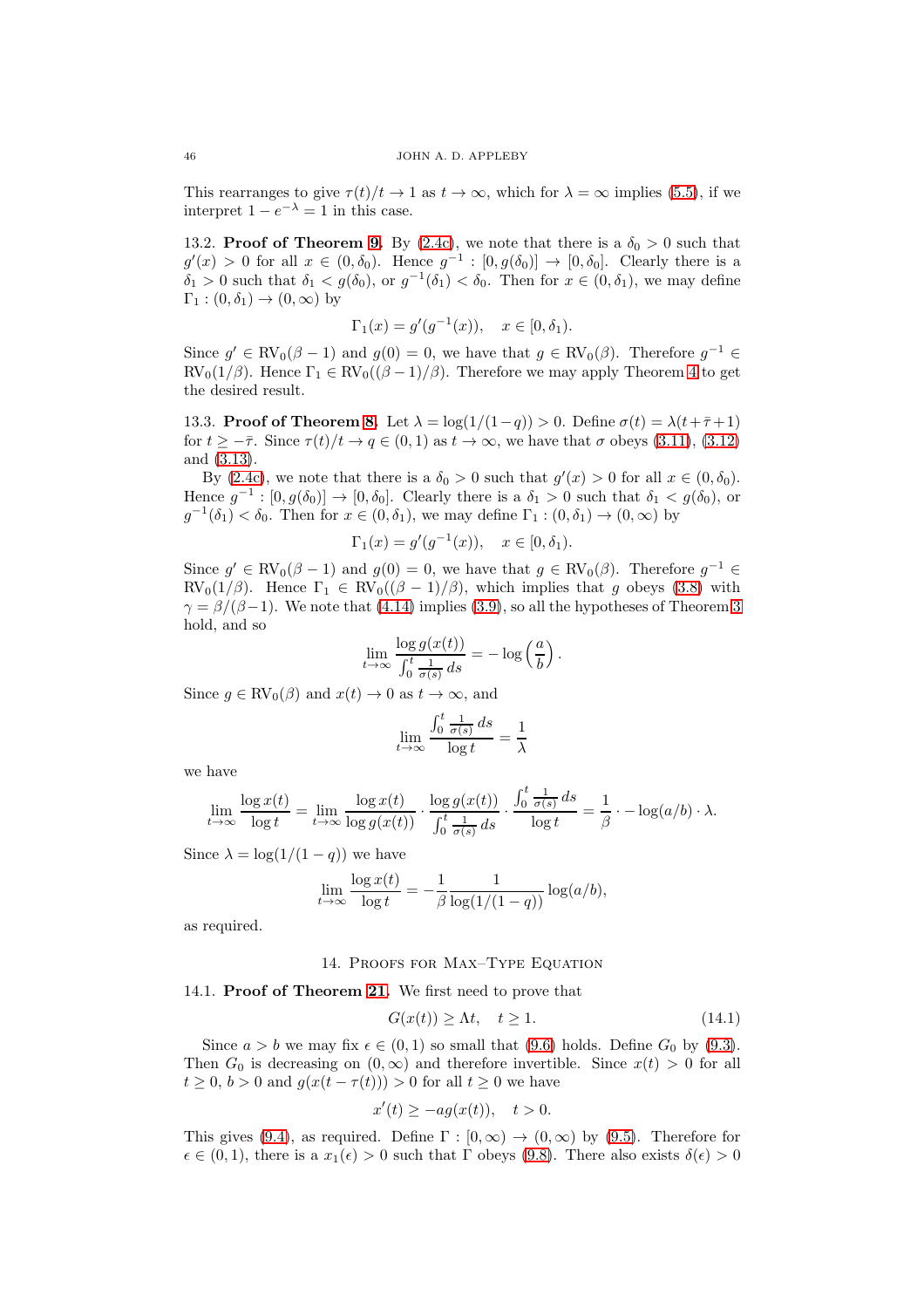This rearranges to give $\tau(t)/t \to 1$ as $t \to \infty$, which for $\lambda = \infty$ implies (5.5), if we interpret $1 - e^{-\lambda} = 1$ in this case.

13.2. **Proof of Theorem 9.** By (2.4c), we note that there is a $\delta_0 > 0$ such that $g'(x) > 0$ for all $x \in (0, \delta_0)$. Hence $g^{-1} : [0, g(\delta_0)] \to [0, \delta_0]$. Clearly there is a $\delta_1 > 0$ such that $\delta_1 < g(\delta_0)$, or $g^{-1}(\delta_1) < \delta_0$. Then for $x \in (0, \delta_1)$, we may define $\Gamma_1 : (0, \delta_1) \to (0, \infty)$ by

$$\Gamma_1(x) = g'(g^{-1}(x)), \quad x \in [0, \delta_1).$$

Since $g' \in \text{RV}_0(\beta - 1)$ and $g(0) = 0$, we have that $g \in \text{RV}_0(\beta)$. Therefore $g^{-1} \in \text{RV}_0(1/\beta)$. Hence $\Gamma_1 \in \text{RV}_0((\beta - 1)/\beta)$. Therefore we may apply Theorem 4 to get the desired result.

13.3. **Proof of Theorem 8.** Let $\lambda = \log(1/(1 - q)) > 0$. Define $\sigma(t) = \lambda(t + \bar{\tau} + 1)$ for $t \geq -\bar{\tau}$. Since $\tau(t)/t \to q \in (0, 1)$ as $t \to \infty$, we have that $\sigma$ obeys (3.11), (3.12) and (3.13).

By (2.4c), we note that there is a $\delta_0 > 0$ such that $g'(x) > 0$ for all $x \in (0, \delta_0)$. Hence $g^{-1} : [0, g(\delta_0)] \to [0, \delta_0]$. Clearly there is a $\delta_1 > 0$ such that $\delta_1 < g(\delta_0)$, or $g^{-1}(\delta_1) < \delta_0$. Then for $x \in (0, \delta_1)$, we may define $\Gamma_1 : (0, \delta_1) \to (0, \infty)$ by

$$\Gamma_1(x) = g'(g^{-1}(x)), \quad x \in [0, \delta_1).$$

Since $g' \in \text{RV}_0(\beta - 1)$ and $g(0) = 0$, we have that $g \in \text{RV}_0(\beta)$. Therefore $g^{-1} \in \text{RV}_0(1/\beta)$. Hence $\Gamma_1 \in \text{RV}_0((\beta - 1)/\beta)$, which implies that $g$ obeys (3.8) with $\gamma = \beta/(\beta - 1)$. We note that (4.14) implies (3.9), so all the hypotheses of Theorem 3 hold, and so

$$\lim_{t \to \infty} \frac{\log g(x(t))}{\int_0^t \frac{1}{\sigma(s)}\, ds} = -\log\left(\frac{a}{b}\right).$$

Since $g \in \text{RV}_0(\beta)$ and $x(t) \to 0$ as $t \to \infty$, and

$$\lim_{t \to \infty} \frac{\int_0^t \frac{1}{\sigma(s)}\, ds}{\log t} = \frac{1}{\lambda}$$

we have

$$\lim_{t \to \infty} \frac{\log x(t)}{\log t} = \lim_{t \to \infty} \frac{\log x(t)}{\log g(x(t))} \cdot \frac{\log g(x(t))}{\int_0^t \frac{1}{\sigma(s)}\, ds} \cdot \frac{\int_0^t \frac{1}{\sigma(s)}\, ds}{\log t} = \frac{1}{\beta} \cdot -\log(a/b) \cdot \lambda.$$

Since $\lambda = \log(1/(1 - q))$ we have

$$\lim_{t \to \infty} \frac{\log x(t)}{\log t} = -\frac{1}{\beta} \frac{1}{\log(1/(1 - q))} \log(a/b),$$

as required.

## 14. Proofs for Max–Type Equation

14.1. **Proof of Theorem 21.** We first need to prove that

$$G(x(t)) \geq \Lambda t, \quad t \geq 1. \tag{14.1}$$

Since $a > b$ we may fix $\epsilon \in (0, 1)$ so small that (9.6) holds. Define $G_0$ by (9.3). Then $G_0$ is decreasing on $(0, \infty)$ and therefore invertible. Since $x(t) > 0$ for all $t \geq 0$, $b > 0$ and $g(x(t - \tau(t))) > 0$ for all $t \geq 0$ we have

$$x'(t) \geq -ag(x(t)), \quad t > 0.$$

This gives (9.4), as required. Define $\Gamma : [0, \infty) \to (0, \infty)$ by (9.5). Therefore for $\epsilon \in (0, 1)$, there is a $x_1(\epsilon) > 0$ such that $\Gamma$ obeys (9.8). There also exists $\delta(\epsilon) > 0$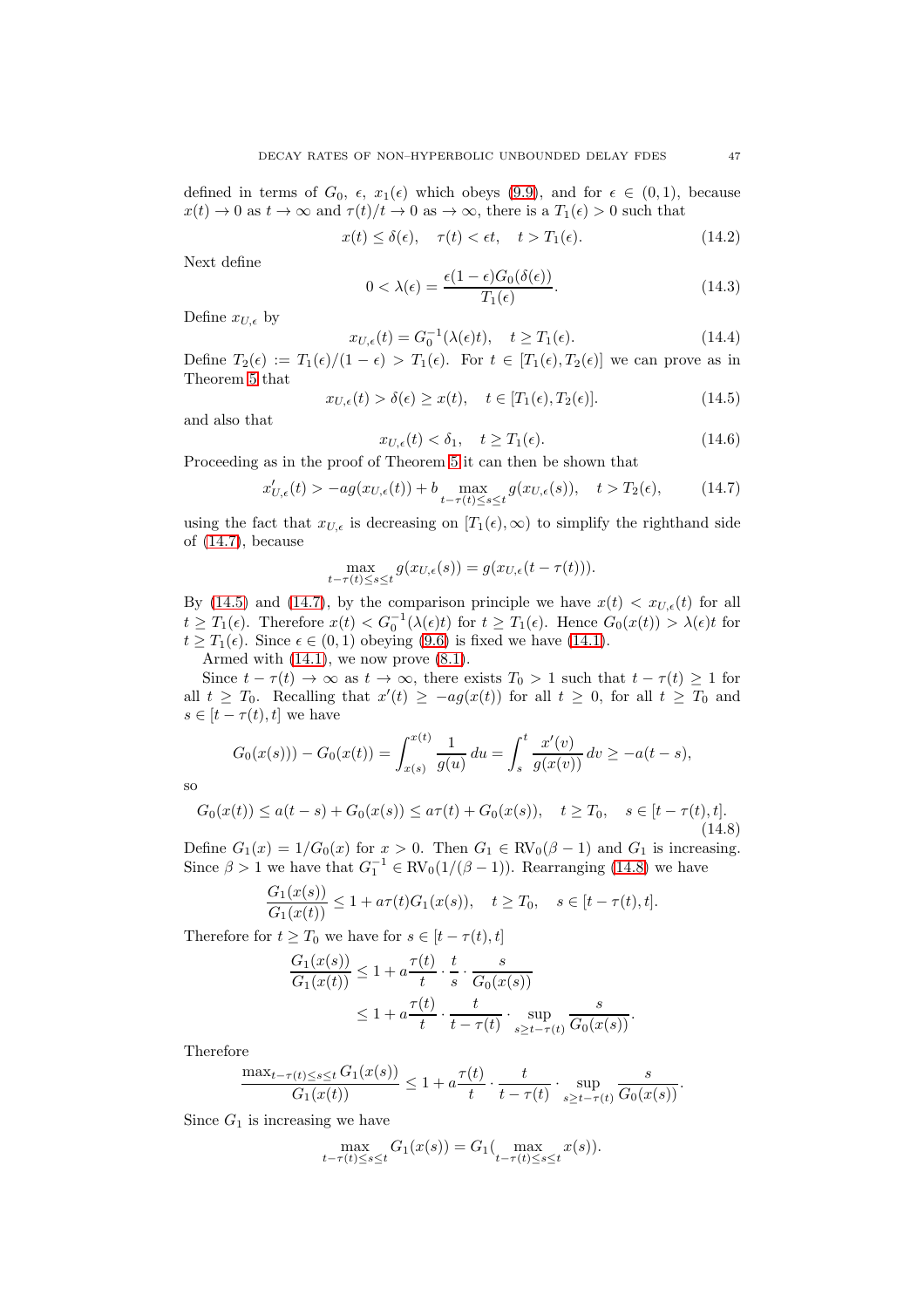defined in terms of $G_0$, $\epsilon$, $x_1(\epsilon)$ which obeys (9.9), and for $\epsilon \in (0,1)$, because $x(t) \to 0$ as $t \to \infty$ and $\tau(t)/t \to 0$ as $\to \infty$, there is a $T_1(\epsilon) > 0$ such that

$$x(t) \le \delta(\epsilon), \quad \tau(t) < \epsilon t, \quad t > T_1(\epsilon). \tag{14.2}$$

Next define

$$0 < \lambda(\epsilon) = \frac{\epsilon(1-\epsilon)G_0(\delta(\epsilon))}{T_1(\epsilon)}. \tag{14.3}$$

Define $x_{U,\epsilon}$ by

$$x_{U,\epsilon}(t) = G_0^{-1}(\lambda(\epsilon)t), \quad t \ge T_1(\epsilon). \tag{14.4}$$

Define $T_2(\epsilon) := T_1(\epsilon)/(1-\epsilon) > T_1(\epsilon)$. For $t \in [T_1(\epsilon), T_2(\epsilon)]$ we can prove as in Theorem 5 that

$$x_{U,\epsilon}(t) > \delta(\epsilon) \ge x(t), \quad t \in [T_1(\epsilon), T_2(\epsilon)]. \tag{14.5}$$

and also that

$$x_{U,\epsilon}(t) < \delta_1, \quad t \ge T_1(\epsilon). \tag{14.6}$$

Proceeding as in the proof of Theorem 5 it can then be shown that

$$x_{U,\epsilon}'(t) > -ag(x_{U,\epsilon}(t)) + b \max_{t-\tau(t)\le s \le t} g(x_{U,\epsilon}(s)), \quad t > T_2(\epsilon), \tag{14.7}$$

using the fact that $x_{U,\epsilon}$ is decreasing on $[T_1(\epsilon), \infty)$ to simplify the righthand side of (14.7), because

$$\max_{t-\tau(t)\le s\le t} g(x_{U,\epsilon}(s)) = g(x_{U,\epsilon}(t-\tau(t))).$$

By (14.5) and (14.7), by the comparison principle we have $x(t) < x_{U,\epsilon}(t)$ for all $t \ge T_1(\epsilon)$. Therefore $x(t) < G_0^{-1}(\lambda(\epsilon)t)$ for $t \ge T_1(\epsilon)$. Hence $G_0(x(t)) > \lambda(\epsilon)t$ for $t \ge T_1(\epsilon)$. Since $\epsilon \in (0,1)$ obeying (9.6) is fixed we have (14.1).

Armed with (14.1), we now prove (8.1).

Since $t - \tau(t) \to \infty$ as $t \to \infty$, there exists $T_0 > 1$ such that $t - \tau(t) \ge 1$ for all $t \ge T_0$. Recalling that $x'(t) \ge -ag(x(t))$ for all $t \ge 0$, for all $t \ge T_0$ and $s \in [t-\tau(t), t]$ we have

$$G_0(x(s))) - G_0(x(t)) = \int_{x(s)}^{x(t)} \frac{1}{g(u)}\,du = \int_s^t \frac{x'(v)}{g(x(v))}\,dv \ge -a(t-s),$$

so

$$G_0(x(t)) \le a(t-s) + G_0(x(s)) \le a\tau(t) + G_0(x(s)), \quad t \ge T_0, \quad s \in [t-\tau(t), t]. \tag{14.8}$$

Define $G_1(x) = 1/G_0(x)$ for $x > 0$. Then $G_1 \in \text{RV}_0(\beta - 1)$ and $G_1$ is increasing. Since $\beta > 1$ we have that $G_1^{-1} \in \text{RV}_0(1/(\beta-1))$. Rearranging (14.8) we have

$$\frac{G_1(x(s))}{G_1(x(t))} \le 1 + a\tau(t)G_1(x(s)), \quad t \ge T_0, \quad s \in [t-\tau(t), t].$$

Therefore for $t \ge T_0$ we have for $s \in [t-\tau(t), t]$

$$\begin{aligned}
\frac{G_1(x(s))}{G_1(x(t))} &\le 1 + a\frac{\tau(t)}{t} \cdot \frac{t}{s} \cdot \frac{s}{G_0(x(s))} \\
&\le 1 + a\frac{\tau(t)}{t} \cdot \frac{t}{t-\tau(t)} \cdot \sup_{s \ge t-\tau(t)} \frac{s}{G_0(x(s))}.
\end{aligned}$$

Therefore

$$\frac{\max_{t-\tau(t)\le s\le t} G_1(x(s))}{G_1(x(t))} \le 1 + a\frac{\tau(t)}{t} \cdot \frac{t}{t-\tau(t)} \cdot \sup_{s\ge t-\tau(t)} \frac{s}{G_0(x(s))}.$$

Since $G_1$ is increasing we have

$$\max_{t-\tau(t)\le s\le t} G_1(x(s)) = G_1(\max_{t-\tau(t)\le s\le t} x(s)).$$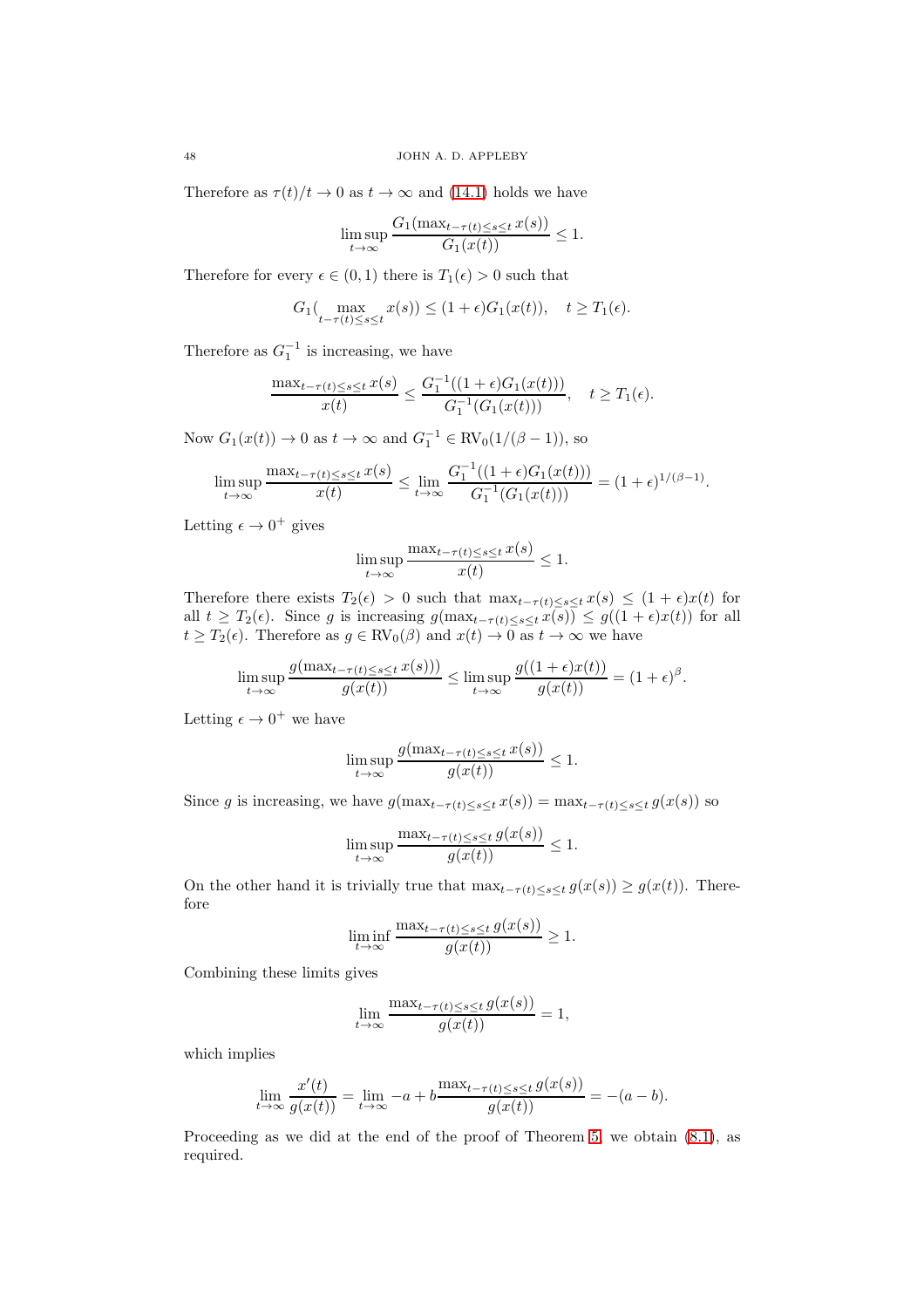Therefore as $\tau(t)/t \to 0$ as $t \to \infty$ and (14.1) holds we have

$$\limsup_{t\to\infty} \frac{G_1(\max_{t-\tau(t)\le s\le t} x(s))}{G_1(x(t))} \le 1.$$

Therefore for every $\epsilon \in (0,1)$ there is $T_1(\epsilon) > 0$ such that

$$G_1(\max_{t-\tau(t)\le s\le t} x(s)) \le (1+\epsilon) G_1(x(t)), \quad t \ge T_1(\epsilon).$$

Therefore as $G_1^{-1}$ is increasing, we have

$$\frac{\max_{t-\tau(t)\le s\le t} x(s)}{x(t)} \le \frac{G_1^{-1}((1+\epsilon)G_1(x(t)))}{G_1^{-1}(G_1(x(t)))}, \quad t \ge T_1(\epsilon).$$

Now $G_1(x(t)) \to 0$ as $t \to \infty$ and $G_1^{-1} \in \text{RV}_0(1/(\beta-1))$, so

$$\limsup_{t\to\infty} \frac{\max_{t-\tau(t)\le s\le t} x(s)}{x(t)} \le \lim_{t\to\infty} \frac{G_1^{-1}((1+\epsilon)G_1(x(t)))}{G_1^{-1}(G_1(x(t)))} = (1+\epsilon)^{1/(\beta-1)}.$$

Letting $\epsilon \to 0^+$ gives

$$\limsup_{t\to\infty} \frac{\max_{t-\tau(t)\le s\le t} x(s)}{x(t)} \le 1.$$

Therefore there exists $T_2(\epsilon) > 0$ such that $\max_{t-\tau(t)\le s\le t} x(s) \le (1+\epsilon)x(t)$ for all $t \ge T_2(\epsilon)$. Since $g$ is increasing $g(\max_{t-\tau(t)\le s\le t} x(s)) \le g((1+\epsilon)x(t))$ for all $t \ge T_2(\epsilon)$. Therefore as $g \in \text{RV}_0(\beta)$ and $x(t) \to 0$ as $t \to \infty$ we have

$$\limsup_{t\to\infty} \frac{g(\max_{t-\tau(t)\le s\le t} x(s)))}{g(x(t))} \le \limsup_{t\to\infty} \frac{g((1+\epsilon)x(t))}{g(x(t))} = (1+\epsilon)^{\beta}.$$

Letting $\epsilon \to 0^+$ we have

$$\limsup_{t\to\infty} \frac{g(\max_{t-\tau(t)\le s\le t} x(s))}{g(x(t))} \le 1.$$

Since $g$ is increasing, we have $g(\max_{t-\tau(t)\le s\le t} x(s)) = \max_{t-\tau(t)\le s\le t} g(x(s))$ so

$$\limsup_{t\to\infty} \frac{\max_{t-\tau(t)\le s\le t} g(x(s))}{g(x(t))} \le 1.$$

On the other hand it is trivially true that $\max_{t-\tau(t)\le s\le t} g(x(s)) \ge g(x(t))$. Therefore

$$\liminf_{t\to\infty} \frac{\max_{t-\tau(t)\le s\le t} g(x(s))}{g(x(t))} \ge 1.$$

Combining these limits gives

$$\lim_{t\to\infty} \frac{\max_{t-\tau(t)\le s\le t} g(x(s))}{g(x(t))} = 1,$$

which implies

$$\lim_{t\to\infty} \frac{x'(t)}{g(x(t))} = \lim_{t\to\infty} -a + b\frac{\max_{t-\tau(t)\le s\le t} g(x(s))}{g(x(t))} = -(a-b).$$

Proceeding as we did at the end of the proof of Theorem 5, we obtain (8.1), as required.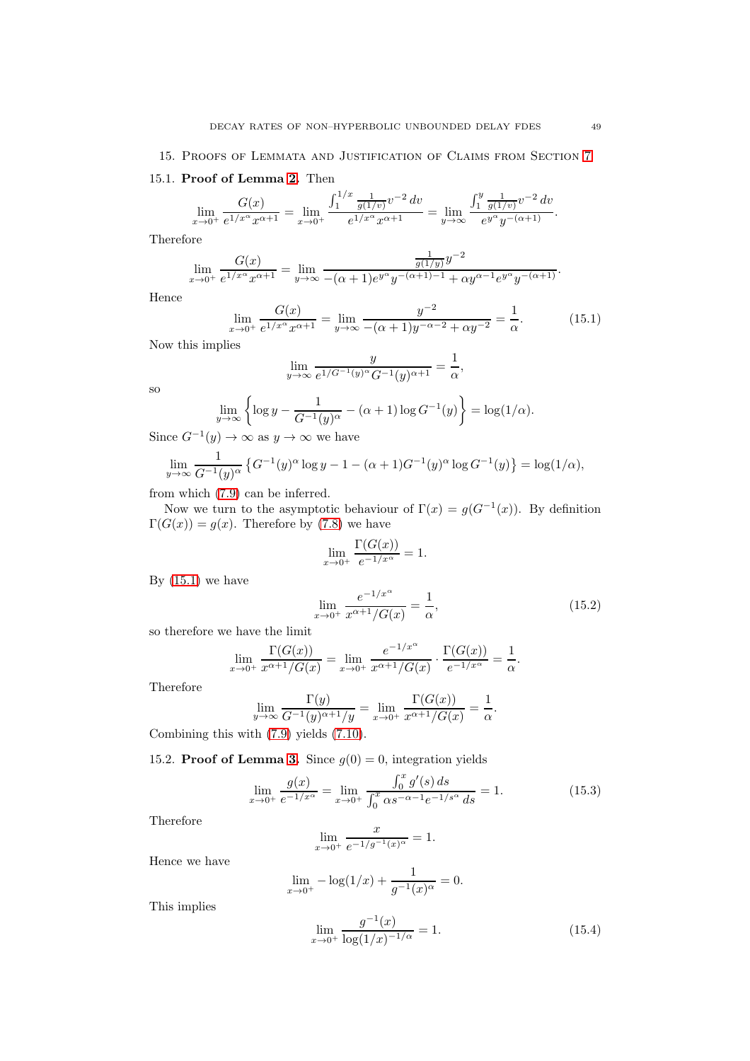## 15. Proofs of Lemmata and Justification of Claims from Section 7

### 15.1. **Proof of Lemma 2.**

Then

$$\lim_{x\to 0^+} \frac{G(x)}{e^{1/x^\alpha}x^{\alpha+1}} = \lim_{x\to 0^+} \frac{\int_1^{1/x} \frac{1}{g(1/v)}v^{-2}\,dv}{e^{1/x^\alpha}x^{\alpha+1}} = \lim_{y\to\infty} \frac{\int_1^{y} \frac{1}{g(1/v)}v^{-2}\,dv}{e^{y^\alpha}y^{-(\alpha+1)}}.$$

Therefore

$$\lim_{x\to 0^+} \frac{G(x)}{e^{1/x^\alpha}x^{\alpha+1}} = \lim_{y\to\infty} \frac{\frac{1}{g(1/y)}y^{-2}}{-(\alpha+1)e^{y^\alpha}y^{-(\alpha+1)-1}+\alpha y^{\alpha-1}e^{y^\alpha}y^{-(\alpha+1)}}.$$

Hence

$$\lim_{x\to 0^+} \frac{G(x)}{e^{1/x^\alpha}x^{\alpha+1}} = \lim_{y\to\infty} \frac{y^{-2}}{-(\alpha+1)y^{-\alpha-2}+\alpha y^{-2}} = \frac{1}{\alpha}. \tag{15.1}$$

Now this implies

$$\lim_{y\to\infty} \frac{y}{e^{1/G^{-1}(y)^\alpha}G^{-1}(y)^{\alpha+1}} = \frac{1}{\alpha},$$

so

$$\lim_{y\to\infty}\left\{\log y - \frac{1}{G^{-1}(y)^\alpha} - (\alpha+1)\log G^{-1}(y)\right\} = \log(1/\alpha).$$

Since $G^{-1}(y)\to\infty$ as $y\to\infty$ we have

$$\lim_{y\to\infty} \frac{1}{G^{-1}(y)^\alpha}\left\{G^{-1}(y)^\alpha \log y - 1 - (\alpha+1)G^{-1}(y)^\alpha\log G^{-1}(y)\right\} = \log(1/\alpha),$$

from which (7.9) can be inferred.

Now we turn to the asymptotic behaviour of $\Gamma(x) = g(G^{-1}(x))$. By definition $\Gamma(G(x)) = g(x)$. Therefore by (7.8) we have

$$\lim_{x\to 0^+} \frac{\Gamma(G(x))}{e^{-1/x^\alpha}} = 1.$$

By (15.1) we have

$$\lim_{x\to 0^+} \frac{e^{-1/x^\alpha}}{x^{\alpha+1}/G(x)} = \frac{1}{\alpha}, \tag{15.2}$$

so therefore we have the limit

$$\lim_{x\to 0^+} \frac{\Gamma(G(x))}{x^{\alpha+1}/G(x)} = \lim_{x\to 0^+} \frac{e^{-1/x^\alpha}}{x^{\alpha+1}/G(x)}\cdot\frac{\Gamma(G(x))}{e^{-1/x^\alpha}} = \frac{1}{\alpha}.$$

Therefore

$$\lim_{y\to\infty} \frac{\Gamma(y)}{G^{-1}(y)^{\alpha+1}/y} = \lim_{x\to 0^+} \frac{\Gamma(G(x))}{x^{\alpha+1}/G(x)} = \frac{1}{\alpha}.$$

Combining this with (7.9) yields (7.10).

### 15.2. **Proof of Lemma 3.**

Since $g(0)=0$, integration yields

$$\lim_{x\to 0^+} \frac{g(x)}{e^{-1/x^\alpha}} = \lim_{x\to 0^+} \frac{\int_0^x g'(s)\,ds}{\int_0^x \alpha s^{-\alpha-1}e^{-1/s^\alpha}\,ds} = 1. \tag{15.3}$$

Therefore

$$\lim_{x\to 0^+} \frac{x}{e^{-1/g^{-1}(x)^\alpha}} = 1.$$

Hence we have

$$\lim_{x\to 0^+} -\log(1/x) + \frac{1}{g^{-1}(x)^\alpha} = 0.$$

This implies

$$\lim_{x\to 0^+} \frac{g^{-1}(x)}{\log(1/x)^{-1/\alpha}} = 1. \tag{15.4}$$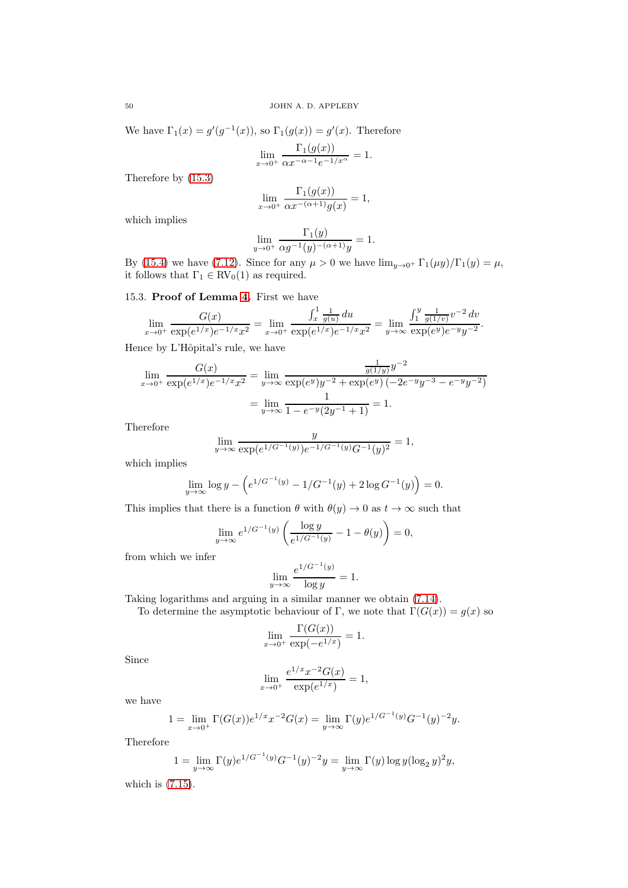We have $\Gamma_1(x) = g'(g^{-1}(x))$, so $\Gamma_1(g(x)) = g'(x)$. Therefore

$$\lim_{x\to 0^+} \frac{\Gamma_1(g(x))}{\alpha x^{-\alpha-1} e^{-1/x^\alpha}} = 1.$$

Therefore by (15.3)

$$\lim_{x\to 0^+} \frac{\Gamma_1(g(x))}{\alpha x^{-(\alpha+1)} g(x)} = 1,$$

which implies

$$\lim_{y\to 0^+} \frac{\Gamma_1(y)}{\alpha g^{-1}(y)^{-(\alpha+1)} y} = 1.$$

By (15.4) we have (7.12). Since for any $\mu > 0$ we have $\lim_{y\to 0^+} \Gamma_1(\mu y)/\Gamma_1(y) = \mu$, it follows that $\Gamma_1 \in \text{RV}_0(1)$ as required.

15.3. **Proof of Lemma 4.** First we have

$$\lim_{x\to 0^+} \frac{G(x)}{\exp(e^{1/x}) e^{-1/x} x^2} = \lim_{x\to 0^+} \frac{\int_x^1 \frac{1}{g(u)}\,du}{\exp(e^{1/x}) e^{-1/x} x^2} = \lim_{y\to\infty} \frac{\int_1^y \frac{1}{g(1/v)} v^{-2}\,dv}{\exp(e^y) e^{-y} y^{-2}}.$$

Hence by L'Hôpital's rule, we have

$$\begin{aligned}
\lim_{x\to 0^+} \frac{G(x)}{\exp(e^{1/x}) e^{-1/x} x^2} &= \lim_{y\to\infty} \frac{\frac{1}{g(1/y)} y^{-2}}{\exp(e^y) y^{-2} + \exp(e^y)\left(-2e^{-y} y^{-3} - e^{-y} y^{-2}\right)} \\
&= \lim_{y\to\infty} \frac{1}{1 - e^{-y}(2y^{-1} + 1)} = 1.
\end{aligned}$$

Therefore

$$\lim_{y\to\infty} \frac{y}{\exp(e^{1/G^{-1}(y)}) e^{-1/G^{-1}(y)} G^{-1}(y)^2} = 1,$$

which implies

$$\lim_{y\to\infty} \log y - \left(e^{1/G^{-1}(y)} - 1/G^{-1}(y) + 2\log G^{-1}(y)\right) = 0.$$

This implies that there is a function $\theta$ with $\theta(y) \to 0$ as $t \to \infty$ such that

$$\lim_{y\to\infty} e^{1/G^{-1}(y)} \left( \frac{\log y}{e^{1/G^{-1}(y)}} - 1 - \theta(y) \right) = 0,$$

from which we infer

$$\lim_{y\to\infty} \frac{e^{1/G^{-1}(y)}}{\log y} = 1.$$

Taking logarithms and arguing in a similar manner we obtain (7.14).

To determine the asymptotic behaviour of $\Gamma$, we note that $\Gamma(G(x)) = g(x)$ so

$$\lim_{x\to 0^+} \frac{\Gamma(G(x))}{\exp(-e^{1/x})} = 1.$$

Since

$$\lim_{x\to 0^+} \frac{e^{1/x} x^{-2} G(x)}{\exp(e^{1/x})} = 1,$$

we have

$$1 = \lim_{x\to 0^+} \Gamma(G(x)) e^{1/x} x^{-2} G(x) = \lim_{y\to\infty} \Gamma(y) e^{1/G^{-1}(y)} G^{-1}(y)^{-2} y.$$

Therefore

$$1 = \lim_{y\to\infty} \Gamma(y) e^{1/G^{-1}(y)} G^{-1}(y)^{-2} y = \lim_{y\to\infty} \Gamma(y) \log y (\log_2 y)^2 y,$$

which is (7.15).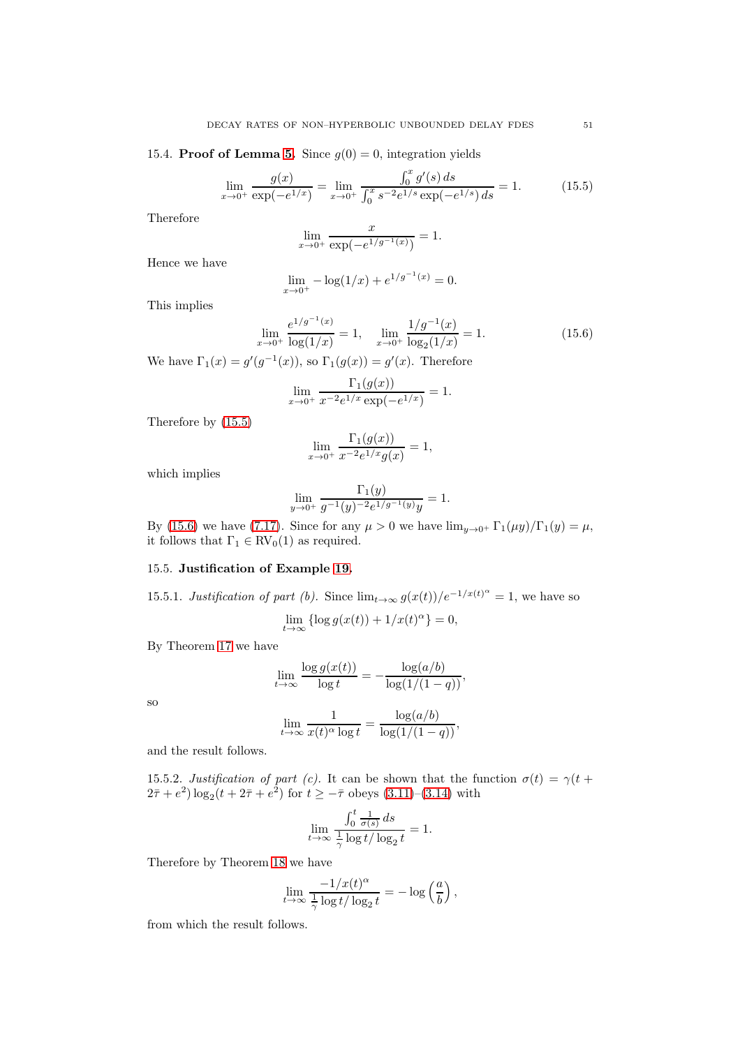15.4. **Proof of Lemma 5.** Since $g(0) = 0$, integration yields

$$\lim_{x\to 0^+} \frac{g(x)}{\exp(-e^{1/x})} = \lim_{x\to 0^+} \frac{\int_0^x g'(s)\,ds}{\int_0^x s^{-2}e^{1/s}\exp(-e^{1/s})\,ds} = 1. \tag{15.5}$$

Therefore

$$\lim_{x\to 0^+} \frac{x}{\exp(-e^{1/g^{-1}(x)})} = 1.$$

Hence we have

$$\lim_{x\to 0^+} -\log(1/x) + e^{1/g^{-1}(x)} = 0.$$

This implies

$$\lim_{x\to 0^+} \frac{e^{1/g^{-1}(x)}}{\log(1/x)} = 1, \quad \lim_{x\to 0^+} \frac{1/g^{-1}(x)}{\log_2(1/x)} = 1. \tag{15.6}$$

We have $\Gamma_1(x) = g'(g^{-1}(x))$, so $\Gamma_1(g(x)) = g'(x)$. Therefore

$$\lim_{x\to 0^+} \frac{\Gamma_1(g(x))}{x^{-2}e^{1/x}\exp(-e^{1/x})} = 1.$$

Therefore by (15.5)

$$\lim_{x\to 0^+} \frac{\Gamma_1(g(x))}{x^{-2}e^{1/x}g(x)} = 1,$$

which implies

$$\lim_{y\to 0^+} \frac{\Gamma_1(y)}{g^{-1}(y)^{-2}e^{1/g^{-1}(y)}y} = 1.$$

By (15.6) we have (7.17). Since for any $\mu > 0$ we have $\lim_{y\to 0^+} \Gamma_1(\mu y)/\Gamma_1(y) = \mu$, it follows that $\Gamma_1 \in \mathrm{RV}_0(1)$ as required.

15.5. **Justification of Example 19.**

15.5.1. *Justification of part (b).* Since $\lim_{t\to\infty} g(x(t))/e^{-1/x(t)^\alpha} = 1$, we have so

$$\lim_{t\to\infty} \{\log g(x(t)) + 1/x(t)^\alpha\} = 0,$$

By Theorem 17 we have

$$\lim_{t\to\infty} \frac{\log g(x(t))}{\log t} = -\frac{\log(a/b)}{\log(1/(1-q))},$$

so

$$\lim_{t\to\infty} \frac{1}{x(t)^\alpha \log t} = \frac{\log(a/b)}{\log(1/(1-q))},$$

and the result follows.

15.5.2. *Justification of part (c).* It can be shown that the function $\sigma(t) = \gamma(t + 2\bar\tau + e^2)\log_2(t + 2\bar\tau + e^2)$ for $t \geq -\bar\tau$ obeys (3.11)–(3.14) with

$$\lim_{t\to\infty} \frac{\int_0^t \frac{1}{\sigma(s)}\,ds}{\frac{1}{\gamma}\log t/\log_2 t} = 1.$$

Therefore by Theorem 18 we have

$$\lim_{t\to\infty} \frac{-1/x(t)^\alpha}{\frac{1}{\gamma}\log t/\log_2 t} = -\log\left(\frac{a}{b}\right),$$

from which the result follows.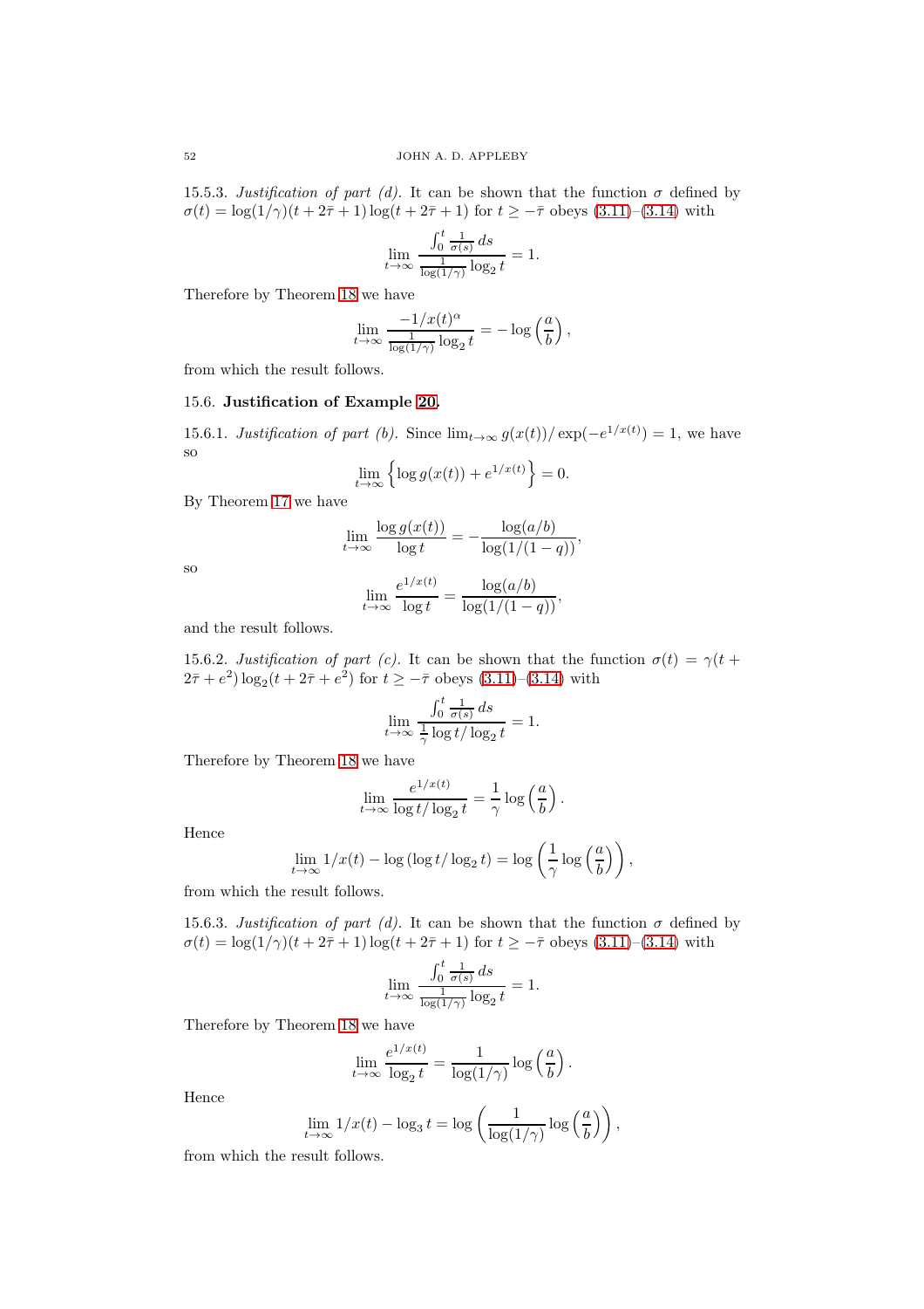15.5.3. *Justification of part (d).* It can be shown that the function $\sigma$ defined by $\sigma(t) = \log(1/\gamma)(t+2\bar{\tau}+1)\log(t+2\bar{\tau}+1)$ for $t \geq -\bar{\tau}$ obeys (3.11)–(3.14) with

$$\lim_{t\to\infty} \frac{\int_0^t \frac{1}{\sigma(s)}\,ds}{\frac{1}{\log(1/\gamma)}\log_2 t} = 1.$$

Therefore by Theorem 18 we have

$$\lim_{t\to\infty} \frac{-1/x(t)^\alpha}{\frac{1}{\log(1/\gamma)}\log_2 t} = -\log\left(\frac{a}{b}\right),$$

from which the result follows.

## 15.6. **Justification of Example 20.**

15.6.1. *Justification of part (b).* Since $\lim_{t\to\infty} g(x(t))/\exp(-e^{1/x(t)}) = 1$, we have so

$$\lim_{t\to\infty} \left\{\log g(x(t)) + e^{1/x(t)}\right\} = 0.$$

By Theorem 17 we have

$$\lim_{t\to\infty} \frac{\log g(x(t))}{\log t} = -\frac{\log(a/b)}{\log(1/(1-q))},$$

so

$$\lim_{t\to\infty} \frac{e^{1/x(t)}}{\log t} = \frac{\log(a/b)}{\log(1/(1-q))},$$

and the result follows.

15.6.2. *Justification of part (c).* It can be shown that the function $\sigma(t) = \gamma(t+2\bar{\tau}+e^2)\log_2(t+2\bar{\tau}+e^2)$ for $t \geq -\bar{\tau}$ obeys (3.11)–(3.14) with

$$\lim_{t\to\infty} \frac{\int_0^t \frac{1}{\sigma(s)}\,ds}{\frac{1}{\gamma}\log t/\log_2 t} = 1.$$

Therefore by Theorem 18 we have

$$\lim_{t\to\infty} \frac{e^{1/x(t)}}{\log t/\log_2 t} = \frac{1}{\gamma}\log\left(\frac{a}{b}\right).$$

Hence

$$\lim_{t\to\infty} 1/x(t) - \log\left(\log t/\log_2 t\right) = \log\left(\frac{1}{\gamma}\log\left(\frac{a}{b}\right)\right),$$

from which the result follows.

15.6.3. *Justification of part (d).* It can be shown that the function $\sigma$ defined by $\sigma(t) = \log(1/\gamma)(t+2\bar{\tau}+1)\log(t+2\bar{\tau}+1)$ for $t \geq -\bar{\tau}$ obeys (3.11)–(3.14) with

$$\lim_{t\to\infty} \frac{\int_0^t \frac{1}{\sigma(s)}\,ds}{\frac{1}{\log(1/\gamma)}\log_2 t} = 1.$$

Therefore by Theorem 18 we have

$$\lim_{t\to\infty} \frac{e^{1/x(t)}}{\log_2 t} = \frac{1}{\log(1/\gamma)}\log\left(\frac{a}{b}\right).$$

Hence

$$\lim_{t\to\infty} 1/x(t) - \log_3 t = \log\left(\frac{1}{\log(1/\gamma)}\log\left(\frac{a}{b}\right)\right),$$

from which the result follows.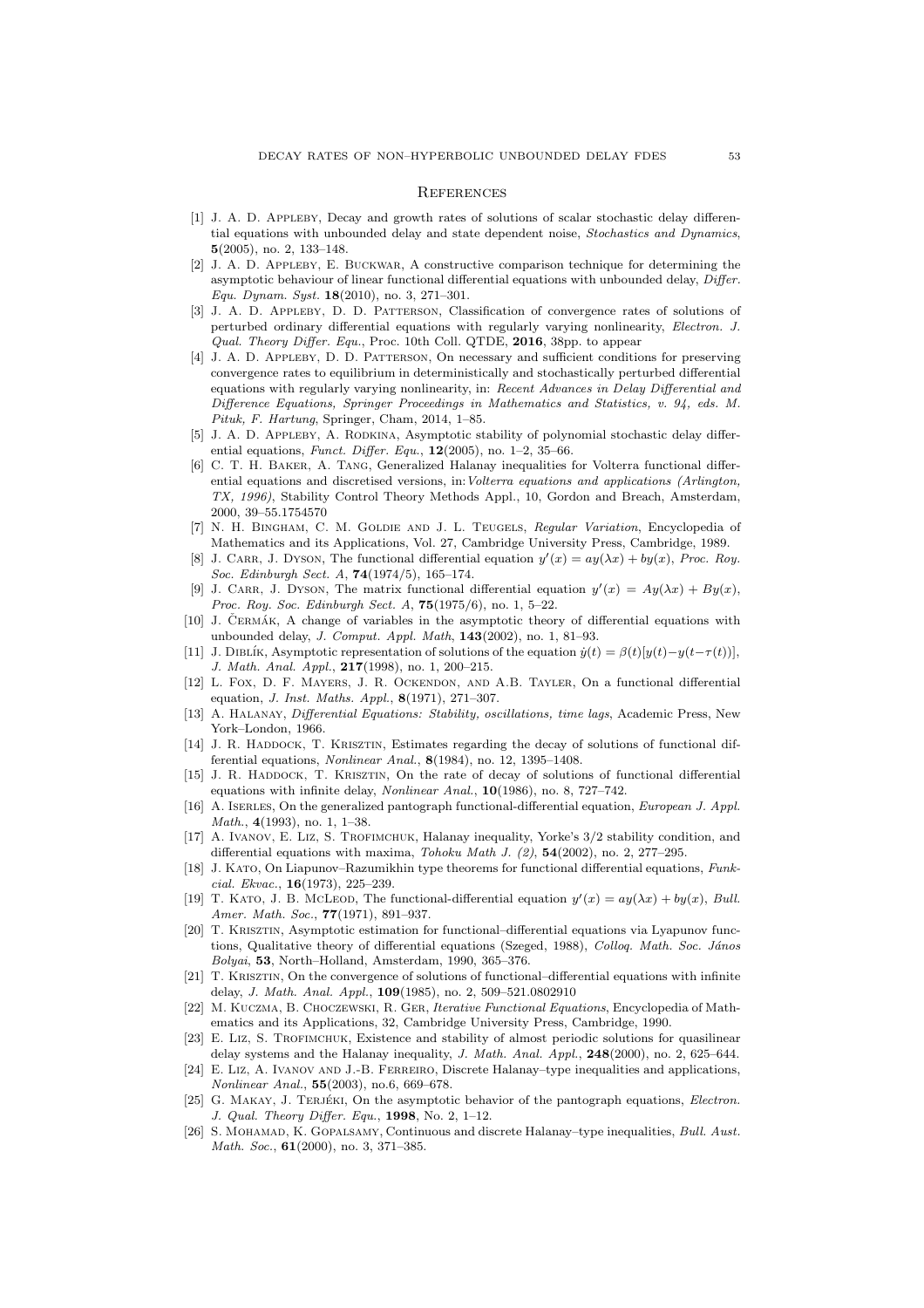## References

[1] J. A. D. Appleby, Decay and growth rates of solutions of scalar stochastic delay differential equations with unbounded delay and state dependent noise, *Stochastics and Dynamics*, **5**(2005), no. 2, 133–148.

[2] J. A. D. Appleby, E. Buckwar, A constructive comparison technique for determining the asymptotic behaviour of linear functional differential equations with unbounded delay, *Differ. Equ. Dynam. Syst.* **18**(2010), no. 3, 271–301.

[3] J. A. D. Appleby, D. D. Patterson, Classification of convergence rates of solutions of perturbed ordinary differential equations with regularly varying nonlinearity, *Electron. J. Qual. Theory Differ. Equ.*, Proc. 10th Coll. QTDE, **2016**, 38pp. to appear

[4] J. A. D. Appleby, D. D. Patterson, On necessary and sufficient conditions for preserving convergence rates to equilibrium in deterministically and stochastically perturbed differential equations with regularly varying nonlinearity, in: *Recent Advances in Delay Differential and Difference Equations, Springer Proceedings in Mathematics and Statistics, v. 94, eds. M. Pituk, F. Hartung*, Springer, Cham, 2014, 1–85.

[5] J. A. D. Appleby, A. Rodkina, Asymptotic stability of polynomial stochastic delay differential equations, *Funct. Differ. Equ.*, **12**(2005), no. 1–2, 35–66.

[6] C. T. H. Baker, A. Tang, Generalized Halanay inequalities for Volterra functional differential equations and discretised versions, in: *Volterra equations and applications (Arlington, TX, 1996)*, Stability Control Theory Methods Appl., 10, Gordon and Breach, Amsterdam, 2000, 39–55.1754570

[7] N. H. Bingham, C. M. Goldie and J. L. Teugels, *Regular Variation*, Encyclopedia of Mathematics and its Applications, Vol. 27, Cambridge University Press, Cambridge, 1989.

[8] J. Carr, J. Dyson, The functional differential equation $y'(x) = ay(\lambda x) + by(x)$, *Proc. Roy. Soc. Edinburgh Sect. A*, **74**(1974/5), 165–174.

[9] J. Carr, J. Dyson, The matrix functional differential equation $y'(x) = Ay(\lambda x) + By(x)$, *Proc. Roy. Soc. Edinburgh Sect. A*, **75**(1975/6), no. 1, 5–22.

[10] J. Čermák, A change of variables in the asymptotic theory of differential equations with unbounded delay, *J. Comput. Appl. Math*, **143**(2002), no. 1, 81–93.

[11] J. Diblík, Asymptotic representation of solutions of the equation $\dot{y}(t) = \beta(t)[y(t) - y(t-\tau(t))]$, *J. Math. Anal. Appl.*, **217**(1998), no. 1, 200–215.

[12] L. Fox, D. F. Mayers, J. R. Ockendon, and A.B. Tayler, On a functional differential equation, *J. Inst. Maths. Appl.*, **8**(1971), 271–307.

[13] A. Halanay, *Differential Equations: Stability, oscillations, time lags*, Academic Press, New York–London, 1966.

[14] J. R. Haddock, T. Krisztin, Estimates regarding the decay of solutions of functional differential equations, *Nonlinear Anal.*, **8**(1984), no. 12, 1395–1408.

[15] J. R. Haddock, T. Krisztin, On the rate of decay of solutions of functional differential equations with infinite delay, *Nonlinear Anal.*, **10**(1986), no. 8, 727–742.

[16] A. Iserles, On the generalized pantograph functional-differential equation, *European J. Appl. Math.*, **4**(1993), no. 1, 1–38.

[17] A. Ivanov, E. Liz, S. Trofimchuk, Halanay inequality, Yorke's 3/2 stability condition, and differential equations with maxima, *Tohoku Math J. (2)*, **54**(2002), no. 2, 277–295.

[18] J. Kato, On Liapunov–Razumikhin type theorems for functional differential equations, *Funkcial. Ekvac.*, **16**(1973), 225–239.

[19] T. Kato, J. B. McLeod, The functional-differential equation $y'(x) = ay(\lambda x) + by(x)$, *Bull. Amer. Math. Soc.*, **77**(1971), 891–937.

[20] T. Krisztin, Asymptotic estimation for functional–differential equations via Lyapunov functions, Qualitative theory of differential equations (Szeged, 1988), *Colloq. Math. Soc. János Bolyai*, **53**, North–Holland, Amsterdam, 1990, 365–376.

[21] T. Krisztin, On the convergence of solutions of functional–differential equations with infinite delay, *J. Math. Anal. Appl.*, **109**(1985), no. 2, 509–521.0802910

[22] M. Kuczma, B. Choczewski, R. Ger, *Iterative Functional Equations*, Encyclopedia of Mathematics and its Applications, 32, Cambridge University Press, Cambridge, 1990.

[23] E. Liz, S. Trofimchuk, Existence and stability of almost periodic solutions for quasilinear delay systems and the Halanay inequality, *J. Math. Anal. Appl.*, **248**(2000), no. 2, 625–644.

[24] E. Liz, A. Ivanov and J.-B. Ferreiro, Discrete Halanay–type inequalities and applications, *Nonlinear Anal.*, **55**(2003), no.6, 669–678.

[25] G. Makay, J. Terjéki, On the asymptotic behavior of the pantograph equations, *Electron. J. Qual. Theory Differ. Equ.*, **1998**, No. 2, 1–12.

[26] S. Mohamad, K. Gopalsamy, Continuous and discrete Halanay–type inequalities, *Bull. Aust. Math. Soc.*, **61**(2000), no. 3, 371–385.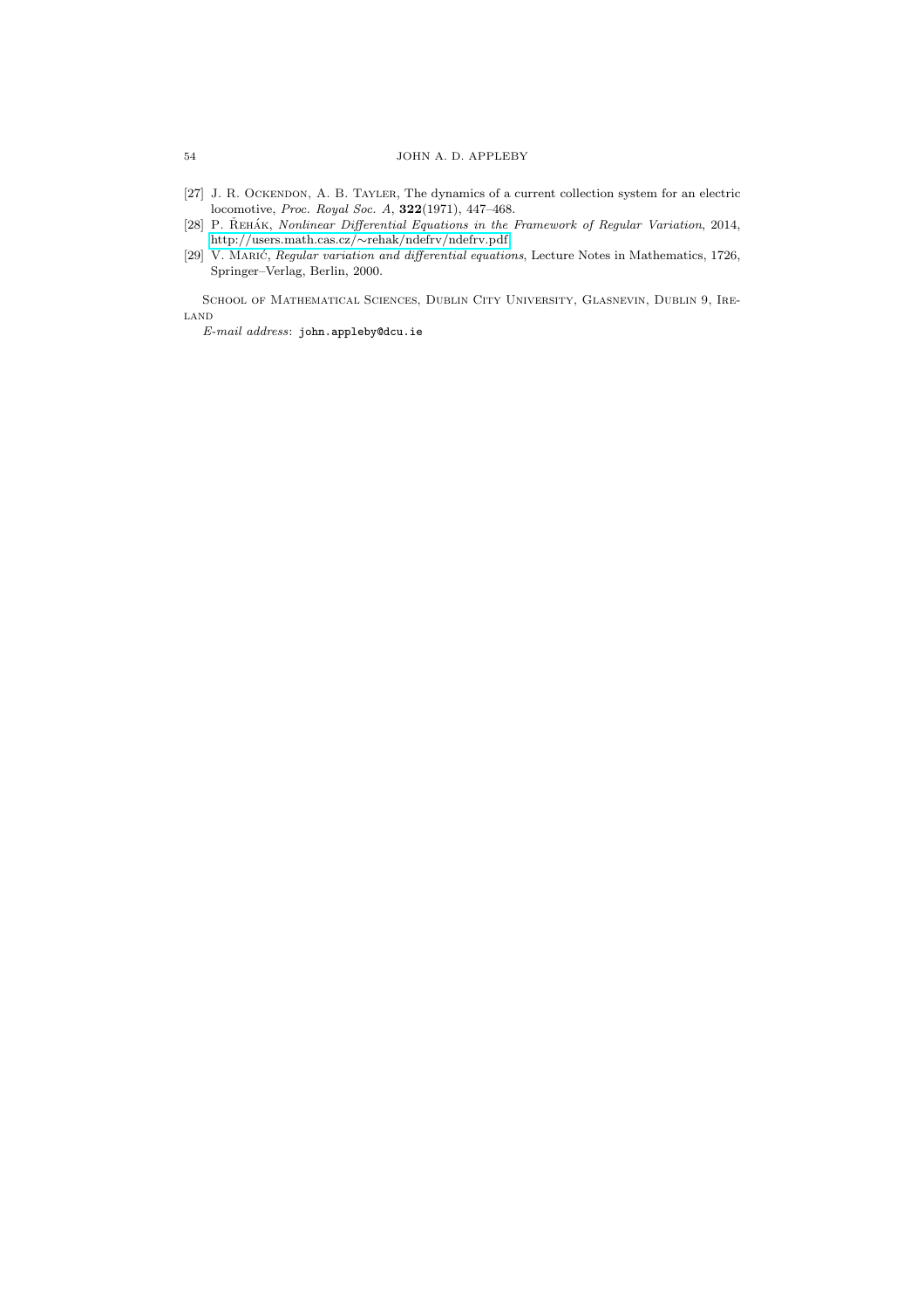[27] J. R. Ockendon, A. B. Tayler, The dynamics of a current collection system for an electric locomotive, *Proc. Royal Soc. A*, **322**(1971), 447–468.

[28] P. Řehák, *Nonlinear Differential Equations in the Framework of Regular Variation*, 2014, http://users.math.cas.cz/∼rehak/ndefrv/ndefrv.pdf

[29] V. Marić, *Regular variation and differential equations*, Lecture Notes in Mathematics, 1726, Springer–Verlag, Berlin, 2000.

School of Mathematical Sciences, Dublin City University, Glasnevin, Dublin 9, Ireland

*E-mail address*: john.appleby@dcu.ie